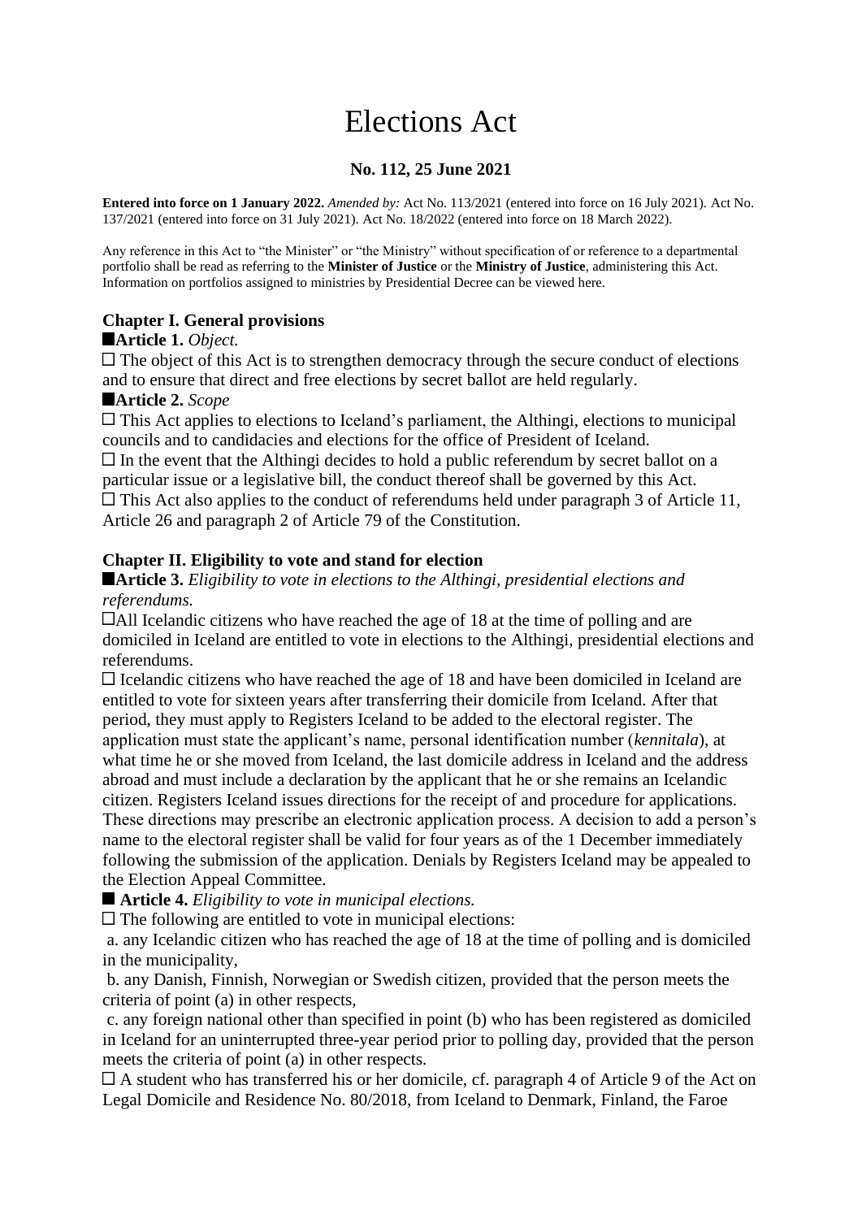# Elections Act

**No. 112, 25 June 2021**

**Entered into force on 1 January 2022.** *Amended by:* Act No. 113/2021 (entered into force on 16 July 2021). Act No. 137/2021 (entered into force on 31 July 2021). Act No. 18/2022 (entered into force on 18 March 2022).

Any reference in this Act to "the Minister" or "the Ministry" without specification of or reference to a departmental portfolio shall be read as referring to the **Minister of Justice** or the **Ministry of Justice**, administering this Act. Information on portfolios assigned to ministries by Presidential Decree can be viewed here.

## Chapter I. General provisions

■**Article 1.** *Object.*

☐ The object of this Act is to strengthen democracy through the secure conduct of elections and to ensure that direct and free elections by secret ballot are held regularly.

■**Article 2.** *Scope*

☐ This Act applies to elections to Iceland's parliament, the Althingi, elections to municipal councils and to candidacies and elections for the office of President of Iceland.

☐ In the event that the Althingi decides to hold a public referendum by secret ballot on a particular issue or a legislative bill, the conduct thereof shall be governed by this Act.

☐ This Act also applies to the conduct of referendums held under paragraph 3 of Article 11, Article 26 and paragraph 2 of Article 79 of the Constitution.

## Chapter II. Eligibility to vote and stand for election

■**Article 3.** *Eligibility to vote in elections to the Althingi, presidential elections and referendums.*

☐All Icelandic citizens who have reached the age of 18 at the time of polling and are domiciled in Iceland are entitled to vote in elections to the Althingi, presidential elections and referendums.

☐ Icelandic citizens who have reached the age of 18 and have been domiciled in Iceland are entitled to vote for sixteen years after transferring their domicile from Iceland. After that period, they must apply to Registers Iceland to be added to the electoral register. The application must state the applicant's name, personal identification number (*kennitala*), at what time he or she moved from Iceland, the last domicile address in Iceland and the address abroad and must include a declaration by the applicant that he or she remains an Icelandic citizen. Registers Iceland issues directions for the receipt of and procedure for applications. These directions may prescribe an electronic application process. A decision to add a person's name to the electoral register shall be valid for four years as of the 1 December immediately following the submission of the application. Denials by Registers Iceland may be appealed to the Election Appeal Committee.

■ **Article 4.** *Eligibility to vote in municipal elections.*

☐ The following are entitled to vote in municipal elections:

a. any Icelandic citizen who has reached the age of 18 at the time of polling and is domiciled in the municipality,

b. any Danish, Finnish, Norwegian or Swedish citizen, provided that the person meets the criteria of point (a) in other respects,

c. any foreign national other than specified in point (b) who has been registered as domiciled in Iceland for an uninterrupted three-year period prior to polling day, provided that the person meets the criteria of point (a) in other respects.

☐ A student who has transferred his or her domicile, cf. paragraph 4 of Article 9 of the Act on Legal Domicile and Residence No. 80/2018, from Iceland to Denmark, Finland, the Faroe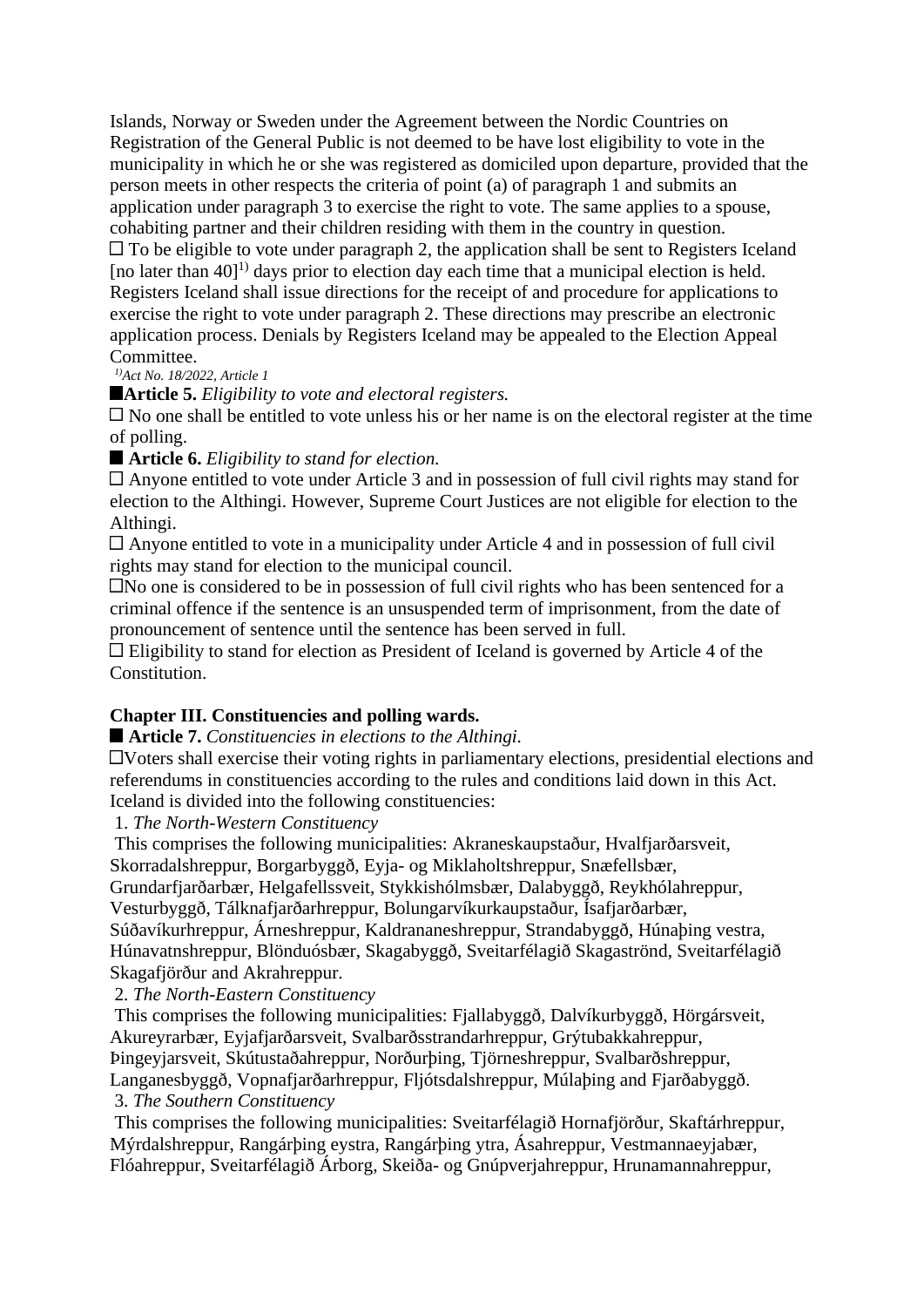Islands, Norway or Sweden under the Agreement between the Nordic Countries on Registration of the General Public is not deemed to be have lost eligibility to vote in the municipality in which he or she was registered as domiciled upon departure, provided that the person meets in other respects the criteria of point (a) of paragraph 1 and submits an application under paragraph 3 to exercise the right to vote. The same applies to a spouse, cohabiting partner and their children residing with them in the country in question.

☐ To be eligible to vote under paragraph 2, the application shall be sent to Registers Iceland [no later than 40][1)] days prior to election day each time that a municipal election is held. Registers Iceland shall issue directions for the receipt of and procedure for applications to exercise the right to vote under paragraph 2. These directions may prescribe an electronic application process. Denials by Registers Iceland may be appealed to the Election Appeal Committee.

[1)]*Act No. 18/2022, Article 1*

■**Article 5.** *Eligibility to vote and electoral registers.*

☐ No one shall be entitled to vote unless his or her name is on the electoral register at the time of polling.

■ **Article 6.** *Eligibility to stand for election.*

☐ Anyone entitled to vote under Article 3 and in possession of full civil rights may stand for election to the Althingi. However, Supreme Court Justices are not eligible for election to the Althingi.

☐ Anyone entitled to vote in a municipality under Article 4 and in possession of full civil rights may stand for election to the municipal council.

☐No one is considered to be in possession of full civil rights who has been sentenced for a criminal offence if the sentence is an unsuspended term of imprisonment, from the date of pronouncement of sentence until the sentence has been served in full.

☐ Eligibility to stand for election as President of Iceland is governed by Article 4 of the Constitution.

## Chapter III. Constituencies and polling wards.

■ **Article 7.** *Constituencies in elections to the Althingi.*

☐Voters shall exercise their voting rights in parliamentary elections, presidential elections and referendums in constituencies according to the rules and conditions laid down in this Act. Iceland is divided into the following constituencies:

1. *The North-Western Constituency*

This comprises the following municipalities: Akraneskaupstaður, Hvalfjarðarsveit, Skorradalshreppur, Borgarbyggð, Eyja- og Miklaholtshreppur, Snæfellsbær, Grundarfjarðarbær, Helgafellssveit, Stykkishólmsbær, Dalabyggð, Reykhólahreppur, Vesturbyggð, Tálknafjarðarhreppur, Bolungarvíkurkaupstaður, Ísafjarðarbær, Súðavíkurhreppur, Árneshreppur, Kaldrananeshreppur, Strandabyggð, Húnaþing vestra, Húnavatnshreppur, Blönduósbær, Skagabyggð, Sveitarfélagið Skagaströnd, Sveitarfélagið Skagafjörður and Akrahreppur.

2. *The North-Eastern Constituency*

This comprises the following municipalities: Fjallabyggð, Dalvíkurbyggð, Hörgársveit, Akureyrarbær, Eyjafjarðarsveit, Svalbarðsstrandarhreppur, Grýtubakkahreppur, Þingeyjarsveit, Skútustaðahreppur, Norðurþing, Tjörneshreppur, Svalbarðshreppur, Langanesbyggð, Vopnafjarðarhreppur, Fljótsdalshreppur, Múlaþing and Fjarðabyggð.

3. *The Southern Constituency*

This comprises the following municipalities: Sveitarfélagið Hornafjörður, Skaftárhreppur, Mýrdalshreppur, Rangárþing eystra, Rangárþing ytra, Ásahreppur, Vestmannaeyjabær, Flóahreppur, Sveitarfélagið Árborg, Skeiða- og Gnúpverjahreppur, Hrunamannahreppur,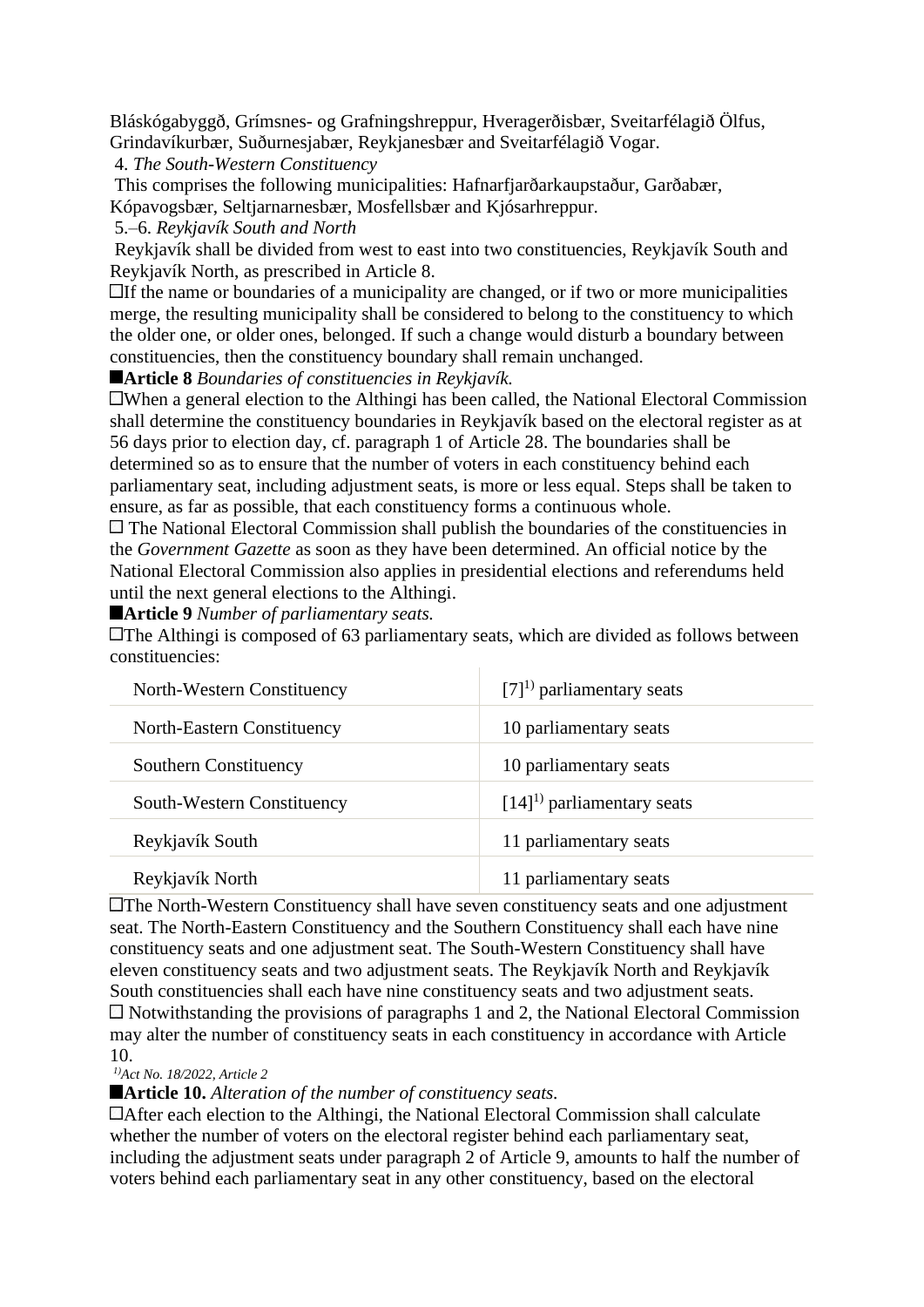Bláskógabyggð, Grímsnes- og Grafningshreppur, Hveragerðisbær, Sveitarfélagið Ölfus, Grindavíkurbær, Suðurnesjabær, Reykjanesbær and Sveitarfélagið Vogar.

4. *The South-Western Constituency*

This comprises the following municipalities: Hafnarfjarðarkaupstaður, Garðabær, Kópavogsbær, Seltjarnarnesbær, Mosfellsbær and Kjósarhreppur.

5.–6. *Reykjavík South and North*

Reykjavík shall be divided from west to east into two constituencies, Reykjavík South and Reykjavík North, as prescribed in Article 8.

☐If the name or boundaries of a municipality are changed, or if two or more municipalities merge, the resulting municipality shall be considered to belong to the constituency to which the older one, or older ones, belonged. If such a change would disturb a boundary between constituencies, then the constituency boundary shall remain unchanged.

■**Article 8** *Boundaries of constituencies in Reykjavík.*

☐When a general election to the Althingi has been called, the National Electoral Commission shall determine the constituency boundaries in Reykjavík based on the electoral register as at 56 days prior to election day, cf. paragraph 1 of Article 28. The boundaries shall be determined so as to ensure that the number of voters in each constituency behind each parliamentary seat, including adjustment seats, is more or less equal. Steps shall be taken to ensure, as far as possible, that each constituency forms a continuous whole.

☐ The National Electoral Commission shall publish the boundaries of the constituencies in the *Government Gazette* as soon as they have been determined. An official notice by the National Electoral Commission also applies in presidential elections and referendums held until the next general elections to the Althingi.

■**Article 9** *Number of parliamentary seats.*

☐The Althingi is composed of 63 parliamentary seats, which are divided as follows between constituencies:

| | |
|---|---|
| North-Western Constituency | [7][1)] parliamentary seats |
| North-Eastern Constituency | 10 parliamentary seats |
| Southern Constituency | 10 parliamentary seats |
| South-Western Constituency | [14][1)] parliamentary seats |
| Reykjavík South | 11 parliamentary seats |
| Reykjavík North | 11 parliamentary seats |

☐The North-Western Constituency shall have seven constituency seats and one adjustment seat. The North-Eastern Constituency and the Southern Constituency shall each have nine constituency seats and one adjustment seat. The South-Western Constituency shall have eleven constituency seats and two adjustment seats. The Reykjavík North and Reykjavík South constituencies shall each have nine constituency seats and two adjustment seats.

☐ Notwithstanding the provisions of paragraphs 1 and 2, the National Electoral Commission may alter the number of constituency seats in each constituency in accordance with Article 10.

[1)]*Act No. 18/2022, Article 2*

■**Article 10.** *Alteration of the number of constituency seats.*

☐After each election to the Althingi, the National Electoral Commission shall calculate whether the number of voters on the electoral register behind each parliamentary seat, including the adjustment seats under paragraph 2 of Article 9, amounts to half the number of voters behind each parliamentary seat in any other constituency, based on the electoral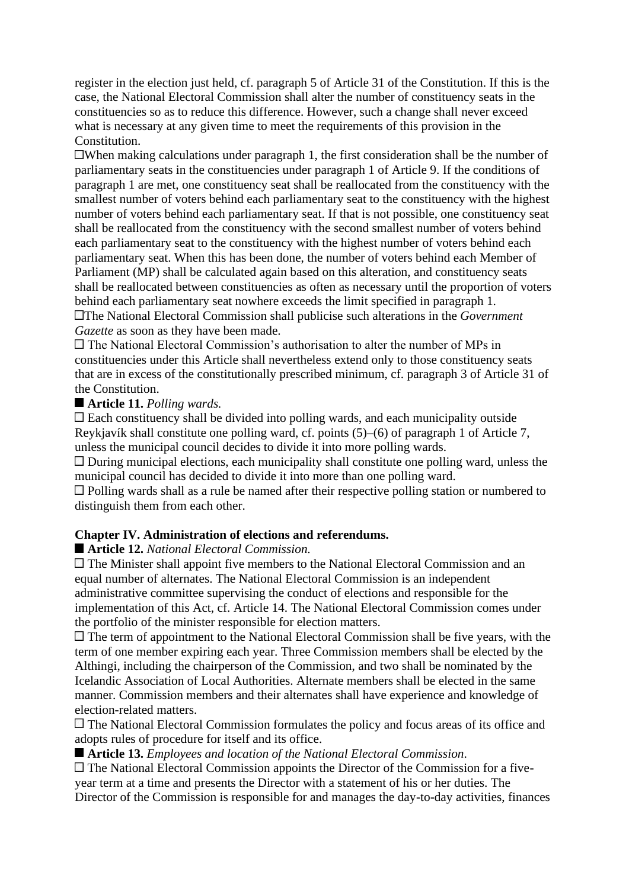register in the election just held, cf. paragraph 5 of Article 31 of the Constitution. If this is the case, the National Electoral Commission shall alter the number of constituency seats in the constituencies so as to reduce this difference. However, such a change shall never exceed what is necessary at any given time to meet the requirements of this provision in the Constitution.

☐When making calculations under paragraph 1, the first consideration shall be the number of parliamentary seats in the constituencies under paragraph 1 of Article 9. If the conditions of paragraph 1 are met, one constituency seat shall be reallocated from the constituency with the smallest number of voters behind each parliamentary seat to the constituency with the highest number of voters behind each parliamentary seat. If that is not possible, one constituency seat shall be reallocated from the constituency with the second smallest number of voters behind each parliamentary seat to the constituency with the highest number of voters behind each parliamentary seat. When this has been done, the number of voters behind each Member of Parliament (MP) shall be calculated again based on this alteration, and constituency seats shall be reallocated between constituencies as often as necessary until the proportion of voters behind each parliamentary seat nowhere exceeds the limit specified in paragraph 1.

☐The National Electoral Commission shall publicise such alterations in the *Government Gazette* as soon as they have been made.

☐ The National Electoral Commission's authorisation to alter the number of MPs in constituencies under this Article shall nevertheless extend only to those constituency seats that are in excess of the constitutionally prescribed minimum, cf. paragraph 3 of Article 31 of the Constitution.

■ **Article 11.** *Polling wards.*

☐ Each constituency shall be divided into polling wards, and each municipality outside Reykjavík shall constitute one polling ward, cf. points (5)–(6) of paragraph 1 of Article 7, unless the municipal council decides to divide it into more polling wards.

☐ During municipal elections, each municipality shall constitute one polling ward, unless the municipal council has decided to divide it into more than one polling ward.

☐ Polling wards shall as a rule be named after their respective polling station or numbered to distinguish them from each other.

**Chapter IV. Administration of elections and referendums.**

■ **Article 12.** *National Electoral Commission.*

☐ The Minister shall appoint five members to the National Electoral Commission and an equal number of alternates. The National Electoral Commission is an independent administrative committee supervising the conduct of elections and responsible for the implementation of this Act, cf. Article 14. The National Electoral Commission comes under the portfolio of the minister responsible for election matters.

☐ The term of appointment to the National Electoral Commission shall be five years, with the term of one member expiring each year. Three Commission members shall be elected by the Althingi, including the chairperson of the Commission, and two shall be nominated by the Icelandic Association of Local Authorities. Alternate members shall be elected in the same manner. Commission members and their alternates shall have experience and knowledge of election-related matters.

☐ The National Electoral Commission formulates the policy and focus areas of its office and adopts rules of procedure for itself and its office.

■ **Article 13.** *Employees and location of the National Electoral Commission*.

☐ The National Electoral Commission appoints the Director of the Commission for a five-year term at a time and presents the Director with a statement of his or her duties. The Director of the Commission is responsible for and manages the day-to-day activities, finances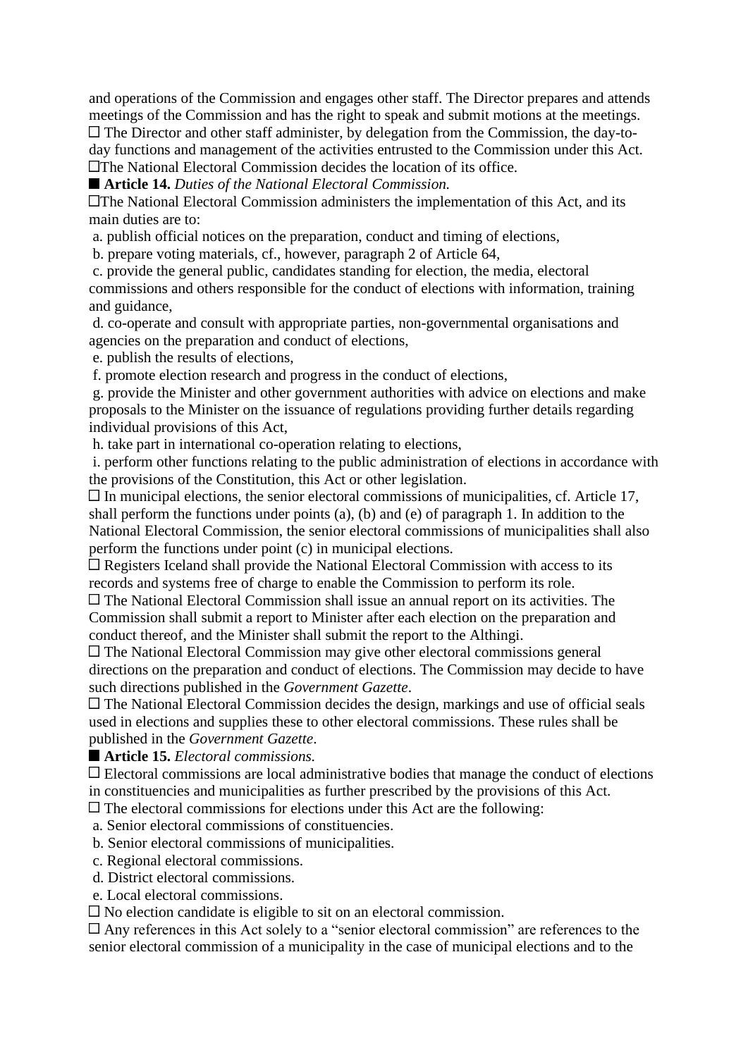and operations of the Commission and engages other staff. The Director prepares and attends meetings of the Commission and has the right to speak and submit motions at the meetings.

☐ The Director and other staff administer, by delegation from the Commission, the day-to-day functions and management of the activities entrusted to the Commission under this Act.

☐The National Electoral Commission decides the location of its office.

■ **Article 14.** *Duties of the National Electoral Commission.*

☐The National Electoral Commission administers the implementation of this Act, and its main duties are to:

a. publish official notices on the preparation, conduct and timing of elections,
b. prepare voting materials, cf., however, paragraph 2 of Article 64,
c. provide the general public, candidates standing for election, the media, electoral commissions and others responsible for the conduct of elections with information, training and guidance,
d. co-operate and consult with appropriate parties, non-governmental organisations and agencies on the preparation and conduct of elections,
e. publish the results of elections,
f. promote election research and progress in the conduct of elections,
g. provide the Minister and other government authorities with advice on elections and make proposals to the Minister on the issuance of regulations providing further details regarding individual provisions of this Act,
h. take part in international co-operation relating to elections,
i. perform other functions relating to the public administration of elections in accordance with the provisions of the Constitution, this Act or other legislation.

☐ In municipal elections, the senior electoral commissions of municipalities, cf. Article 17, shall perform the functions under points (a), (b) and (e) of paragraph 1. In addition to the National Electoral Commission, the senior electoral commissions of municipalities shall also perform the functions under point (c) in municipal elections.

☐ Registers Iceland shall provide the National Electoral Commission with access to its records and systems free of charge to enable the Commission to perform its role.

☐ The National Electoral Commission shall issue an annual report on its activities. The Commission shall submit a report to Minister after each election on the preparation and conduct thereof, and the Minister shall submit the report to the Althingi.

☐ The National Electoral Commission may give other electoral commissions general directions on the preparation and conduct of elections. The Commission may decide to have such directions published in the *Government Gazette*.

☐ The National Electoral Commission decides the design, markings and use of official seals used in elections and supplies these to other electoral commissions. These rules shall be published in the *Government Gazette*.

■ **Article 15.** *Electoral commissions.*

☐ Electoral commissions are local administrative bodies that manage the conduct of elections in constituencies and municipalities as further prescribed by the provisions of this Act.

☐ The electoral commissions for elections under this Act are the following:

a. Senior electoral commissions of constituencies.
b. Senior electoral commissions of municipalities.
c. Regional electoral commissions.
d. District electoral commissions.
e. Local electoral commissions.

☐ No election candidate is eligible to sit on an electoral commission.

☐ Any references in this Act solely to a "senior electoral commission" are references to the senior electoral commission of a municipality in the case of municipal elections and to the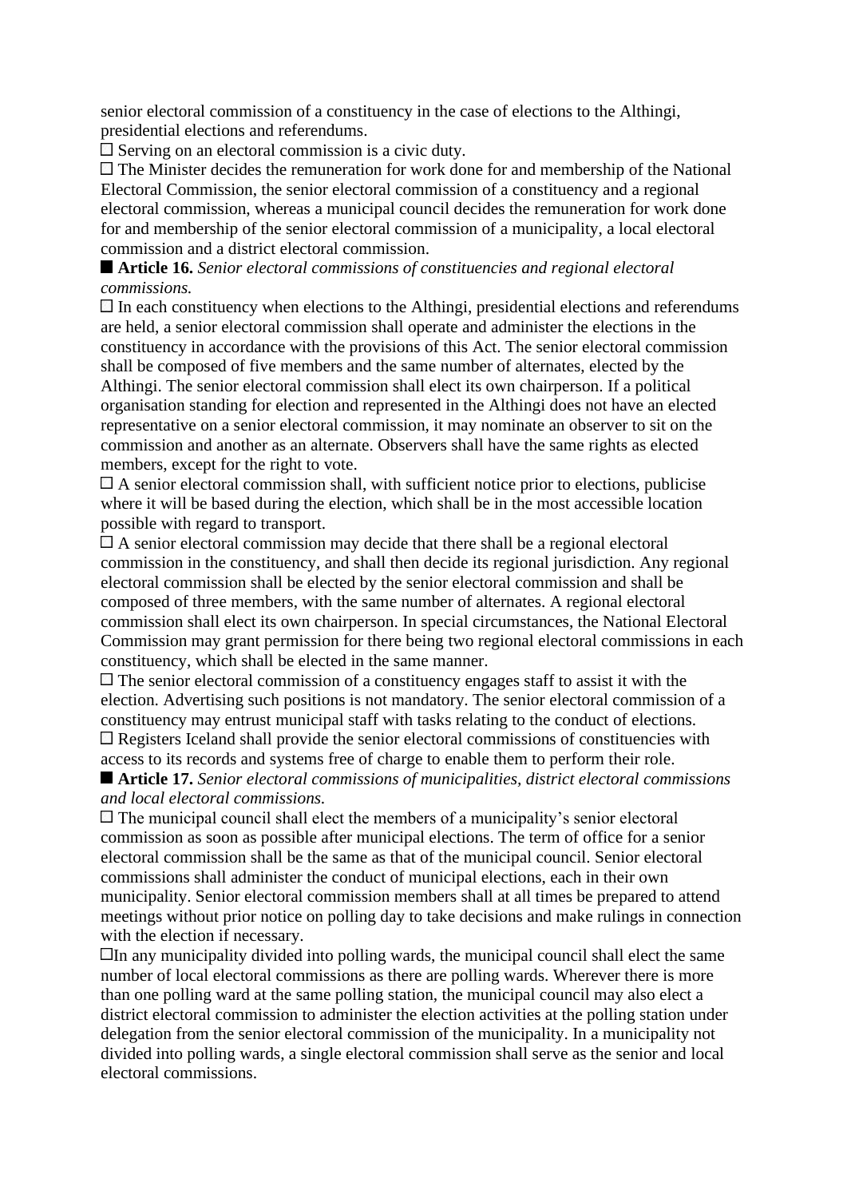senior electoral commission of a constituency in the case of elections to the Althingi, presidential elections and referendums.

☐ Serving on an electoral commission is a civic duty.

☐ The Minister decides the remuneration for work done for and membership of the National Electoral Commission, the senior electoral commission of a constituency and a regional electoral commission, whereas a municipal council decides the remuneration for work done for and membership of the senior electoral commission of a municipality, a local electoral commission and a district electoral commission.

■ **Article 16.** *Senior electoral commissions of constituencies and regional electoral commissions.*

☐ In each constituency when elections to the Althingi, presidential elections and referendums are held, a senior electoral commission shall operate and administer the elections in the constituency in accordance with the provisions of this Act. The senior electoral commission shall be composed of five members and the same number of alternates, elected by the Althingi. The senior electoral commission shall elect its own chairperson. If a political organisation standing for election and represented in the Althingi does not have an elected representative on a senior electoral commission, it may nominate an observer to sit on the commission and another as an alternate. Observers shall have the same rights as elected members, except for the right to vote.

☐ A senior electoral commission shall, with sufficient notice prior to elections, publicise where it will be based during the election, which shall be in the most accessible location possible with regard to transport.

☐ A senior electoral commission may decide that there shall be a regional electoral commission in the constituency, and shall then decide its regional jurisdiction. Any regional electoral commission shall be elected by the senior electoral commission and shall be composed of three members, with the same number of alternates. A regional electoral commission shall elect its own chairperson. In special circumstances, the National Electoral Commission may grant permission for there being two regional electoral commissions in each constituency, which shall be elected in the same manner.

☐ The senior electoral commission of a constituency engages staff to assist it with the election. Advertising such positions is not mandatory. The senior electoral commission of a constituency may entrust municipal staff with tasks relating to the conduct of elections.

☐ Registers Iceland shall provide the senior electoral commissions of constituencies with access to its records and systems free of charge to enable them to perform their role.

■ **Article 17.** *Senior electoral commissions of municipalities, district electoral commissions and local electoral commissions.*

☐ The municipal council shall elect the members of a municipality's senior electoral commission as soon as possible after municipal elections. The term of office for a senior electoral commission shall be the same as that of the municipal council. Senior electoral commissions shall administer the conduct of municipal elections, each in their own municipality. Senior electoral commission members shall at all times be prepared to attend meetings without prior notice on polling day to take decisions and make rulings in connection with the election if necessary.

☐In any municipality divided into polling wards, the municipal council shall elect the same number of local electoral commissions as there are polling wards. Wherever there is more than one polling ward at the same polling station, the municipal council may also elect a district electoral commission to administer the election activities at the polling station under delegation from the senior electoral commission of the municipality. In a municipality not divided into polling wards, a single electoral commission shall serve as the senior and local electoral commissions.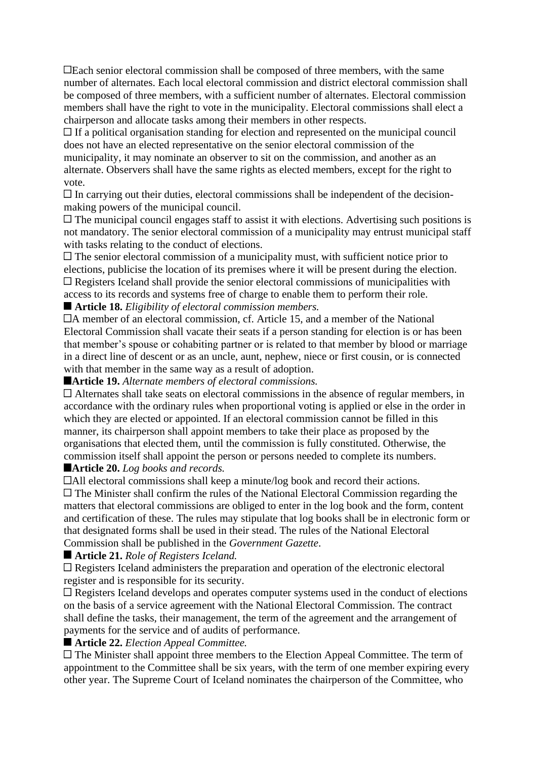☐Each senior electoral commission shall be composed of three members, with the same number of alternates. Each local electoral commission and district electoral commission shall be composed of three members, with a sufficient number of alternates. Electoral commission members shall have the right to vote in the municipality. Electoral commissions shall elect a chairperson and allocate tasks among their members in other respects.

☐ If a political organisation standing for election and represented on the municipal council does not have an elected representative on the senior electoral commission of the municipality, it may nominate an observer to sit on the commission, and another as an alternate. Observers shall have the same rights as elected members, except for the right to vote.

☐ In carrying out their duties, electoral commissions shall be independent of the decision-making powers of the municipal council.

☐ The municipal council engages staff to assist it with elections. Advertising such positions is not mandatory. The senior electoral commission of a municipality may entrust municipal staff with tasks relating to the conduct of elections.

☐ The senior electoral commission of a municipality must, with sufficient notice prior to elections, publicise the location of its premises where it will be present during the election.

☐ Registers Iceland shall provide the senior electoral commissions of municipalities with access to its records and systems free of charge to enable them to perform their role.

■ **Article 18.** *Eligibility of electoral commission members.*

☐A member of an electoral commission, cf. Article 15, and a member of the National Electoral Commission shall vacate their seats if a person standing for election is or has been that member's spouse or cohabiting partner or is related to that member by blood or marriage in a direct line of descent or as an uncle, aunt, nephew, niece or first cousin, or is connected with that member in the same way as a result of adoption.

■**Article 19.** *Alternate members of electoral commissions.*

☐ Alternates shall take seats on electoral commissions in the absence of regular members, in accordance with the ordinary rules when proportional voting is applied or else in the order in which they are elected or appointed. If an electoral commission cannot be filled in this manner, its chairperson shall appoint members to take their place as proposed by the organisations that elected them, until the commission is fully constituted. Otherwise, the commission itself shall appoint the person or persons needed to complete its numbers.

■**Article 20.** *Log books and records.*

☐All electoral commissions shall keep a minute/log book and record their actions.

☐ The Minister shall confirm the rules of the National Electoral Commission regarding the matters that electoral commissions are obliged to enter in the log book and the form, content and certification of these. The rules may stipulate that log books shall be in electronic form or that designated forms shall be used in their stead. The rules of the National Electoral Commission shall be published in the *Government Gazette*.

■ **Article 21.** *Role of Registers Iceland.*

☐ Registers Iceland administers the preparation and operation of the electronic electoral register and is responsible for its security.

☐ Registers Iceland develops and operates computer systems used in the conduct of elections on the basis of a service agreement with the National Electoral Commission. The contract shall define the tasks, their management, the term of the agreement and the arrangement of payments for the service and of audits of performance.

■ **Article 22.** *Election Appeal Committee.*

☐ The Minister shall appoint three members to the Election Appeal Committee. The term of appointment to the Committee shall be six years, with the term of one member expiring every other year. The Supreme Court of Iceland nominates the chairperson of the Committee, who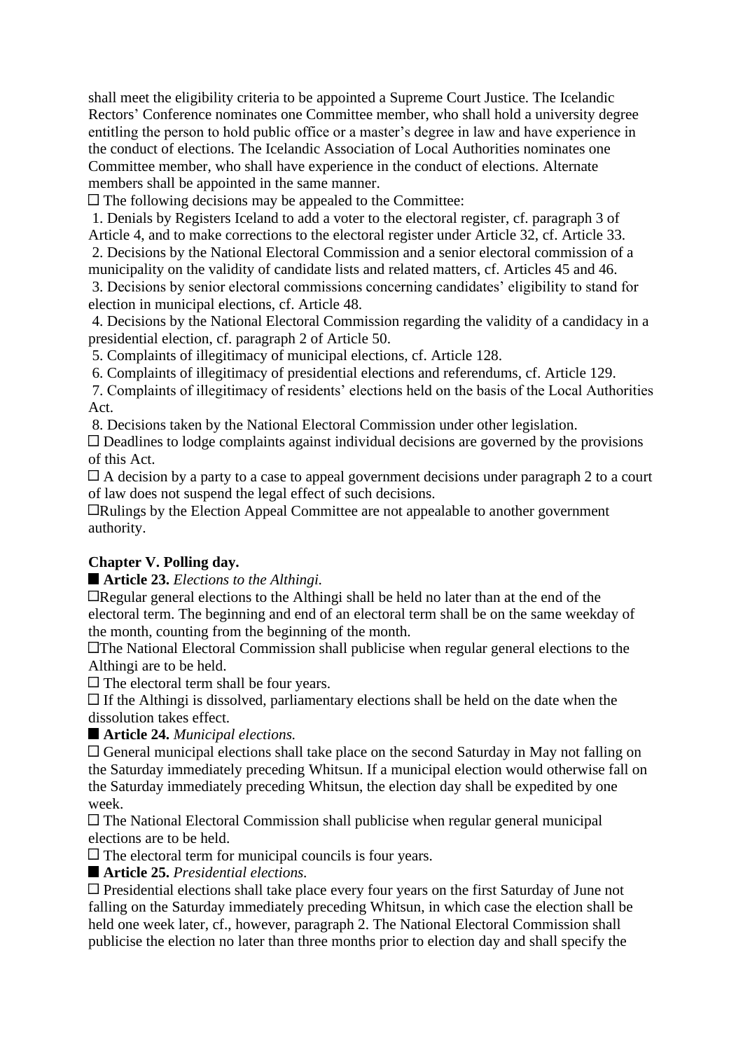shall meet the eligibility criteria to be appointed a Supreme Court Justice. The Icelandic Rectors' Conference nominates one Committee member, who shall hold a university degree entitling the person to hold public office or a master's degree in law and have experience in the conduct of elections. The Icelandic Association of Local Authorities nominates one Committee member, who shall have experience in the conduct of elections. Alternate members shall be appointed in the same manner.

☐ The following decisions may be appealed to the Committee:

1. Denials by Registers Iceland to add a voter to the electoral register, cf. paragraph 3 of Article 4, and to make corrections to the electoral register under Article 32, cf. Article 33.
2. Decisions by the National Electoral Commission and a senior electoral commission of a municipality on the validity of candidate lists and related matters, cf. Articles 45 and 46.
3. Decisions by senior electoral commissions concerning candidates' eligibility to stand for election in municipal elections, cf. Article 48.
4. Decisions by the National Electoral Commission regarding the validity of a candidacy in a presidential election, cf. paragraph 2 of Article 50.
5. Complaints of illegitimacy of municipal elections, cf. Article 128.
6. Complaints of illegitimacy of presidential elections and referendums, cf. Article 129.
7. Complaints of illegitimacy of residents' elections held on the basis of the Local Authorities Act.
8. Decisions taken by the National Electoral Commission under other legislation.

☐ Deadlines to lodge complaints against individual decisions are governed by the provisions of this Act.

☐ A decision by a party to a case to appeal government decisions under paragraph 2 to a court of law does not suspend the legal effect of such decisions.

☐Rulings by the Election Appeal Committee are not appealable to another government authority.

## Chapter V. Polling day.

■ **Article 23.** *Elections to the Althingi.*

☐Regular general elections to the Althingi shall be held no later than at the end of the electoral term. The beginning and end of an electoral term shall be on the same weekday of the month, counting from the beginning of the month.

☐The National Electoral Commission shall publicise when regular general elections to the Althingi are to be held.

☐ The electoral term shall be four years.

☐ If the Althingi is dissolved, parliamentary elections shall be held on the date when the dissolution takes effect.

■ **Article 24.** *Municipal elections.*

☐ General municipal elections shall take place on the second Saturday in May not falling on the Saturday immediately preceding Whitsun. If a municipal election would otherwise fall on the Saturday immediately preceding Whitsun, the election day shall be expedited by one week.

☐ The National Electoral Commission shall publicise when regular general municipal elections are to be held.

☐ The electoral term for municipal councils is four years.

■ **Article 25.** *Presidential elections.*

☐ Presidential elections shall take place every four years on the first Saturday of June not falling on the Saturday immediately preceding Whitsun, in which case the election shall be held one week later, cf., however, paragraph 2. The National Electoral Commission shall publicise the election no later than three months prior to election day and shall specify the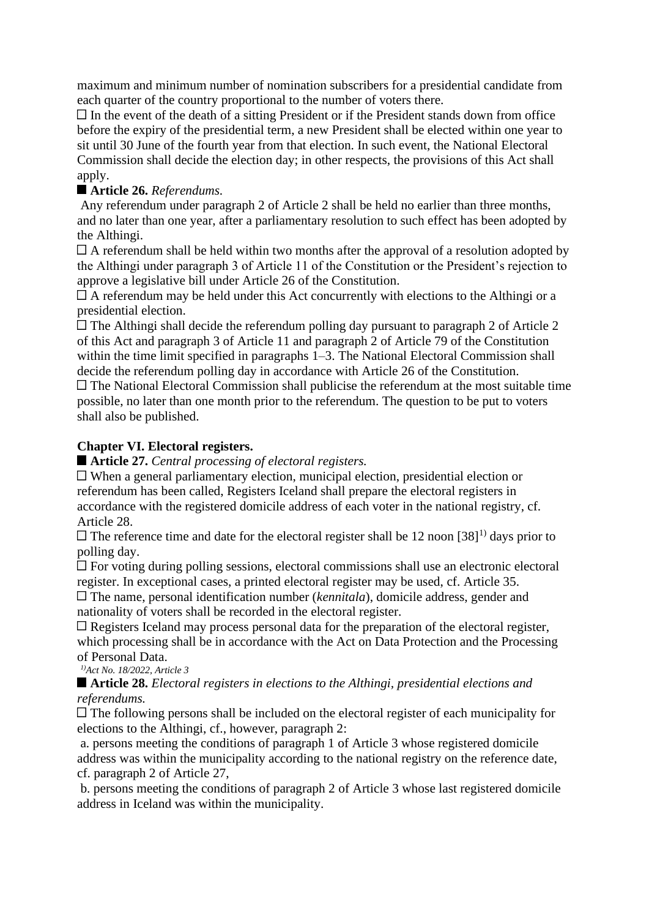maximum and minimum number of nomination subscribers for a presidential candidate from each quarter of the country proportional to the number of voters there.

☐ In the event of the death of a sitting President or if the President stands down from office before the expiry of the presidential term, a new President shall be elected within one year to sit until 30 June of the fourth year from that election. In such event, the National Electoral Commission shall decide the election day; in other respects, the provisions of this Act shall apply.

■ **Article 26.** *Referendums.*

Any referendum under paragraph 2 of Article 2 shall be held no earlier than three months, and no later than one year, after a parliamentary resolution to such effect has been adopted by the Althingi.

☐ A referendum shall be held within two months after the approval of a resolution adopted by the Althingi under paragraph 3 of Article 11 of the Constitution or the President's rejection to approve a legislative bill under Article 26 of the Constitution.

☐ A referendum may be held under this Act concurrently with elections to the Althingi or a presidential election.

☐ The Althingi shall decide the referendum polling day pursuant to paragraph 2 of Article 2 of this Act and paragraph 3 of Article 11 and paragraph 2 of Article 79 of the Constitution within the time limit specified in paragraphs 1–3. The National Electoral Commission shall decide the referendum polling day in accordance with Article 26 of the Constitution.

☐ The National Electoral Commission shall publicise the referendum at the most suitable time possible, no later than one month prior to the referendum. The question to be put to voters shall also be published.

**Chapter VI. Electoral registers.**

■ **Article 27.** *Central processing of electoral registers.*

☐ When a general parliamentary election, municipal election, presidential election or referendum has been called, Registers Iceland shall prepare the electoral registers in accordance with the registered domicile address of each voter in the national registry, cf. Article 28.

☐ The reference time and date for the electoral register shall be 12 noon [38][1)] days prior to polling day.

☐ For voting during polling sessions, electoral commissions shall use an electronic electoral register. In exceptional cases, a printed electoral register may be used, cf. Article 35.

☐ The name, personal identification number (*kennitala*), domicile address, gender and nationality of voters shall be recorded in the electoral register.

☐ Registers Iceland may process personal data for the preparation of the electoral register, which processing shall be in accordance with the Act on Data Protection and the Processing of Personal Data.

*[1)]Act No. 18/2022, Article 3*

■ **Article 28.** *Electoral registers in elections to the Althingi, presidential elections and referendums.*

☐ The following persons shall be included on the electoral register of each municipality for elections to the Althingi, cf., however, paragraph 2:

a. persons meeting the conditions of paragraph 1 of Article 3 whose registered domicile address was within the municipality according to the national registry on the reference date, cf. paragraph 2 of Article 27,

b. persons meeting the conditions of paragraph 2 of Article 3 whose last registered domicile address in Iceland was within the municipality.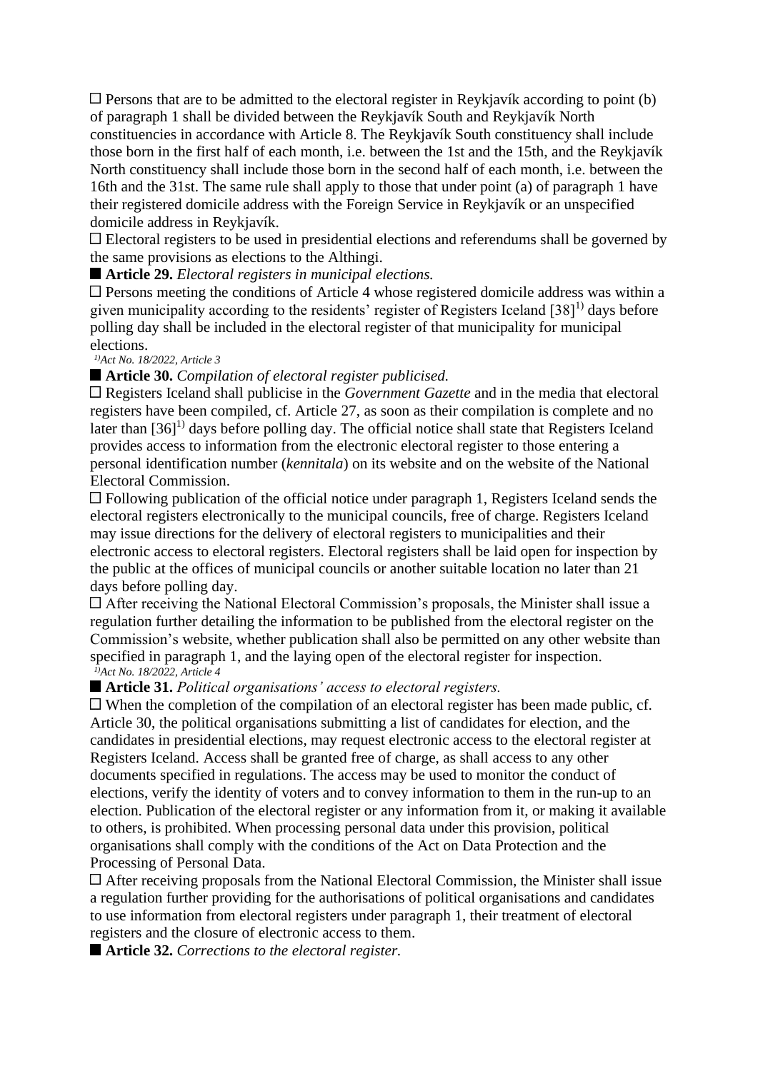☐ Persons that are to be admitted to the electoral register in Reykjavík according to point (b) of paragraph 1 shall be divided between the Reykjavík South and Reykjavík North constituencies in accordance with Article 8. The Reykjavík South constituency shall include those born in the first half of each month, i.e. between the 1st and the 15th, and the Reykjavík North constituency shall include those born in the second half of each month, i.e. between the 16th and the 31st. The same rule shall apply to those that under point (a) of paragraph 1 have their registered domicile address with the Foreign Service in Reykjavík or an unspecified domicile address in Reykjavík.

☐ Electoral registers to be used in presidential elections and referendums shall be governed by the same provisions as elections to the Althingi.

■ **Article 29.** *Electoral registers in municipal elections.*

☐ Persons meeting the conditions of Article 4 whose registered domicile address was within a given municipality according to the residents' register of Registers Iceland [38][1)] days before polling day shall be included in the electoral register of that municipality for municipal elections.

*[1)]Act No. 18/2022, Article 3*

■ **Article 30.** *Compilation of electoral register publicised.*

☐ Registers Iceland shall publicise in the *Government Gazette* and in the media that electoral registers have been compiled, cf. Article 27, as soon as their compilation is complete and no later than [36][1)] days before polling day. The official notice shall state that Registers Iceland provides access to information from the electronic electoral register to those entering a personal identification number (*kennitala*) on its website and on the website of the National Electoral Commission.

☐ Following publication of the official notice under paragraph 1, Registers Iceland sends the electoral registers electronically to the municipal councils, free of charge. Registers Iceland may issue directions for the delivery of electoral registers to municipalities and their electronic access to electoral registers. Electoral registers shall be laid open for inspection by the public at the offices of municipal councils or another suitable location no later than 21 days before polling day.

☐ After receiving the National Electoral Commission's proposals, the Minister shall issue a regulation further detailing the information to be published from the electoral register on the Commission's website, whether publication shall also be permitted on any other website than specified in paragraph 1, and the laying open of the electoral register for inspection.

*[1)]Act No. 18/2022, Article 4*

■ **Article 31.** *Political organisations' access to electoral registers.*

☐ When the completion of the compilation of an electoral register has been made public, cf. Article 30, the political organisations submitting a list of candidates for election, and the candidates in presidential elections, may request electronic access to the electoral register at Registers Iceland. Access shall be granted free of charge, as shall access to any other documents specified in regulations. The access may be used to monitor the conduct of elections, verify the identity of voters and to convey information to them in the run-up to an election. Publication of the electoral register or any information from it, or making it available to others, is prohibited. When processing personal data under this provision, political organisations shall comply with the conditions of the Act on Data Protection and the Processing of Personal Data.

☐ After receiving proposals from the National Electoral Commission, the Minister shall issue a regulation further providing for the authorisations of political organisations and candidates to use information from electoral registers under paragraph 1, their treatment of electoral registers and the closure of electronic access to them.

■ **Article 32.** *Corrections to the electoral register.*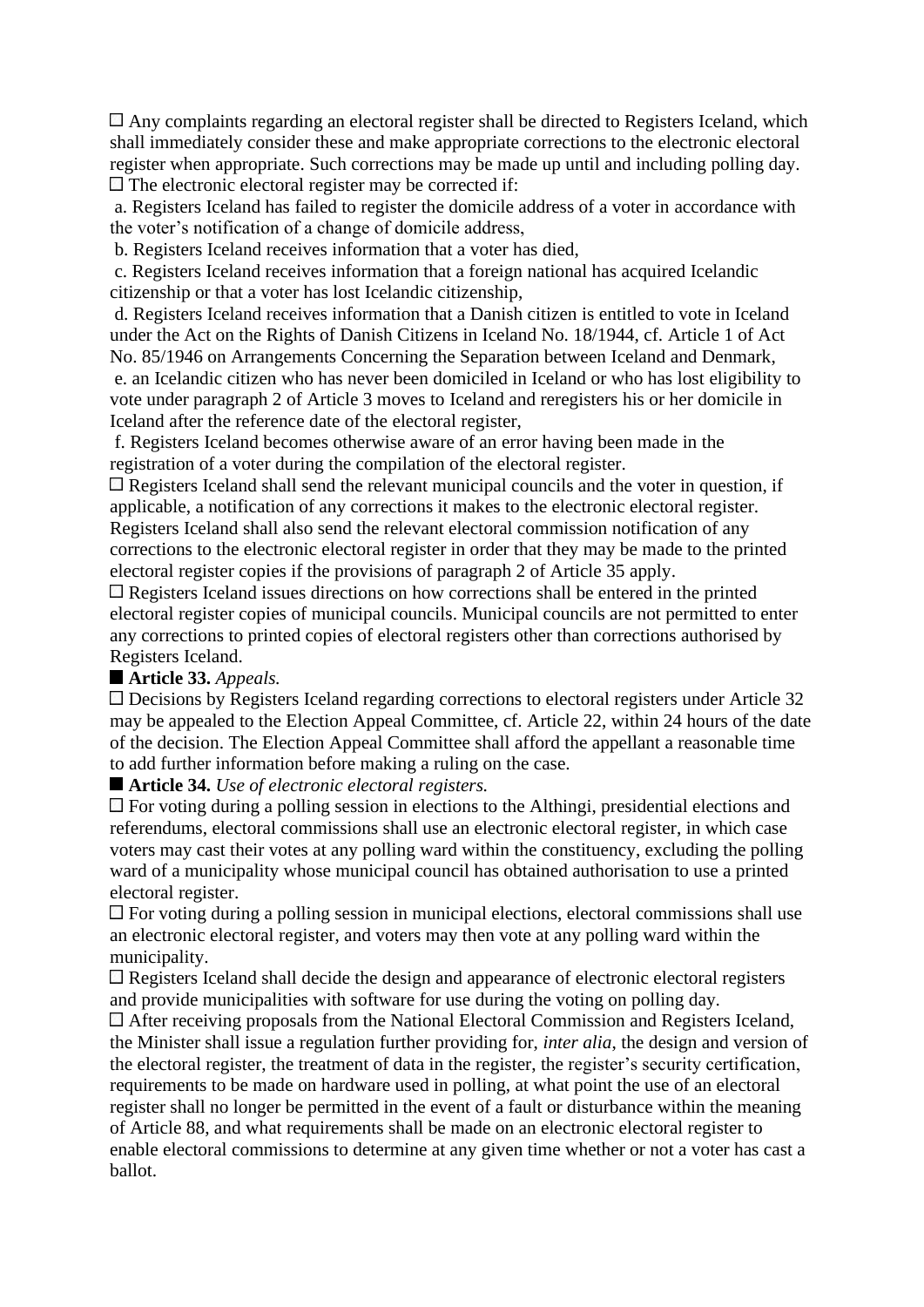□ Any complaints regarding an electoral register shall be directed to Registers Iceland, which shall immediately consider these and make appropriate corrections to the electronic electoral register when appropriate. Such corrections may be made up until and including polling day.

□ The electronic electoral register may be corrected if:

a. Registers Iceland has failed to register the domicile address of a voter in accordance with the voter's notification of a change of domicile address,

b. Registers Iceland receives information that a voter has died,

c. Registers Iceland receives information that a foreign national has acquired Icelandic citizenship or that a voter has lost Icelandic citizenship,

d. Registers Iceland receives information that a Danish citizen is entitled to vote in Iceland under the Act on the Rights of Danish Citizens in Iceland No. 18/1944, cf. Article 1 of Act No. 85/1946 on Arrangements Concerning the Separation between Iceland and Denmark,

e. an Icelandic citizen who has never been domiciled in Iceland or who has lost eligibility to vote under paragraph 2 of Article 3 moves to Iceland and reregisters his or her domicile in Iceland after the reference date of the electoral register,

f. Registers Iceland becomes otherwise aware of an error having been made in the registration of a voter during the compilation of the electoral register.

□ Registers Iceland shall send the relevant municipal councils and the voter in question, if applicable, a notification of any corrections it makes to the electronic electoral register. Registers Iceland shall also send the relevant electoral commission notification of any corrections to the electronic electoral register in order that they may be made to the printed electoral register copies if the provisions of paragraph 2 of Article 35 apply.

□ Registers Iceland issues directions on how corrections shall be entered in the printed electoral register copies of municipal councils. Municipal councils are not permitted to enter any corrections to printed copies of electoral registers other than corrections authorised by Registers Iceland.

■ **Article 33.** *Appeals.*

□ Decisions by Registers Iceland regarding corrections to electoral registers under Article 32 may be appealed to the Election Appeal Committee, cf. Article 22, within 24 hours of the date of the decision. The Election Appeal Committee shall afford the appellant a reasonable time to add further information before making a ruling on the case.

■ **Article 34.** *Use of electronic electoral registers.*

□ For voting during a polling session in elections to the Althingi, presidential elections and referendums, electoral commissions shall use an electronic electoral register, in which case voters may cast their votes at any polling ward within the constituency, excluding the polling ward of a municipality whose municipal council has obtained authorisation to use a printed electoral register.

□ For voting during a polling session in municipal elections, electoral commissions shall use an electronic electoral register, and voters may then vote at any polling ward within the municipality.

□ Registers Iceland shall decide the design and appearance of electronic electoral registers and provide municipalities with software for use during the voting on polling day.

□ After receiving proposals from the National Electoral Commission and Registers Iceland, the Minister shall issue a regulation further providing for, *inter alia*, the design and version of the electoral register, the treatment of data in the register, the register's security certification, requirements to be made on hardware used in polling, at what point the use of an electoral register shall no longer be permitted in the event of a fault or disturbance within the meaning of Article 88, and what requirements shall be made on an electronic electoral register to enable electoral commissions to determine at any given time whether or not a voter has cast a ballot.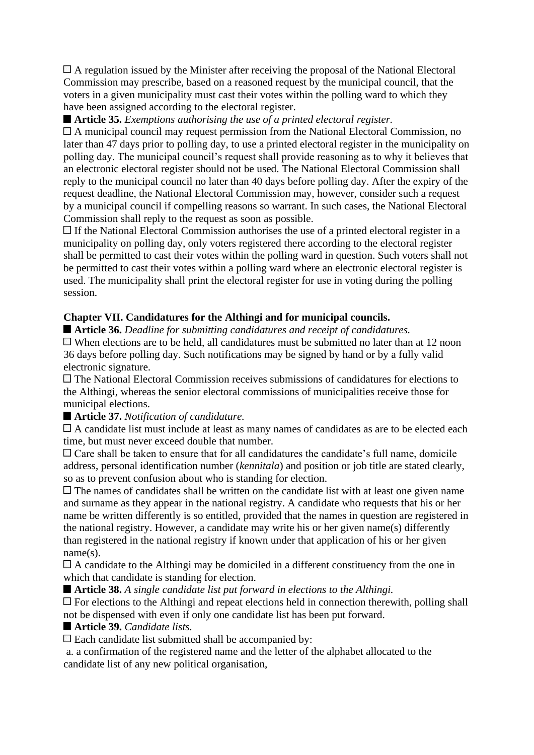□ A regulation issued by the Minister after receiving the proposal of the National Electoral Commission may prescribe, based on a reasoned request by the municipal council, that the voters in a given municipality must cast their votes within the polling ward to which they have been assigned according to the electoral register.

■ **Article 35.** *Exemptions authorising the use of a printed electoral register.*

□ A municipal council may request permission from the National Electoral Commission, no later than 47 days prior to polling day, to use a printed electoral register in the municipality on polling day. The municipal council's request shall provide reasoning as to why it believes that an electronic electoral register should not be used. The National Electoral Commission shall reply to the municipal council no later than 40 days before polling day. After the expiry of the request deadline, the National Electoral Commission may, however, consider such a request by a municipal council if compelling reasons so warrant. In such cases, the National Electoral Commission shall reply to the request as soon as possible.

□ If the National Electoral Commission authorises the use of a printed electoral register in a municipality on polling day, only voters registered there according to the electoral register shall be permitted to cast their votes within the polling ward in question. Such voters shall not be permitted to cast their votes within a polling ward where an electronic electoral register is used. The municipality shall print the electoral register for use in voting during the polling session.

## Chapter VII. Candidatures for the Althingi and for municipal councils.

■ **Article 36.** *Deadline for submitting candidatures and receipt of candidatures.*

□ When elections are to be held, all candidatures must be submitted no later than at 12 noon 36 days before polling day. Such notifications may be signed by hand or by a fully valid electronic signature.

□ The National Electoral Commission receives submissions of candidatures for elections to the Althingi, whereas the senior electoral commissions of municipalities receive those for municipal elections.

■ **Article 37.** *Notification of candidature.*

□ A candidate list must include at least as many names of candidates as are to be elected each time, but must never exceed double that number.

□ Care shall be taken to ensure that for all candidatures the candidate's full name, domicile address, personal identification number (*kennitala*) and position or job title are stated clearly, so as to prevent confusion about who is standing for election.

□ The names of candidates shall be written on the candidate list with at least one given name and surname as they appear in the national registry. A candidate who requests that his or her name be written differently is so entitled, provided that the names in question are registered in the national registry. However, a candidate may write his or her given name(s) differently than registered in the national registry if known under that application of his or her given name(s).

□ A candidate to the Althingi may be domiciled in a different constituency from the one in which that candidate is standing for election.

■ **Article 38.** *A single candidate list put forward in elections to the Althingi.*

□ For elections to the Althingi and repeat elections held in connection therewith, polling shall not be dispensed with even if only one candidate list has been put forward.

■ **Article 39.** *Candidate lists.*

□ Each candidate list submitted shall be accompanied by:

a. a confirmation of the registered name and the letter of the alphabet allocated to the candidate list of any new political organisation,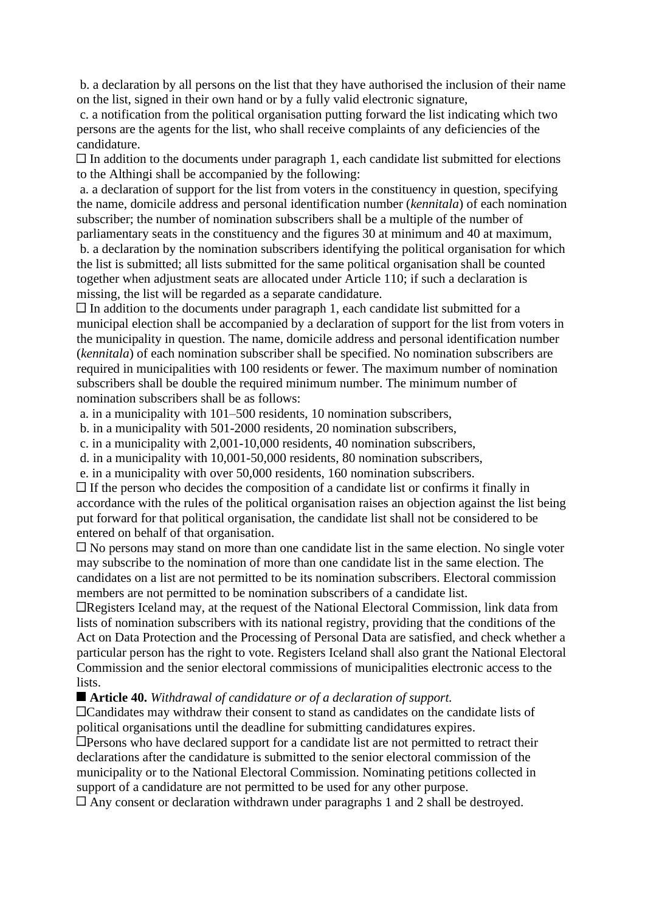b. a declaration by all persons on the list that they have authorised the inclusion of their name on the list, signed in their own hand or by a fully valid electronic signature,

c. a notification from the political organisation putting forward the list indicating which two persons are the agents for the list, who shall receive complaints of any deficiencies of the candidature.

☐ In addition to the documents under paragraph 1, each candidate list submitted for elections to the Althingi shall be accompanied by the following:

a. a declaration of support for the list from voters in the constituency in question, specifying the name, domicile address and personal identification number (*kennitala*) of each nomination subscriber; the number of nomination subscribers shall be a multiple of the number of parliamentary seats in the constituency and the figures 30 at minimum and 40 at maximum,

b. a declaration by the nomination subscribers identifying the political organisation for which the list is submitted; all lists submitted for the same political organisation shall be counted together when adjustment seats are allocated under Article 110; if such a declaration is missing, the list will be regarded as a separate candidature.

☐ In addition to the documents under paragraph 1, each candidate list submitted for a municipal election shall be accompanied by a declaration of support for the list from voters in the municipality in question. The name, domicile address and personal identification number (*kennitala*) of each nomination subscriber shall be specified. No nomination subscribers are required in municipalities with 100 residents or fewer. The maximum number of nomination subscribers shall be double the required minimum number. The minimum number of nomination subscribers shall be as follows:

a. in a municipality with 101–500 residents, 10 nomination subscribers,

b. in a municipality with 501-2000 residents, 20 nomination subscribers,

c. in a municipality with 2,001-10,000 residents, 40 nomination subscribers,

d. in a municipality with 10,001-50,000 residents, 80 nomination subscribers,

e. in a municipality with over 50,000 residents, 160 nomination subscribers.

☐ If the person who decides the composition of a candidate list or confirms it finally in accordance with the rules of the political organisation raises an objection against the list being put forward for that political organisation, the candidate list shall not be considered to be entered on behalf of that organisation.

☐ No persons may stand on more than one candidate list in the same election. No single voter may subscribe to the nomination of more than one candidate list in the same election. The candidates on a list are not permitted to be its nomination subscribers. Electoral commission members are not permitted to be nomination subscribers of a candidate list.

☐Registers Iceland may, at the request of the National Electoral Commission, link data from lists of nomination subscribers with its national registry, providing that the conditions of the Act on Data Protection and the Processing of Personal Data are satisfied, and check whether a particular person has the right to vote. Registers Iceland shall also grant the National Electoral Commission and the senior electoral commissions of municipalities electronic access to the lists.

■ **Article 40.** *Withdrawal of candidature or of a declaration of support.*

☐Candidates may withdraw their consent to stand as candidates on the candidate lists of political organisations until the deadline for submitting candidatures expires.

☐Persons who have declared support for a candidate list are not permitted to retract their declarations after the candidature is submitted to the senior electoral commission of the municipality or to the National Electoral Commission. Nominating petitions collected in support of a candidature are not permitted to be used for any other purpose.

☐ Any consent or declaration withdrawn under paragraphs 1 and 2 shall be destroyed.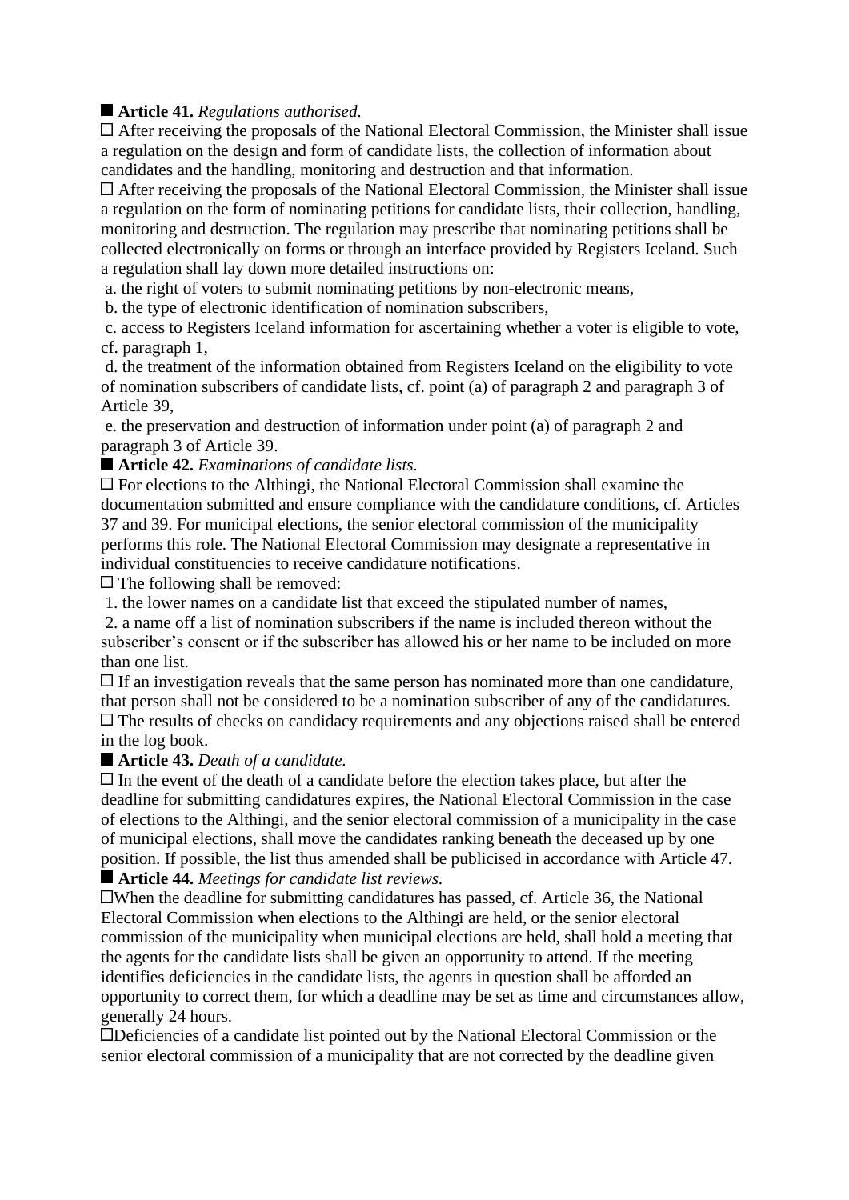■ **Article 41.** *Regulations authorised.*

□ After receiving the proposals of the National Electoral Commission, the Minister shall issue a regulation on the design and form of candidate lists, the collection of information about candidates and the handling, monitoring and destruction and that information.

□ After receiving the proposals of the National Electoral Commission, the Minister shall issue a regulation on the form of nominating petitions for candidate lists, their collection, handling, monitoring and destruction. The regulation may prescribe that nominating petitions shall be collected electronically on forms or through an interface provided by Registers Iceland. Such a regulation shall lay down more detailed instructions on:

a. the right of voters to submit nominating petitions by non-electronic means,

b. the type of electronic identification of nomination subscribers,

c. access to Registers Iceland information for ascertaining whether a voter is eligible to vote, cf. paragraph 1,

d. the treatment of the information obtained from Registers Iceland on the eligibility to vote of nomination subscribers of candidate lists, cf. point (a) of paragraph 2 and paragraph 3 of Article 39,

e. the preservation and destruction of information under point (a) of paragraph 2 and paragraph 3 of Article 39.

■ **Article 42.** *Examinations of candidate lists.*

□ For elections to the Althingi, the National Electoral Commission shall examine the documentation submitted and ensure compliance with the candidature conditions, cf. Articles 37 and 39. For municipal elections, the senior electoral commission of the municipality performs this role. The National Electoral Commission may designate a representative in individual constituencies to receive candidature notifications.

□ The following shall be removed:

1. the lower names on a candidate list that exceed the stipulated number of names,

2. a name off a list of nomination subscribers if the name is included thereon without the subscriber's consent or if the subscriber has allowed his or her name to be included on more than one list.

□ If an investigation reveals that the same person has nominated more than one candidature, that person shall not be considered to be a nomination subscriber of any of the candidatures.

□ The results of checks on candidacy requirements and any objections raised shall be entered in the log book.

■ **Article 43.** *Death of a candidate.*

□ In the event of the death of a candidate before the election takes place, but after the deadline for submitting candidatures expires, the National Electoral Commission in the case of elections to the Althingi, and the senior electoral commission of a municipality in the case of municipal elections, shall move the candidates ranking beneath the deceased up by one position. If possible, the list thus amended shall be publicised in accordance with Article 47.

■ **Article 44.** *Meetings for candidate list reviews.*

□When the deadline for submitting candidatures has passed, cf. Article 36, the National Electoral Commission when elections to the Althingi are held, or the senior electoral commission of the municipality when municipal elections are held, shall hold a meeting that the agents for the candidate lists shall be given an opportunity to attend. If the meeting identifies deficiencies in the candidate lists, the agents in question shall be afforded an opportunity to correct them, for which a deadline may be set as time and circumstances allow, generally 24 hours.

□Deficiencies of a candidate list pointed out by the National Electoral Commission or the senior electoral commission of a municipality that are not corrected by the deadline given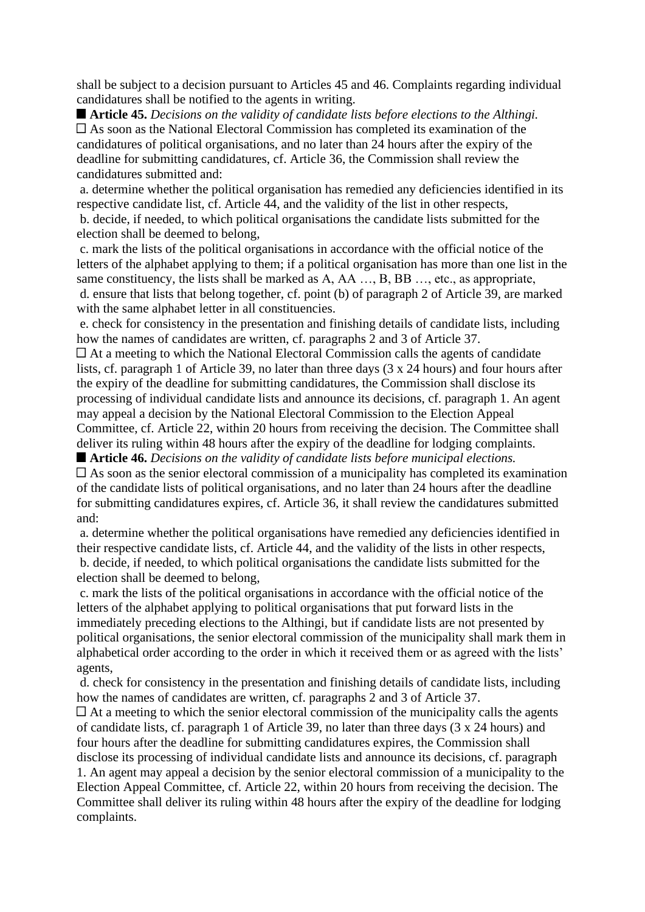shall be subject to a decision pursuant to Articles 45 and 46. Complaints regarding individual candidatures shall be notified to the agents in writing.

■ **Article 45.** *Decisions on the validity of candidate lists before elections to the Althingi.*

□ As soon as the National Electoral Commission has completed its examination of the candidatures of political organisations, and no later than 24 hours after the expiry of the deadline for submitting candidatures, cf. Article 36, the Commission shall review the candidatures submitted and:

a. determine whether the political organisation has remedied any deficiencies identified in its respective candidate list, cf. Article 44, and the validity of the list in other respects,

b. decide, if needed, to which political organisations the candidate lists submitted for the election shall be deemed to belong,

c. mark the lists of the political organisations in accordance with the official notice of the letters of the alphabet applying to them; if a political organisation has more than one list in the same constituency, the lists shall be marked as A, AA …, B, BB …, etc., as appropriate,

d. ensure that lists that belong together, cf. point (b) of paragraph 2 of Article 39, are marked with the same alphabet letter in all constituencies.

e. check for consistency in the presentation and finishing details of candidate lists, including how the names of candidates are written, cf. paragraphs 2 and 3 of Article 37.

□ At a meeting to which the National Electoral Commission calls the agents of candidate lists, cf. paragraph 1 of Article 39, no later than three days (3 x 24 hours) and four hours after the expiry of the deadline for submitting candidatures, the Commission shall disclose its processing of individual candidate lists and announce its decisions, cf. paragraph 1. An agent may appeal a decision by the National Electoral Commission to the Election Appeal Committee, cf. Article 22, within 20 hours from receiving the decision. The Committee shall deliver its ruling within 48 hours after the expiry of the deadline for lodging complaints.

■ **Article 46.** *Decisions on the validity of candidate lists before municipal elections.*

□ As soon as the senior electoral commission of a municipality has completed its examination of the candidate lists of political organisations, and no later than 24 hours after the deadline for submitting candidatures expires, cf. Article 36, it shall review the candidatures submitted and:

a. determine whether the political organisations have remedied any deficiencies identified in their respective candidate lists, cf. Article 44, and the validity of the lists in other respects,

b. decide, if needed, to which political organisations the candidate lists submitted for the election shall be deemed to belong,

c. mark the lists of the political organisations in accordance with the official notice of the letters of the alphabet applying to political organisations that put forward lists in the immediately preceding elections to the Althingi, but if candidate lists are not presented by political organisations, the senior electoral commission of the municipality shall mark them in alphabetical order according to the order in which it received them or as agreed with the lists' agents,

d. check for consistency in the presentation and finishing details of candidate lists, including how the names of candidates are written, cf. paragraphs 2 and 3 of Article 37.

□ At a meeting to which the senior electoral commission of the municipality calls the agents of candidate lists, cf. paragraph 1 of Article 39, no later than three days (3 x 24 hours) and four hours after the deadline for submitting candidatures expires, the Commission shall disclose its processing of individual candidate lists and announce its decisions, cf. paragraph 1. An agent may appeal a decision by the senior electoral commission of a municipality to the Election Appeal Committee, cf. Article 22, within 20 hours from receiving the decision. The Committee shall deliver its ruling within 48 hours after the expiry of the deadline for lodging complaints.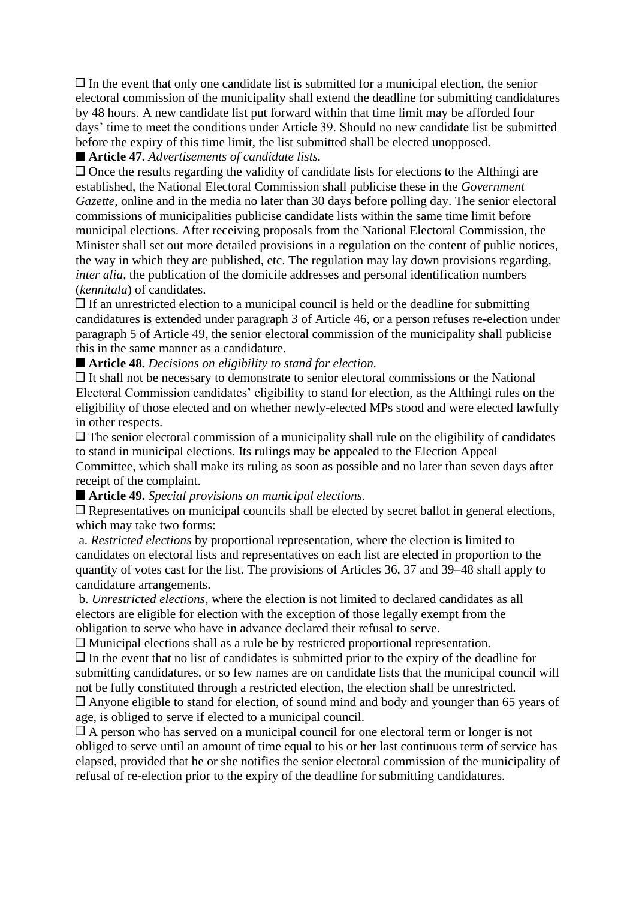☐ In the event that only one candidate list is submitted for a municipal election, the senior electoral commission of the municipality shall extend the deadline for submitting candidatures by 48 hours. A new candidate list put forward within that time limit may be afforded four days' time to meet the conditions under Article 39. Should no new candidate list be submitted before the expiry of this time limit, the list submitted shall be elected unopposed.

■ **Article 47.** *Advertisements of candidate lists.*

☐ Once the results regarding the validity of candidate lists for elections to the Althingi are established, the National Electoral Commission shall publicise these in the *Government Gazette*, online and in the media no later than 30 days before polling day. The senior electoral commissions of municipalities publicise candidate lists within the same time limit before municipal elections. After receiving proposals from the National Electoral Commission, the Minister shall set out more detailed provisions in a regulation on the content of public notices, the way in which they are published, etc. The regulation may lay down provisions regarding, *inter alia*, the publication of the domicile addresses and personal identification numbers (*kennitala*) of candidates.

☐ If an unrestricted election to a municipal council is held or the deadline for submitting candidatures is extended under paragraph 3 of Article 46, or a person refuses re-election under paragraph 5 of Article 49, the senior electoral commission of the municipality shall publicise this in the same manner as a candidature.

■ **Article 48.** *Decisions on eligibility to stand for election.*

☐ It shall not be necessary to demonstrate to senior electoral commissions or the National Electoral Commission candidates' eligibility to stand for election, as the Althingi rules on the eligibility of those elected and on whether newly-elected MPs stood and were elected lawfully in other respects.

☐ The senior electoral commission of a municipality shall rule on the eligibility of candidates to stand in municipal elections. Its rulings may be appealed to the Election Appeal Committee, which shall make its ruling as soon as possible and no later than seven days after receipt of the complaint.

■ **Article 49.** *Special provisions on municipal elections.*

☐ Representatives on municipal councils shall be elected by secret ballot in general elections, which may take two forms:

a. *Restricted elections* by proportional representation, where the election is limited to candidates on electoral lists and representatives on each list are elected in proportion to the quantity of votes cast for the list. The provisions of Articles 36, 37 and 39–48 shall apply to candidature arrangements.

b. *Unrestricted elections*, where the election is not limited to declared candidates as all electors are eligible for election with the exception of those legally exempt from the obligation to serve who have in advance declared their refusal to serve.

☐ Municipal elections shall as a rule be by restricted proportional representation.

☐ In the event that no list of candidates is submitted prior to the expiry of the deadline for submitting candidatures, or so few names are on candidate lists that the municipal council will not be fully constituted through a restricted election, the election shall be unrestricted.

☐ Anyone eligible to stand for election, of sound mind and body and younger than 65 years of age, is obliged to serve if elected to a municipal council.

☐ A person who has served on a municipal council for one electoral term or longer is not obliged to serve until an amount of time equal to his or her last continuous term of service has elapsed, provided that he or she notifies the senior electoral commission of the municipality of refusal of re-election prior to the expiry of the deadline for submitting candidatures.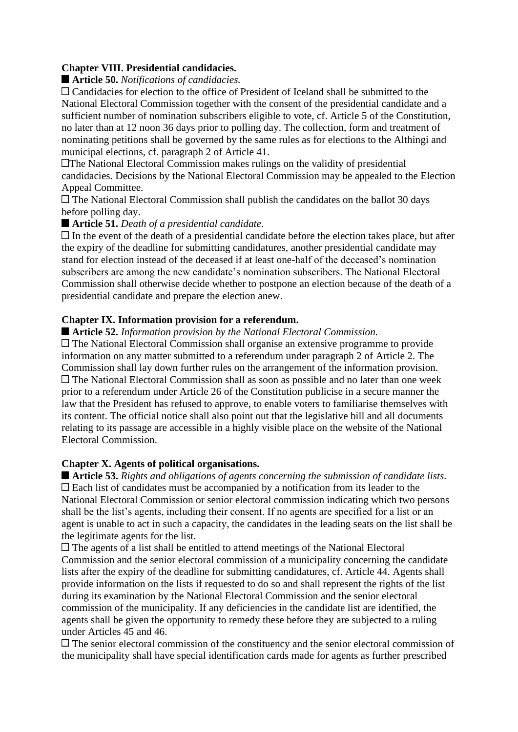**Chapter VIII. Presidential candidacies.**

■ **Article 50.** *Notifications of candidacies.*

□ Candidacies for election to the office of President of Iceland shall be submitted to the National Electoral Commission together with the consent of the presidential candidate and a sufficient number of nomination subscribers eligible to vote, cf. Article 5 of the Constitution, no later than at 12 noon 36 days prior to polling day. The collection, form and treatment of nominating petitions shall be governed by the same rules as for elections to the Althingi and municipal elections, cf. paragraph 2 of Article 41.

□The National Electoral Commission makes rulings on the validity of presidential candidacies. Decisions by the National Electoral Commission may be appealed to the Election Appeal Committee.

□ The National Electoral Commission shall publish the candidates on the ballot 30 days before polling day.

■ **Article 51.** *Death of a presidential candidate.*

□ In the event of the death of a presidential candidate before the election takes place, but after the expiry of the deadline for submitting candidatures, another presidential candidate may stand for election instead of the deceased if at least one-half of the deceased's nomination subscribers are among the new candidate's nomination subscribers. The National Electoral Commission shall otherwise decide whether to postpone an election because of the death of a presidential candidate and prepare the election anew.

**Chapter IX. Information provision for a referendum.**

■ **Article 52.** *Information provision by the National Electoral Commission.*

□ The National Electoral Commission shall organise an extensive programme to provide information on any matter submitted to a referendum under paragraph 2 of Article 2. The Commission shall lay down further rules on the arrangement of the information provision.

□ The National Electoral Commission shall as soon as possible and no later than one week prior to a referendum under Article 26 of the Constitution publicise in a secure manner the law that the President has refused to approve, to enable voters to familiarise themselves with its content. The official notice shall also point out that the legislative bill and all documents relating to its passage are accessible in a highly visible place on the website of the National Electoral Commission.

**Chapter X. Agents of political organisations.**

■ **Article 53.** *Rights and obligations of agents concerning the submission of candidate lists.*

□ Each list of candidates must be accompanied by a notification from its leader to the National Electoral Commission or senior electoral commission indicating which two persons shall be the list's agents, including their consent. If no agents are specified for a list or an agent is unable to act in such a capacity, the candidates in the leading seats on the list shall be the legitimate agents for the list.

□ The agents of a list shall be entitled to attend meetings of the National Electoral Commission and the senior electoral commission of a municipality concerning the candidate lists after the expiry of the deadline for submitting candidatures, cf. Article 44. Agents shall provide information on the lists if requested to do so and shall represent the rights of the list during its examination by the National Electoral Commission and the senior electoral commission of the municipality. If any deficiencies in the candidate list are identified, the agents shall be given the opportunity to remedy these before they are subjected to a ruling under Articles 45 and 46.

□ The senior electoral commission of the constituency and the senior electoral commission of the municipality shall have special identification cards made for agents as further prescribed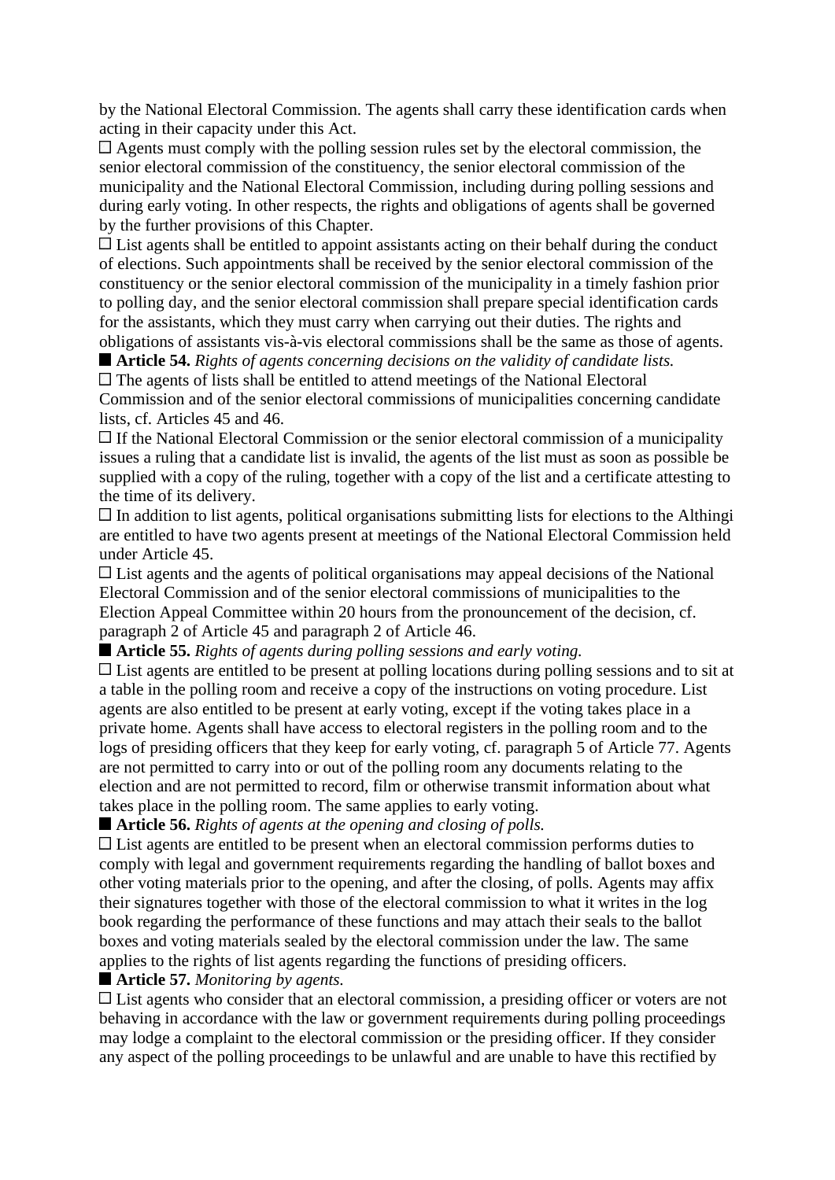by the National Electoral Commission. The agents shall carry these identification cards when acting in their capacity under this Act.

□ Agents must comply with the polling session rules set by the electoral commission, the senior electoral commission of the constituency, the senior electoral commission of the municipality and the National Electoral Commission, including during polling sessions and during early voting. In other respects, the rights and obligations of agents shall be governed by the further provisions of this Chapter.

□ List agents shall be entitled to appoint assistants acting on their behalf during the conduct of elections. Such appointments shall be received by the senior electoral commission of the constituency or the senior electoral commission of the municipality in a timely fashion prior to polling day, and the senior electoral commission shall prepare special identification cards for the assistants, which they must carry when carrying out their duties. The rights and obligations of assistants vis-à-vis electoral commissions shall be the same as those of agents.

■ **Article 54.** *Rights of agents concerning decisions on the validity of candidate lists.*

□ The agents of lists shall be entitled to attend meetings of the National Electoral Commission and of the senior electoral commissions of municipalities concerning candidate lists, cf. Articles 45 and 46.

□ If the National Electoral Commission or the senior electoral commission of a municipality issues a ruling that a candidate list is invalid, the agents of the list must as soon as possible be supplied with a copy of the ruling, together with a copy of the list and a certificate attesting to the time of its delivery.

□ In addition to list agents, political organisations submitting lists for elections to the Althingi are entitled to have two agents present at meetings of the National Electoral Commission held under Article 45.

□ List agents and the agents of political organisations may appeal decisions of the National Electoral Commission and of the senior electoral commissions of municipalities to the Election Appeal Committee within 20 hours from the pronouncement of the decision, cf. paragraph 2 of Article 45 and paragraph 2 of Article 46.

■ **Article 55.** *Rights of agents during polling sessions and early voting.*

□ List agents are entitled to be present at polling locations during polling sessions and to sit at a table in the polling room and receive a copy of the instructions on voting procedure. List agents are also entitled to be present at early voting, except if the voting takes place in a private home. Agents shall have access to electoral registers in the polling room and to the logs of presiding officers that they keep for early voting, cf. paragraph 5 of Article 77. Agents are not permitted to carry into or out of the polling room any documents relating to the election and are not permitted to record, film or otherwise transmit information about what takes place in the polling room. The same applies to early voting.

■ **Article 56.** *Rights of agents at the opening and closing of polls.*

□ List agents are entitled to be present when an electoral commission performs duties to comply with legal and government requirements regarding the handling of ballot boxes and other voting materials prior to the opening, and after the closing, of polls. Agents may affix their signatures together with those of the electoral commission to what it writes in the log book regarding the performance of these functions and may attach their seals to the ballot boxes and voting materials sealed by the electoral commission under the law. The same applies to the rights of list agents regarding the functions of presiding officers.

■ **Article 57.** *Monitoring by agents.*

□ List agents who consider that an electoral commission, a presiding officer or voters are not behaving in accordance with the law or government requirements during polling proceedings may lodge a complaint to the electoral commission or the presiding officer. If they consider any aspect of the polling proceedings to be unlawful and are unable to have this rectified by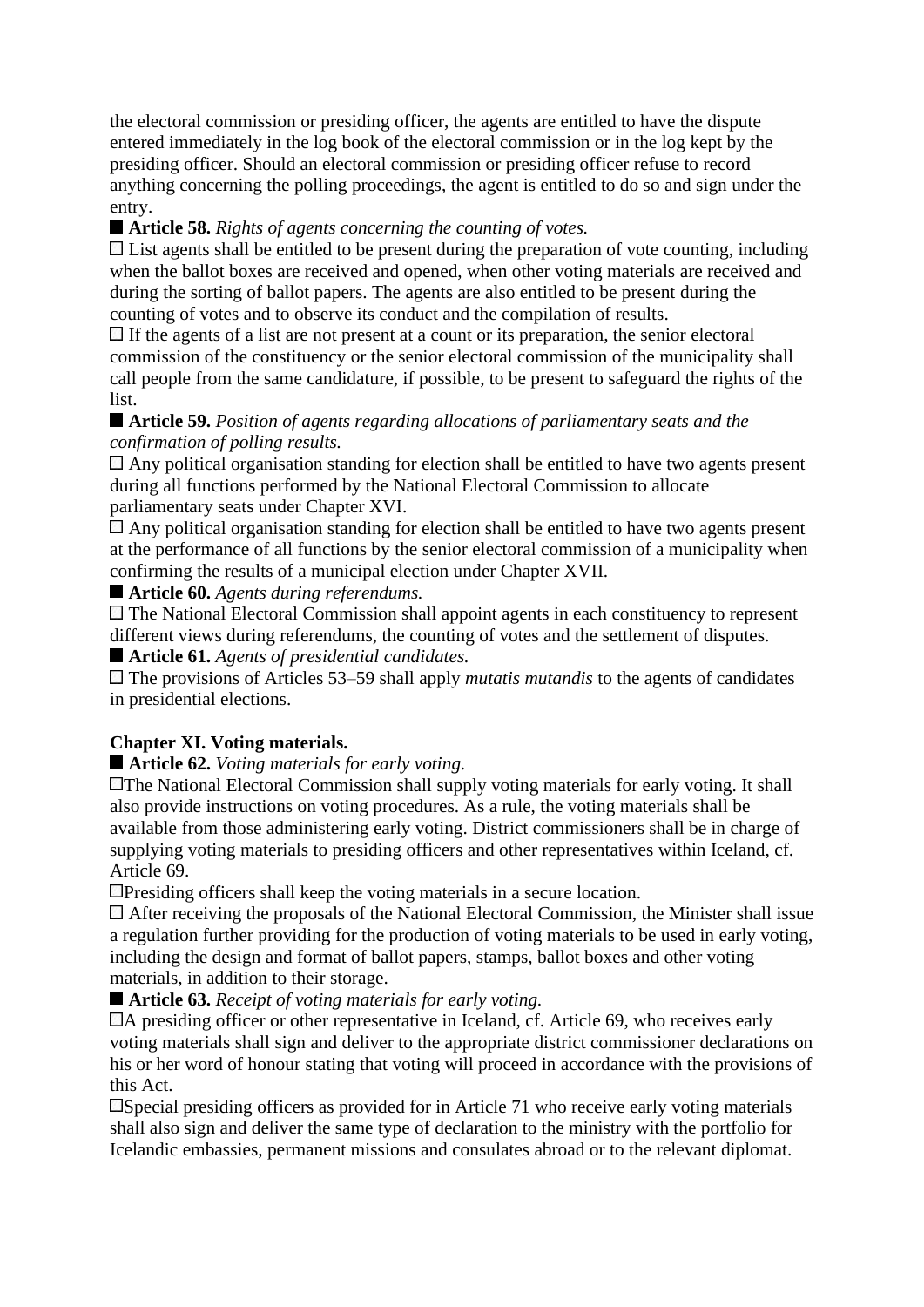the electoral commission or presiding officer, the agents are entitled to have the dispute entered immediately in the log book of the electoral commission or in the log kept by the presiding officer. Should an electoral commission or presiding officer refuse to record anything concerning the polling proceedings, the agent is entitled to do so and sign under the entry.

■ **Article 58.** *Rights of agents concerning the counting of votes.*

□ List agents shall be entitled to be present during the preparation of vote counting, including when the ballot boxes are received and opened, when other voting materials are received and during the sorting of ballot papers. The agents are also entitled to be present during the counting of votes and to observe its conduct and the compilation of results.

□ If the agents of a list are not present at a count or its preparation, the senior electoral commission of the constituency or the senior electoral commission of the municipality shall call people from the same candidature, if possible, to be present to safeguard the rights of the list.

■ **Article 59.** *Position of agents regarding allocations of parliamentary seats and the confirmation of polling results.*

□ Any political organisation standing for election shall be entitled to have two agents present during all functions performed by the National Electoral Commission to allocate parliamentary seats under Chapter XVI.

□ Any political organisation standing for election shall be entitled to have two agents present at the performance of all functions by the senior electoral commission of a municipality when confirming the results of a municipal election under Chapter XVII.

■ **Article 60.** *Agents during referendums.*

□ The National Electoral Commission shall appoint agents in each constituency to represent different views during referendums, the counting of votes and the settlement of disputes.

■ **Article 61.** *Agents of presidential candidates.*

□ The provisions of Articles 53–59 shall apply *mutatis mutandis* to the agents of candidates in presidential elections.

## Chapter XI. Voting materials.

■ **Article 62.** *Voting materials for early voting.*

□The National Electoral Commission shall supply voting materials for early voting. It shall also provide instructions on voting procedures. As a rule, the voting materials shall be available from those administering early voting. District commissioners shall be in charge of supplying voting materials to presiding officers and other representatives within Iceland, cf. Article 69.

□Presiding officers shall keep the voting materials in a secure location.

□ After receiving the proposals of the National Electoral Commission, the Minister shall issue a regulation further providing for the production of voting materials to be used in early voting, including the design and format of ballot papers, stamps, ballot boxes and other voting materials, in addition to their storage.

■ **Article 63.** *Receipt of voting materials for early voting.*

□A presiding officer or other representative in Iceland, cf. Article 69, who receives early voting materials shall sign and deliver to the appropriate district commissioner declarations on his or her word of honour stating that voting will proceed in accordance with the provisions of this Act.

□Special presiding officers as provided for in Article 71 who receive early voting materials shall also sign and deliver the same type of declaration to the ministry with the portfolio for Icelandic embassies, permanent missions and consulates abroad or to the relevant diplomat.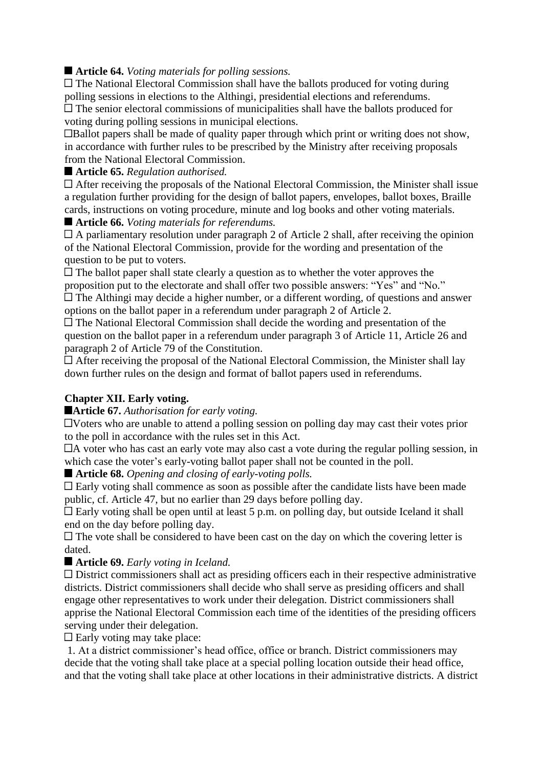■ **Article 64.** *Voting materials for polling sessions.*

□ The National Electoral Commission shall have the ballots produced for voting during polling sessions in elections to the Althingi, presidential elections and referendums.

□ The senior electoral commissions of municipalities shall have the ballots produced for voting during polling sessions in municipal elections.

□Ballot papers shall be made of quality paper through which print or writing does not show, in accordance with further rules to be prescribed by the Ministry after receiving proposals from the National Electoral Commission.

■ **Article 65.** *Regulation authorised.*

□ After receiving the proposals of the National Electoral Commission, the Minister shall issue a regulation further providing for the design of ballot papers, envelopes, ballot boxes, Braille cards, instructions on voting procedure, minute and log books and other voting materials.

■ **Article 66.** *Voting materials for referendums.*

□ A parliamentary resolution under paragraph 2 of Article 2 shall, after receiving the opinion of the National Electoral Commission, provide for the wording and presentation of the question to be put to voters.

□ The ballot paper shall state clearly a question as to whether the voter approves the proposition put to the electorate and shall offer two possible answers: "Yes" and "No."

□ The Althingi may decide a higher number, or a different wording, of questions and answer options on the ballot paper in a referendum under paragraph 2 of Article 2.

□ The National Electoral Commission shall decide the wording and presentation of the question on the ballot paper in a referendum under paragraph 3 of Article 11, Article 26 and paragraph 2 of Article 79 of the Constitution.

□ After receiving the proposal of the National Electoral Commission, the Minister shall lay down further rules on the design and format of ballot papers used in referendums.

## Chapter XII. Early voting.

■**Article 67.** *Authorisation for early voting.*

□Voters who are unable to attend a polling session on polling day may cast their votes prior to the poll in accordance with the rules set in this Act.

□A voter who has cast an early vote may also cast a vote during the regular polling session, in which case the voter's early-voting ballot paper shall not be counted in the poll.

■ **Article 68.** *Opening and closing of early-voting polls.*

□ Early voting shall commence as soon as possible after the candidate lists have been made public, cf. Article 47, but no earlier than 29 days before polling day.

□ Early voting shall be open until at least 5 p.m. on polling day, but outside Iceland it shall end on the day before polling day.

□ The vote shall be considered to have been cast on the day on which the covering letter is dated.

■ **Article 69.** *Early voting in Iceland.*

□ District commissioners shall act as presiding officers each in their respective administrative districts. District commissioners shall decide who shall serve as presiding officers and shall engage other representatives to work under their delegation. District commissioners shall apprise the National Electoral Commission each time of the identities of the presiding officers serving under their delegation.

□ Early voting may take place:

1. At a district commissioner's head office, office or branch. District commissioners may decide that the voting shall take place at a special polling location outside their head office, and that the voting shall take place at other locations in their administrative districts. A district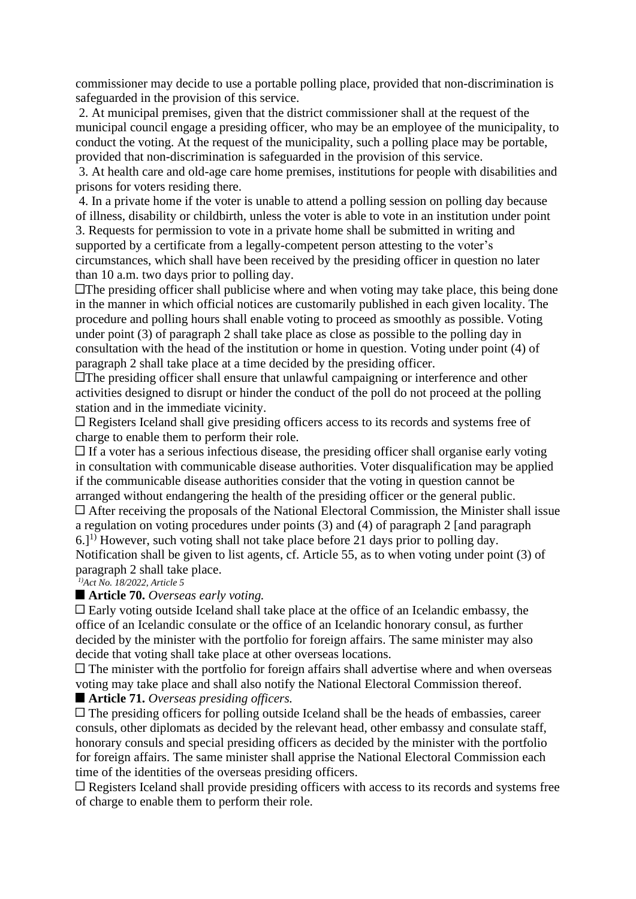commissioner may decide to use a portable polling place, provided that non-discrimination is safeguarded in the provision of this service.

2. At municipal premises, given that the district commissioner shall at the request of the municipal council engage a presiding officer, who may be an employee of the municipality, to conduct the voting. At the request of the municipality, such a polling place may be portable, provided that non-discrimination is safeguarded in the provision of this service.

3. At health care and old-age care home premises, institutions for people with disabilities and prisons for voters residing there.

4. In a private home if the voter is unable to attend a polling session on polling day because of illness, disability or childbirth, unless the voter is able to vote in an institution under point 3. Requests for permission to vote in a private home shall be submitted in writing and supported by a certificate from a legally-competent person attesting to the voter's circumstances, which shall have been received by the presiding officer in question no later than 10 a.m. two days prior to polling day.

☐The presiding officer shall publicise where and when voting may take place, this being done in the manner in which official notices are customarily published in each given locality. The procedure and polling hours shall enable voting to proceed as smoothly as possible. Voting under point (3) of paragraph 2 shall take place as close as possible to the polling day in consultation with the head of the institution or home in question. Voting under point (4) of paragraph 2 shall take place at a time decided by the presiding officer.

☐The presiding officer shall ensure that unlawful campaigning or interference and other activities designed to disrupt or hinder the conduct of the poll do not proceed at the polling station and in the immediate vicinity.

☐ Registers Iceland shall give presiding officers access to its records and systems free of charge to enable them to perform their role.

☐ If a voter has a serious infectious disease, the presiding officer shall organise early voting in consultation with communicable disease authorities. Voter disqualification may be applied if the communicable disease authorities consider that the voting in question cannot be arranged without endangering the health of the presiding officer or the general public.

☐ After receiving the proposals of the National Electoral Commission, the Minister shall issue a regulation on voting procedures under points (3) and (4) of paragraph 2 [and paragraph 6.][1)] However, such voting shall not take place before 21 days prior to polling day. Notification shall be given to list agents, cf. Article 55, as to when voting under point (3) of paragraph 2 shall take place.

*[1)]Act No. 18/2022, Article 5*

■ **Article 70.** *Overseas early voting.*

☐ Early voting outside Iceland shall take place at the office of an Icelandic embassy, the office of an Icelandic consulate or the office of an Icelandic honorary consul, as further decided by the minister with the portfolio for foreign affairs. The same minister may also decide that voting shall take place at other overseas locations.

☐ The minister with the portfolio for foreign affairs shall advertise where and when overseas voting may take place and shall also notify the National Electoral Commission thereof.

■ **Article 71.** *Overseas presiding officers.*

☐ The presiding officers for polling outside Iceland shall be the heads of embassies, career consuls, other diplomats as decided by the relevant head, other embassy and consulate staff, honorary consuls and special presiding officers as decided by the minister with the portfolio for foreign affairs. The same minister shall apprise the National Electoral Commission each time of the identities of the overseas presiding officers.

☐ Registers Iceland shall provide presiding officers with access to its records and systems free of charge to enable them to perform their role.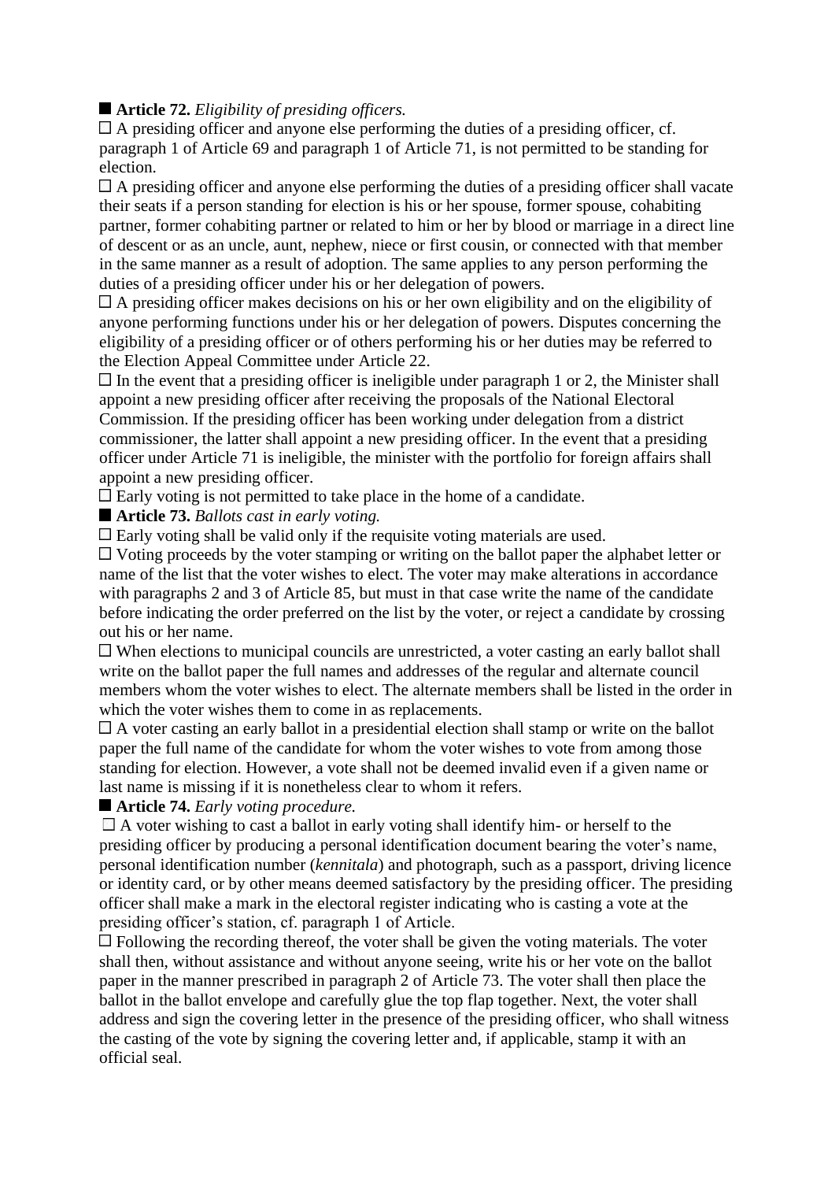■ **Article 72.** *Eligibility of presiding officers.*

□ A presiding officer and anyone else performing the duties of a presiding officer, cf. paragraph 1 of Article 69 and paragraph 1 of Article 71, is not permitted to be standing for election.

□ A presiding officer and anyone else performing the duties of a presiding officer shall vacate their seats if a person standing for election is his or her spouse, former spouse, cohabiting partner, former cohabiting partner or related to him or her by blood or marriage in a direct line of descent or as an uncle, aunt, nephew, niece or first cousin, or connected with that member in the same manner as a result of adoption. The same applies to any person performing the duties of a presiding officer under his or her delegation of powers.

□ A presiding officer makes decisions on his or her own eligibility and on the eligibility of anyone performing functions under his or her delegation of powers. Disputes concerning the eligibility of a presiding officer or of others performing his or her duties may be referred to the Election Appeal Committee under Article 22.

□ In the event that a presiding officer is ineligible under paragraph 1 or 2, the Minister shall appoint a new presiding officer after receiving the proposals of the National Electoral Commission. If the presiding officer has been working under delegation from a district commissioner, the latter shall appoint a new presiding officer. In the event that a presiding officer under Article 71 is ineligible, the minister with the portfolio for foreign affairs shall appoint a new presiding officer.

□ Early voting is not permitted to take place in the home of a candidate.

■ **Article 73.** *Ballots cast in early voting.*

□ Early voting shall be valid only if the requisite voting materials are used.

□ Voting proceeds by the voter stamping or writing on the ballot paper the alphabet letter or name of the list that the voter wishes to elect. The voter may make alterations in accordance with paragraphs 2 and 3 of Article 85, but must in that case write the name of the candidate before indicating the order preferred on the list by the voter, or reject a candidate by crossing out his or her name.

□ When elections to municipal councils are unrestricted, a voter casting an early ballot shall write on the ballot paper the full names and addresses of the regular and alternate council members whom the voter wishes to elect. The alternate members shall be listed in the order in which the voter wishes them to come in as replacements.

□ A voter casting an early ballot in a presidential election shall stamp or write on the ballot paper the full name of the candidate for whom the voter wishes to vote from among those standing for election. However, a vote shall not be deemed invalid even if a given name or last name is missing if it is nonetheless clear to whom it refers.

■ **Article 74.** *Early voting procedure.*

□ A voter wishing to cast a ballot in early voting shall identify him- or herself to the presiding officer by producing a personal identification document bearing the voter's name, personal identification number (*kennitala*) and photograph, such as a passport, driving licence or identity card, or by other means deemed satisfactory by the presiding officer. The presiding officer shall make a mark in the electoral register indicating who is casting a vote at the presiding officer's station, cf. paragraph 1 of Article.

□ Following the recording thereof, the voter shall be given the voting materials. The voter shall then, without assistance and without anyone seeing, write his or her vote on the ballot paper in the manner prescribed in paragraph 2 of Article 73. The voter shall then place the ballot in the ballot envelope and carefully glue the top flap together. Next, the voter shall address and sign the covering letter in the presence of the presiding officer, who shall witness the casting of the vote by signing the covering letter and, if applicable, stamp it with an official seal.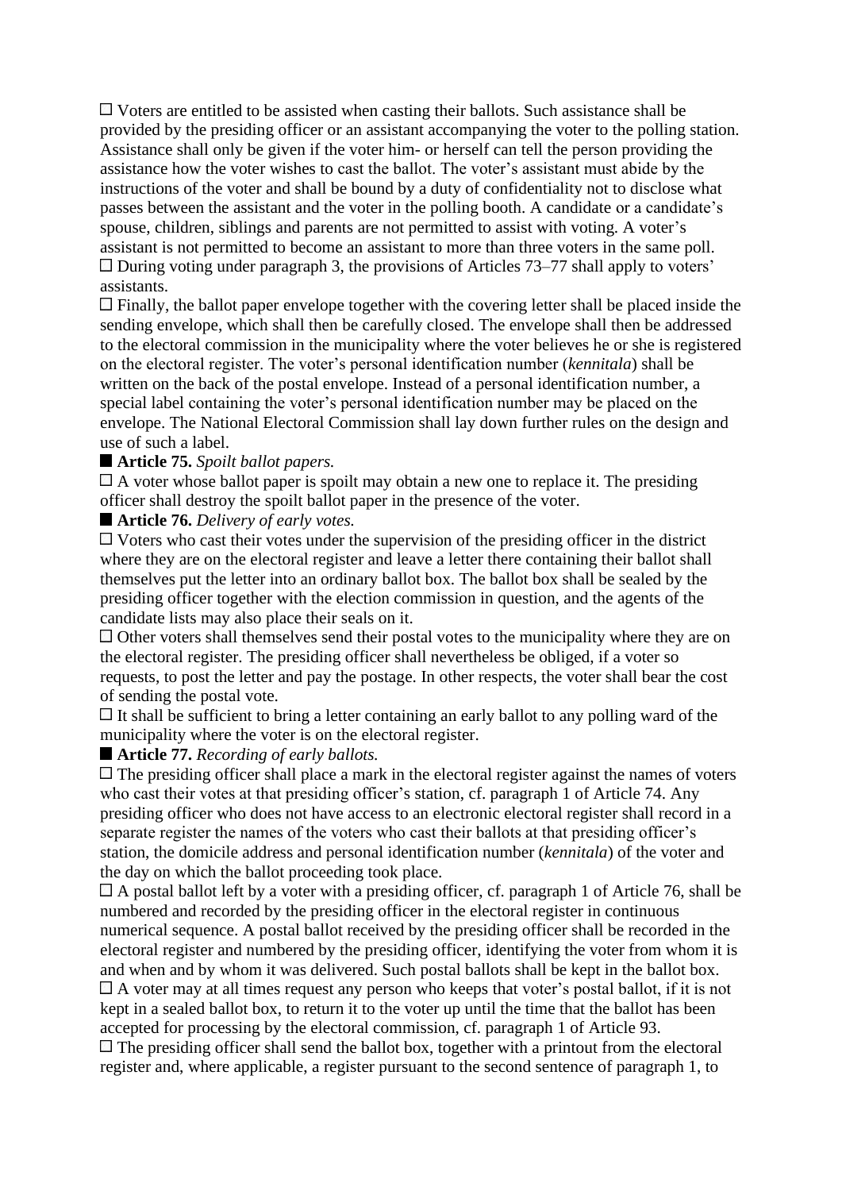☐ Voters are entitled to be assisted when casting their ballots. Such assistance shall be provided by the presiding officer or an assistant accompanying the voter to the polling station. Assistance shall only be given if the voter him- or herself can tell the person providing the assistance how the voter wishes to cast the ballot. The voter's assistant must abide by the instructions of the voter and shall be bound by a duty of confidentiality not to disclose what passes between the assistant and the voter in the polling booth. A candidate or a candidate's spouse, children, siblings and parents are not permitted to assist with voting. A voter's assistant is not permitted to become an assistant to more than three voters in the same poll.
☐ During voting under paragraph 3, the provisions of Articles 73–77 shall apply to voters' assistants.
☐ Finally, the ballot paper envelope together with the covering letter shall be placed inside the sending envelope, which shall then be carefully closed. The envelope shall then be addressed to the electoral commission in the municipality where the voter believes he or she is registered on the electoral register. The voter's personal identification number (*kennitala*) shall be written on the back of the postal envelope. Instead of a personal identification number, a special label containing the voter's personal identification number may be placed on the envelope. The National Electoral Commission shall lay down further rules on the design and use of such a label.

■ **Article 75.** *Spoilt ballot papers.*
☐ A voter whose ballot paper is spoilt may obtain a new one to replace it. The presiding officer shall destroy the spoilt ballot paper in the presence of the voter.

■ **Article 76.** *Delivery of early votes.*
☐ Voters who cast their votes under the supervision of the presiding officer in the district where they are on the electoral register and leave a letter there containing their ballot shall themselves put the letter into an ordinary ballot box. The ballot box shall be sealed by the presiding officer together with the election commission in question, and the agents of the candidate lists may also place their seals on it.
☐ Other voters shall themselves send their postal votes to the municipality where they are on the electoral register. The presiding officer shall nevertheless be obliged, if a voter so requests, to post the letter and pay the postage. In other respects, the voter shall bear the cost of sending the postal vote.
☐ It shall be sufficient to bring a letter containing an early ballot to any polling ward of the municipality where the voter is on the electoral register.

■ **Article 77.** *Recording of early ballots.*
☐ The presiding officer shall place a mark in the electoral register against the names of voters who cast their votes at that presiding officer's station, cf. paragraph 1 of Article 74. Any presiding officer who does not have access to an electronic electoral register shall record in a separate register the names of the voters who cast their ballots at that presiding officer's station, the domicile address and personal identification number (*kennitala*) of the voter and the day on which the ballot proceeding took place.
☐ A postal ballot left by a voter with a presiding officer, cf. paragraph 1 of Article 76, shall be numbered and recorded by the presiding officer in the electoral register in continuous numerical sequence. A postal ballot received by the presiding officer shall be recorded in the electoral register and numbered by the presiding officer, identifying the voter from whom it is and when and by whom it was delivered. Such postal ballots shall be kept in the ballot box.
☐ A voter may at all times request any person who keeps that voter's postal ballot, if it is not kept in a sealed ballot box, to return it to the voter up until the time that the ballot has been accepted for processing by the electoral commission, cf. paragraph 1 of Article 93.
☐ The presiding officer shall send the ballot box, together with a printout from the electoral register and, where applicable, a register pursuant to the second sentence of paragraph 1, to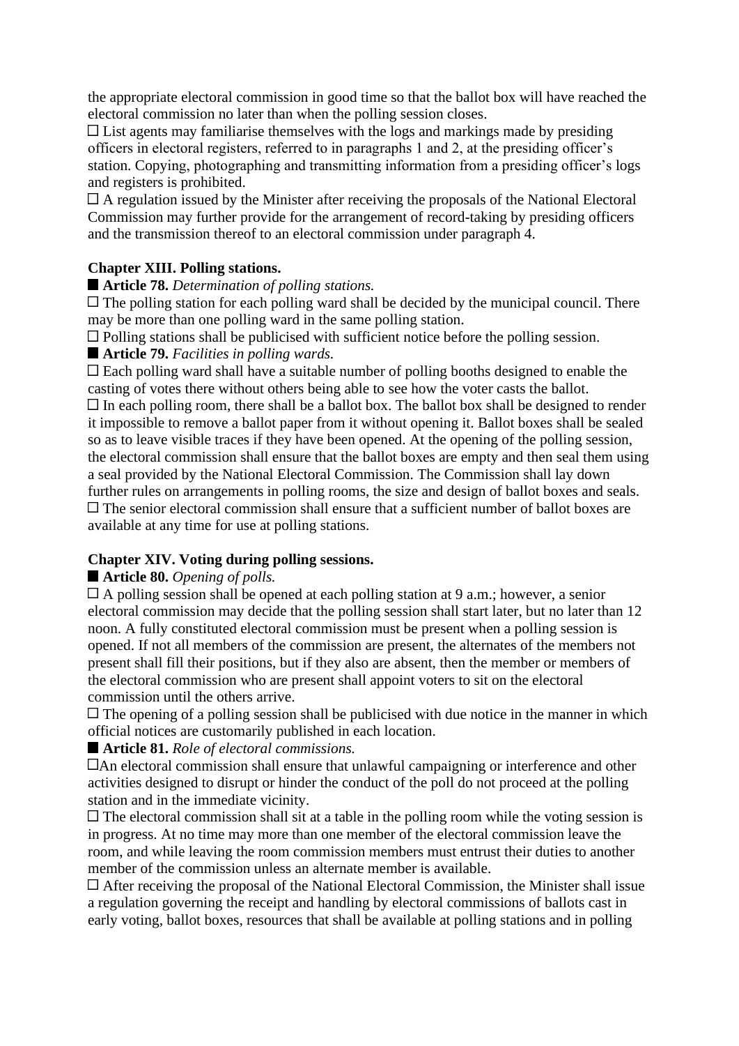the appropriate electoral commission in good time so that the ballot box will have reached the electoral commission no later than when the polling session closes.

☐ List agents may familiarise themselves with the logs and markings made by presiding officers in electoral registers, referred to in paragraphs 1 and 2, at the presiding officer's station. Copying, photographing and transmitting information from a presiding officer's logs and registers is prohibited.

☐ A regulation issued by the Minister after receiving the proposals of the National Electoral Commission may further provide for the arrangement of record-taking by presiding officers and the transmission thereof to an electoral commission under paragraph 4.

## Chapter XIII. Polling stations.

■ **Article 78.** *Determination of polling stations.*

☐ The polling station for each polling ward shall be decided by the municipal council. There may be more than one polling ward in the same polling station.

☐ Polling stations shall be publicised with sufficient notice before the polling session.

■ **Article 79.** *Facilities in polling wards.*

☐ Each polling ward shall have a suitable number of polling booths designed to enable the casting of votes there without others being able to see how the voter casts the ballot.

☐ In each polling room, there shall be a ballot box. The ballot box shall be designed to render it impossible to remove a ballot paper from it without opening it. Ballot boxes shall be sealed so as to leave visible traces if they have been opened. At the opening of the polling session, the electoral commission shall ensure that the ballot boxes are empty and then seal them using a seal provided by the National Electoral Commission. The Commission shall lay down further rules on arrangements in polling rooms, the size and design of ballot boxes and seals.

☐ The senior electoral commission shall ensure that a sufficient number of ballot boxes are available at any time for use at polling stations.

## Chapter XIV. Voting during polling sessions.

■ **Article 80.** *Opening of polls.*

☐ A polling session shall be opened at each polling station at 9 a.m.; however, a senior electoral commission may decide that the polling session shall start later, but no later than 12 noon. A fully constituted electoral commission must be present when a polling session is opened. If not all members of the commission are present, the alternates of the members not present shall fill their positions, but if they also are absent, then the member or members of the electoral commission who are present shall appoint voters to sit on the electoral commission until the others arrive.

☐ The opening of a polling session shall be publicised with due notice in the manner in which official notices are customarily published in each location.

■ **Article 81.** *Role of electoral commissions.*

☐An electoral commission shall ensure that unlawful campaigning or interference and other activities designed to disrupt or hinder the conduct of the poll do not proceed at the polling station and in the immediate vicinity.

☐ The electoral commission shall sit at a table in the polling room while the voting session is in progress. At no time may more than one member of the electoral commission leave the room, and while leaving the room commission members must entrust their duties to another member of the commission unless an alternate member is available.

☐ After receiving the proposal of the National Electoral Commission, the Minister shall issue a regulation governing the receipt and handling by electoral commissions of ballots cast in early voting, ballot boxes, resources that shall be available at polling stations and in polling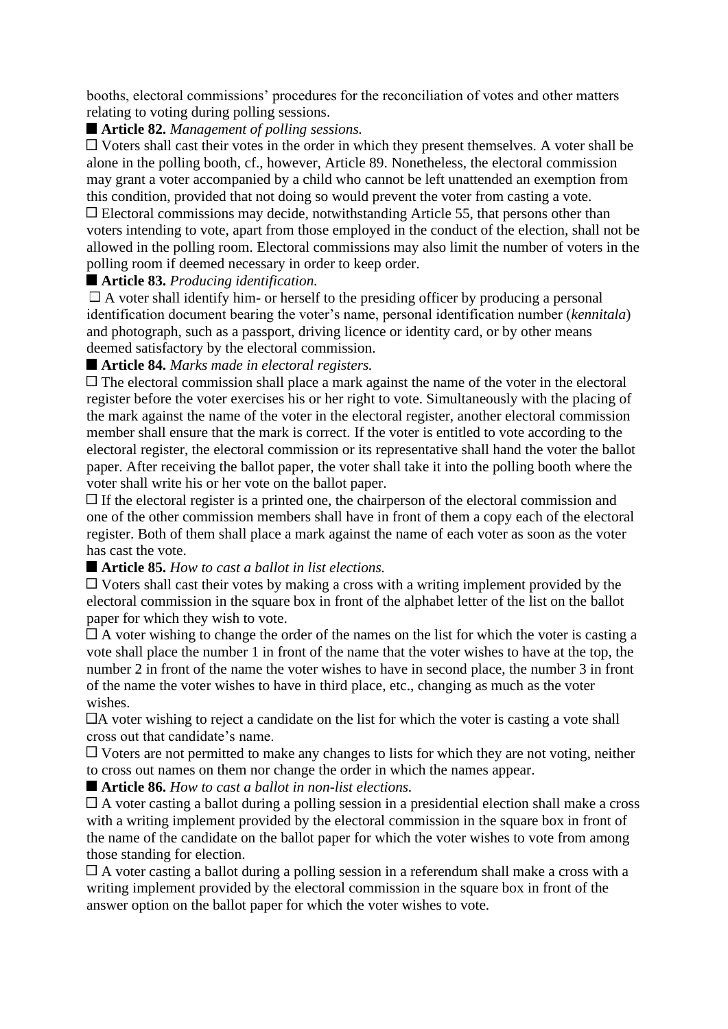booths, electoral commissions' procedures for the reconciliation of votes and other matters relating to voting during polling sessions.

■ **Article 82.** *Management of polling sessions.*

☐ Voters shall cast their votes in the order in which they present themselves. A voter shall be alone in the polling booth, cf., however, Article 89. Nonetheless, the electoral commission may grant a voter accompanied by a child who cannot be left unattended an exemption from this condition, provided that not doing so would prevent the voter from casting a vote.

☐ Electoral commissions may decide, notwithstanding Article 55, that persons other than voters intending to vote, apart from those employed in the conduct of the election, shall not be allowed in the polling room. Electoral commissions may also limit the number of voters in the polling room if deemed necessary in order to keep order.

■ **Article 83.** *Producing identification.*

☐ A voter shall identify him- or herself to the presiding officer by producing a personal identification document bearing the voter's name, personal identification number (*kennitala*) and photograph, such as a passport, driving licence or identity card, or by other means deemed satisfactory by the electoral commission.

■ **Article 84.** *Marks made in electoral registers.*

☐ The electoral commission shall place a mark against the name of the voter in the electoral register before the voter exercises his or her right to vote. Simultaneously with the placing of the mark against the name of the voter in the electoral register, another electoral commission member shall ensure that the mark is correct. If the voter is entitled to vote according to the electoral register, the electoral commission or its representative shall hand the voter the ballot paper. After receiving the ballot paper, the voter shall take it into the polling booth where the voter shall write his or her vote on the ballot paper.

☐ If the electoral register is a printed one, the chairperson of the electoral commission and one of the other commission members shall have in front of them a copy each of the electoral register. Both of them shall place a mark against the name of each voter as soon as the voter has cast the vote.

■ **Article 85.** *How to cast a ballot in list elections.*

☐ Voters shall cast their votes by making a cross with a writing implement provided by the electoral commission in the square box in front of the alphabet letter of the list on the ballot paper for which they wish to vote.

☐ A voter wishing to change the order of the names on the list for which the voter is casting a vote shall place the number 1 in front of the name that the voter wishes to have at the top, the number 2 in front of the name the voter wishes to have in second place, the number 3 in front of the name the voter wishes to have in third place, etc., changing as much as the voter wishes.

☐ A voter wishing to reject a candidate on the list for which the voter is casting a vote shall cross out that candidate's name.

☐ Voters are not permitted to make any changes to lists for which they are not voting, neither to cross out names on them nor change the order in which the names appear.

■ **Article 86.** *How to cast a ballot in non-list elections.*

☐ A voter casting a ballot during a polling session in a presidential election shall make a cross with a writing implement provided by the electoral commission in the square box in front of the name of the candidate on the ballot paper for which the voter wishes to vote from among those standing for election.

☐ A voter casting a ballot during a polling session in a referendum shall make a cross with a writing implement provided by the electoral commission in the square box in front of the answer option on the ballot paper for which the voter wishes to vote.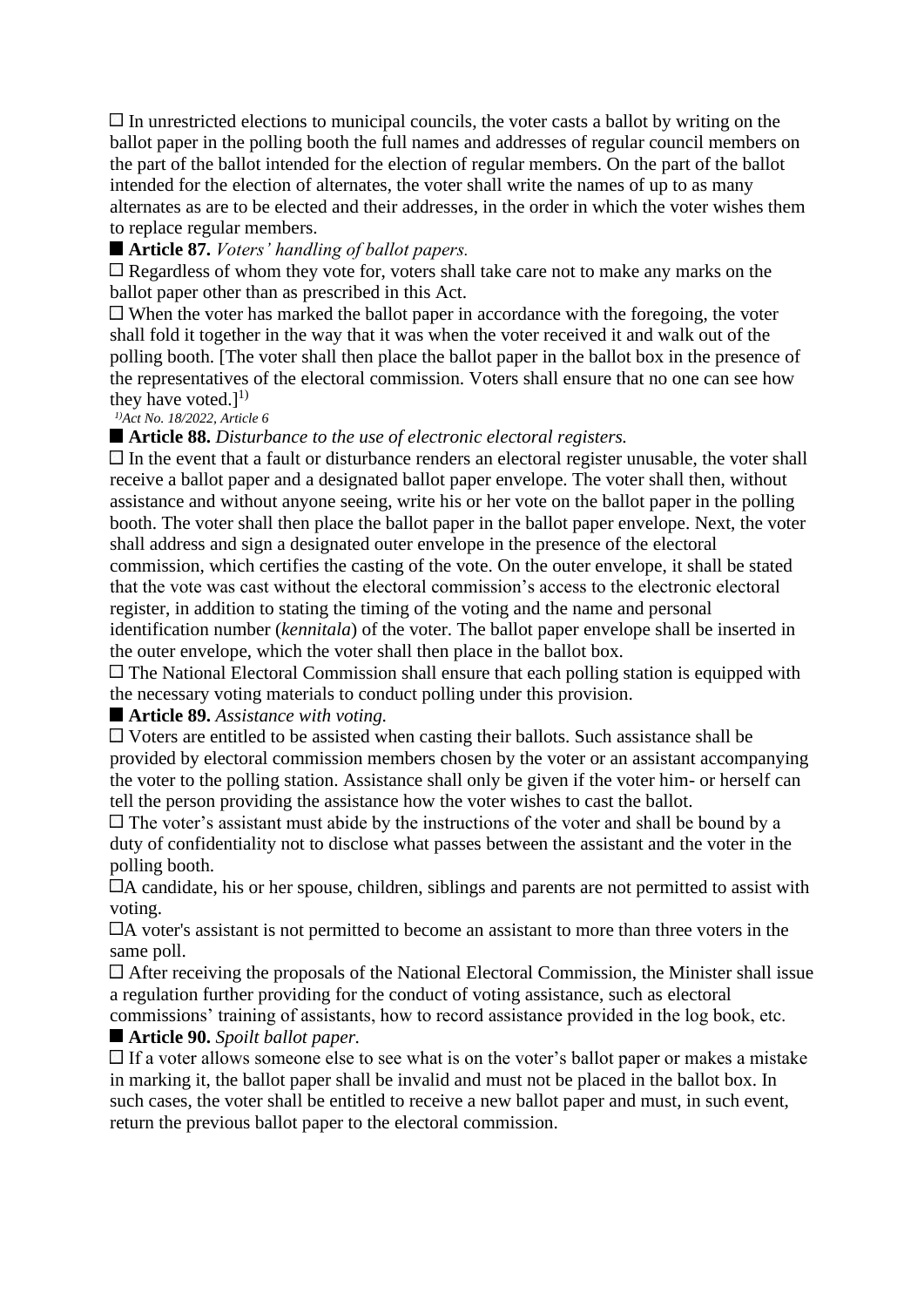☐ In unrestricted elections to municipal councils, the voter casts a ballot by writing on the ballot paper in the polling booth the full names and addresses of regular council members on the part of the ballot intended for the election of regular members. On the part of the ballot intended for the election of alternates, the voter shall write the names of up to as many alternates as are to be elected and their addresses, in the order in which the voter wishes them to replace regular members.

■ **Article 87.** *Voters' handling of ballot papers.*

☐ Regardless of whom they vote for, voters shall take care not to make any marks on the ballot paper other than as prescribed in this Act.

☐ When the voter has marked the ballot paper in accordance with the foregoing, the voter shall fold it together in the way that it was when the voter received it and walk out of the polling booth. [The voter shall then place the ballot paper in the ballot box in the presence of the representatives of the electoral commission. Voters shall ensure that no one can see how they have voted.][1)]

*1)Act No. 18/2022, Article 6*

■ **Article 88.** *Disturbance to the use of electronic electoral registers.*

☐ In the event that a fault or disturbance renders an electoral register unusable, the voter shall receive a ballot paper and a designated ballot paper envelope. The voter shall then, without assistance and without anyone seeing, write his or her vote on the ballot paper in the polling booth. The voter shall then place the ballot paper in the ballot paper envelope. Next, the voter shall address and sign a designated outer envelope in the presence of the electoral commission, which certifies the casting of the vote. On the outer envelope, it shall be stated that the vote was cast without the electoral commission's access to the electronic electoral register, in addition to stating the timing of the voting and the name and personal identification number (*kennitala*) of the voter. The ballot paper envelope shall be inserted in the outer envelope, which the voter shall then place in the ballot box.

☐ The National Electoral Commission shall ensure that each polling station is equipped with the necessary voting materials to conduct polling under this provision.

■ **Article 89.** *Assistance with voting.*

☐ Voters are entitled to be assisted when casting their ballots. Such assistance shall be provided by electoral commission members chosen by the voter or an assistant accompanying the voter to the polling station. Assistance shall only be given if the voter him- or herself can tell the person providing the assistance how the voter wishes to cast the ballot.

☐ The voter's assistant must abide by the instructions of the voter and shall be bound by a duty of confidentiality not to disclose what passes between the assistant and the voter in the polling booth.

☐A candidate, his or her spouse, children, siblings and parents are not permitted to assist with voting.

☐A voter's assistant is not permitted to become an assistant to more than three voters in the same poll.

☐ After receiving the proposals of the National Electoral Commission, the Minister shall issue a regulation further providing for the conduct of voting assistance, such as electoral commissions' training of assistants, how to record assistance provided in the log book, etc.

■ **Article 90.** *Spoilt ballot paper.*

☐ If a voter allows someone else to see what is on the voter's ballot paper or makes a mistake in marking it, the ballot paper shall be invalid and must not be placed in the ballot box. In such cases, the voter shall be entitled to receive a new ballot paper and must, in such event, return the previous ballot paper to the electoral commission.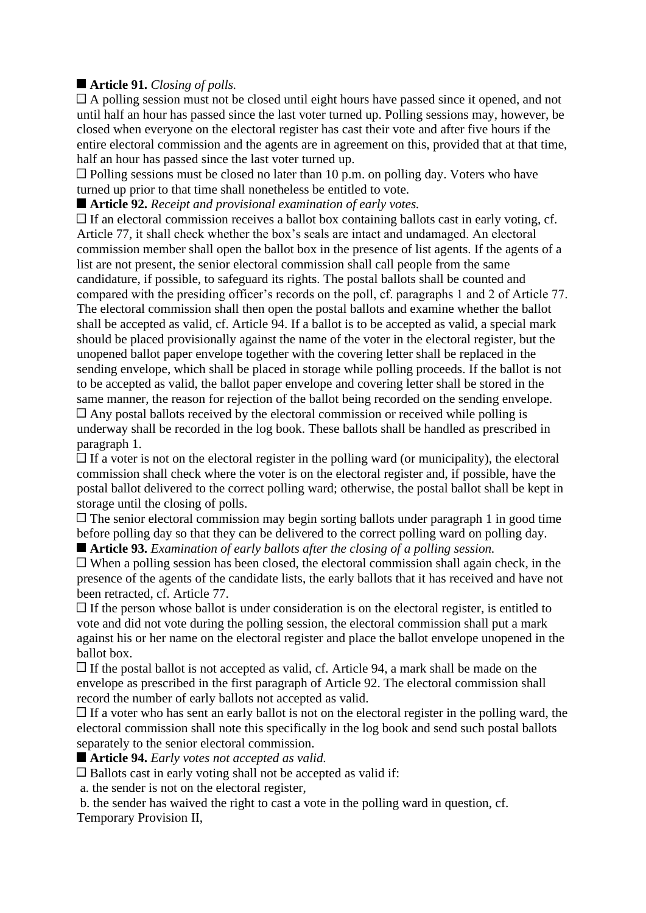■ **Article 91.** *Closing of polls.*

☐ A polling session must not be closed until eight hours have passed since it opened, and not until half an hour has passed since the last voter turned up. Polling sessions may, however, be closed when everyone on the electoral register has cast their vote and after five hours if the entire electoral commission and the agents are in agreement on this, provided that at that time, half an hour has passed since the last voter turned up.

☐ Polling sessions must be closed no later than 10 p.m. on polling day. Voters who have turned up prior to that time shall nonetheless be entitled to vote.

■ **Article 92.** *Receipt and provisional examination of early votes.*

☐ If an electoral commission receives a ballot box containing ballots cast in early voting, cf. Article 77, it shall check whether the box's seals are intact and undamaged. An electoral commission member shall open the ballot box in the presence of list agents. If the agents of a list are not present, the senior electoral commission shall call people from the same candidature, if possible, to safeguard its rights. The postal ballots shall be counted and compared with the presiding officer's records on the poll, cf. paragraphs 1 and 2 of Article 77. The electoral commission shall then open the postal ballots and examine whether the ballot shall be accepted as valid, cf. Article 94. If a ballot is to be accepted as valid, a special mark should be placed provisionally against the name of the voter in the electoral register, but the unopened ballot paper envelope together with the covering letter shall be replaced in the sending envelope, which shall be placed in storage while polling proceeds. If the ballot is not to be accepted as valid, the ballot paper envelope and covering letter shall be stored in the same manner, the reason for rejection of the ballot being recorded on the sending envelope.

☐ Any postal ballots received by the electoral commission or received while polling is underway shall be recorded in the log book. These ballots shall be handled as prescribed in paragraph 1.

☐ If a voter is not on the electoral register in the polling ward (or municipality), the electoral commission shall check where the voter is on the electoral register and, if possible, have the postal ballot delivered to the correct polling ward; otherwise, the postal ballot shall be kept in storage until the closing of polls.

☐ The senior electoral commission may begin sorting ballots under paragraph 1 in good time before polling day so that they can be delivered to the correct polling ward on polling day.

■ **Article 93.** *Examination of early ballots after the closing of a polling session.*

☐ When a polling session has been closed, the electoral commission shall again check, in the presence of the agents of the candidate lists, the early ballots that it has received and have not been retracted, cf. Article 77.

☐ If the person whose ballot is under consideration is on the electoral register, is entitled to vote and did not vote during the polling session, the electoral commission shall put a mark against his or her name on the electoral register and place the ballot envelope unopened in the ballot box.

☐ If the postal ballot is not accepted as valid, cf. Article 94, a mark shall be made on the envelope as prescribed in the first paragraph of Article 92. The electoral commission shall record the number of early ballots not accepted as valid.

☐ If a voter who has sent an early ballot is not on the electoral register in the polling ward, the electoral commission shall note this specifically in the log book and send such postal ballots separately to the senior electoral commission.

■ **Article 94.** *Early votes not accepted as valid.*

☐ Ballots cast in early voting shall not be accepted as valid if:

a. the sender is not on the electoral register,

b. the sender has waived the right to cast a vote in the polling ward in question, cf. Temporary Provision II,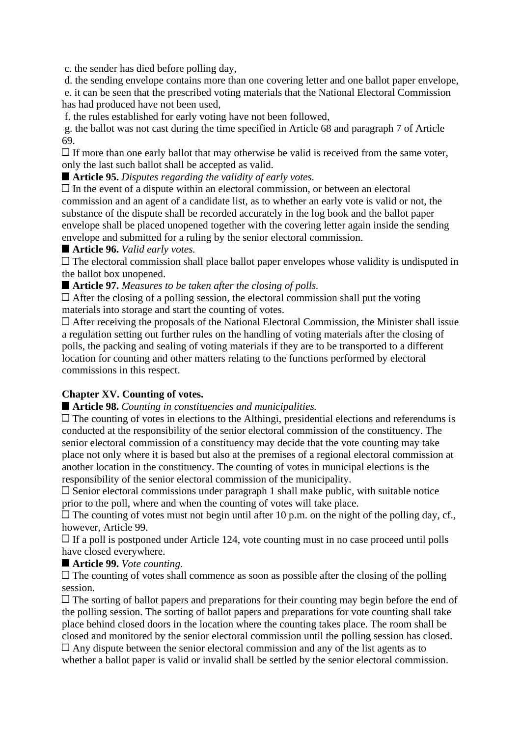c. the sender has died before polling day,

d. the sending envelope contains more than one covering letter and one ballot paper envelope,

e. it can be seen that the prescribed voting materials that the National Electoral Commission has had produced have not been used,

f. the rules established for early voting have not been followed,

g. the ballot was not cast during the time specified in Article 68 and paragraph 7 of Article 69.

☐ If more than one early ballot that may otherwise be valid is received from the same voter, only the last such ballot shall be accepted as valid.

■ **Article 95.** *Disputes regarding the validity of early votes.*

☐ In the event of a dispute within an electoral commission, or between an electoral commission and an agent of a candidate list, as to whether an early vote is valid or not, the substance of the dispute shall be recorded accurately in the log book and the ballot paper envelope shall be placed unopened together with the covering letter again inside the sending envelope and submitted for a ruling by the senior electoral commission.

■ **Article 96.** *Valid early votes.*

☐ The electoral commission shall place ballot paper envelopes whose validity is undisputed in the ballot box unopened.

■ **Article 97.** *Measures to be taken after the closing of polls.*

☐ After the closing of a polling session, the electoral commission shall put the voting materials into storage and start the counting of votes.

☐ After receiving the proposals of the National Electoral Commission, the Minister shall issue a regulation setting out further rules on the handling of voting materials after the closing of polls, the packing and sealing of voting materials if they are to be transported to a different location for counting and other matters relating to the functions performed by electoral commissions in this respect.

## Chapter XV. Counting of votes.

■ **Article 98.** *Counting in constituencies and municipalities.*

☐ The counting of votes in elections to the Althingi, presidential elections and referendums is conducted at the responsibility of the senior electoral commission of the constituency. The senior electoral commission of a constituency may decide that the vote counting may take place not only where it is based but also at the premises of a regional electoral commission at another location in the constituency. The counting of votes in municipal elections is the responsibility of the senior electoral commission of the municipality.

☐ Senior electoral commissions under paragraph 1 shall make public, with suitable notice prior to the poll, where and when the counting of votes will take place.

☐ The counting of votes must not begin until after 10 p.m. on the night of the polling day, cf., however, Article 99.

☐ If a poll is postponed under Article 124, vote counting must in no case proceed until polls have closed everywhere.

■ **Article 99.** *Vote counting.*

☐ The counting of votes shall commence as soon as possible after the closing of the polling session.

☐ The sorting of ballot papers and preparations for their counting may begin before the end of the polling session. The sorting of ballot papers and preparations for vote counting shall take place behind closed doors in the location where the counting takes place. The room shall be closed and monitored by the senior electoral commission until the polling session has closed.

☐ Any dispute between the senior electoral commission and any of the list agents as to whether a ballot paper is valid or invalid shall be settled by the senior electoral commission.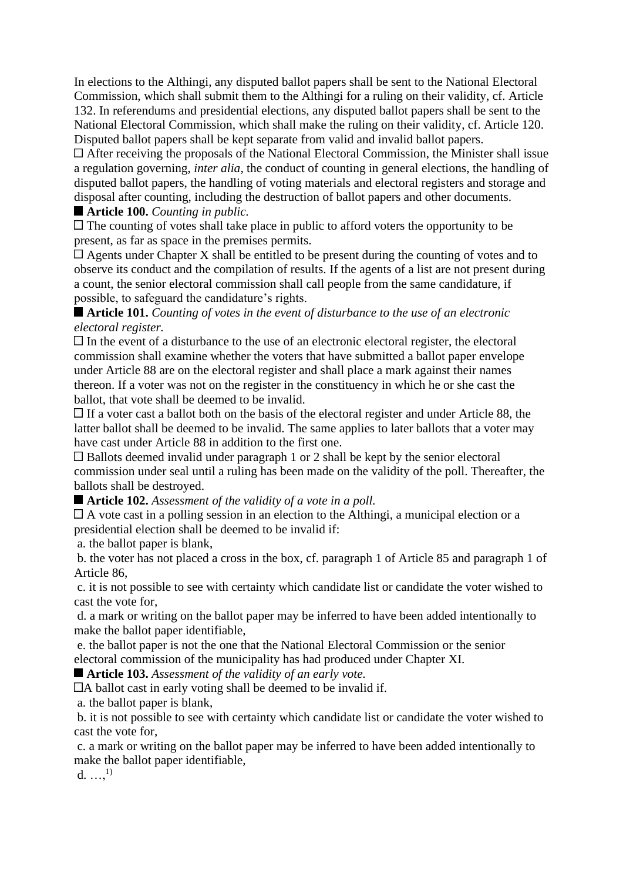In elections to the Althingi, any disputed ballot papers shall be sent to the National Electoral Commission, which shall submit them to the Althingi for a ruling on their validity, cf. Article 132. In referendums and presidential elections, any disputed ballot papers shall be sent to the National Electoral Commission, which shall make the ruling on their validity, cf. Article 120. Disputed ballot papers shall be kept separate from valid and invalid ballot papers.

☐ After receiving the proposals of the National Electoral Commission, the Minister shall issue a regulation governing, *inter alia*, the conduct of counting in general elections, the handling of disputed ballot papers, the handling of voting materials and electoral registers and storage and disposal after counting, including the destruction of ballot papers and other documents.

■ **Article 100.** *Counting in public.*

☐ The counting of votes shall take place in public to afford voters the opportunity to be present, as far as space in the premises permits.

☐ Agents under Chapter X shall be entitled to be present during the counting of votes and to observe its conduct and the compilation of results. If the agents of a list are not present during a count, the senior electoral commission shall call people from the same candidature, if possible, to safeguard the candidature's rights.

■ **Article 101.** *Counting of votes in the event of disturbance to the use of an electronic electoral register.*

☐ In the event of a disturbance to the use of an electronic electoral register, the electoral commission shall examine whether the voters that have submitted a ballot paper envelope under Article 88 are on the electoral register and shall place a mark against their names thereon. If a voter was not on the register in the constituency in which he or she cast the ballot, that vote shall be deemed to be invalid.

☐ If a voter cast a ballot both on the basis of the electoral register and under Article 88, the latter ballot shall be deemed to be invalid. The same applies to later ballots that a voter may have cast under Article 88 in addition to the first one.

☐ Ballots deemed invalid under paragraph 1 or 2 shall be kept by the senior electoral commission under seal until a ruling has been made on the validity of the poll. Thereafter, the ballots shall be destroyed.

■ **Article 102.** *Assessment of the validity of a vote in a poll.*

☐ A vote cast in a polling session in an election to the Althingi, a municipal election or a presidential election shall be deemed to be invalid if:

a. the ballot paper is blank,

b. the voter has not placed a cross in the box, cf. paragraph 1 of Article 85 and paragraph 1 of Article 86,

c. it is not possible to see with certainty which candidate list or candidate the voter wished to cast the vote for,

d. a mark or writing on the ballot paper may be inferred to have been added intentionally to make the ballot paper identifiable,

e. the ballot paper is not the one that the National Electoral Commission or the senior electoral commission of the municipality has had produced under Chapter XI.

■ **Article 103.** *Assessment of the validity of an early vote.*

☐A ballot cast in early voting shall be deemed to be invalid if.

a. the ballot paper is blank,

b. it is not possible to see with certainty which candidate list or candidate the voter wished to cast the vote for,

c. a mark or writing on the ballot paper may be inferred to have been added intentionally to make the ballot paper identifiable,

d. …,[1)]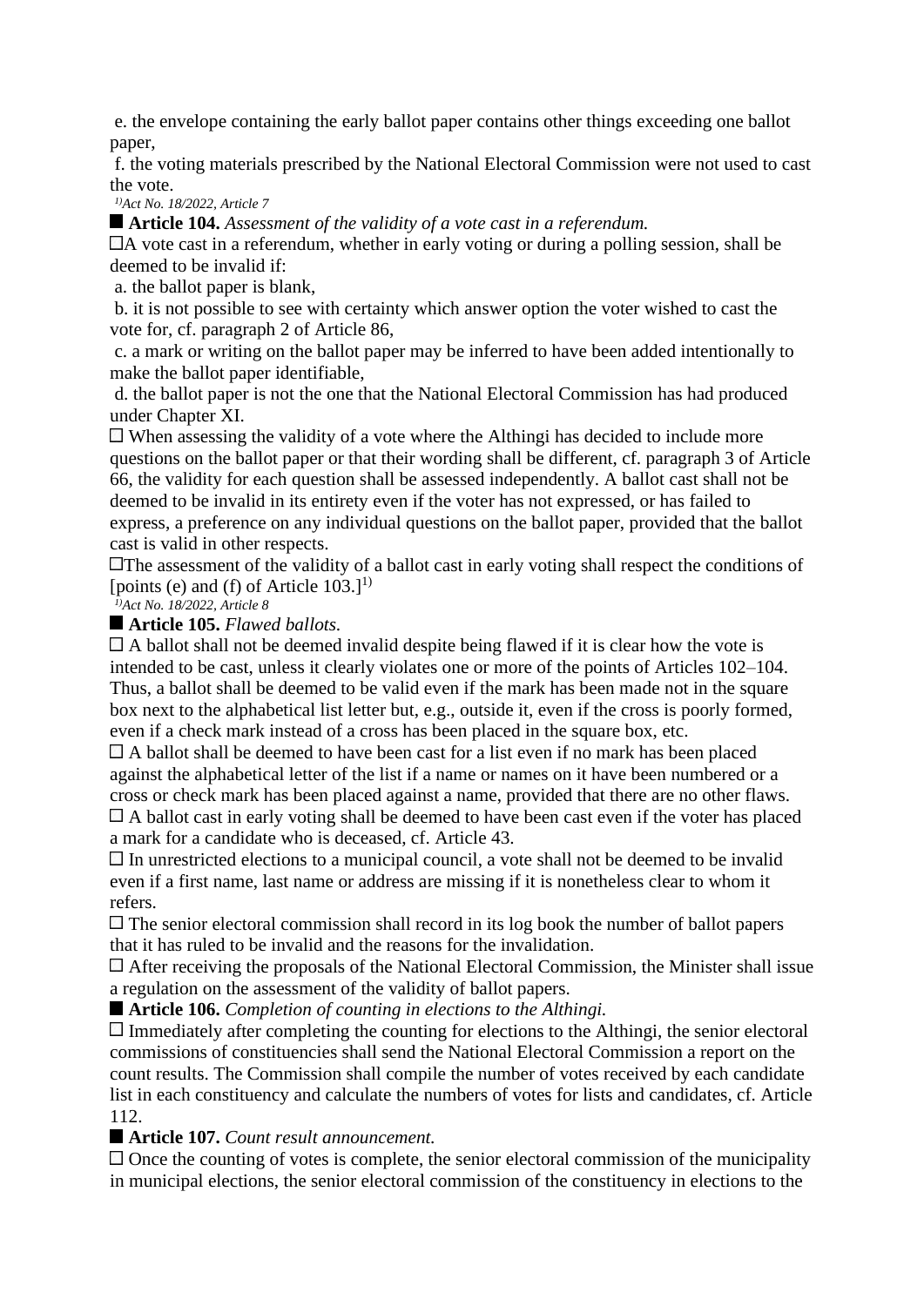e. the envelope containing the early ballot paper contains other things exceeding one ballot paper,

f. the voting materials prescribed by the National Electoral Commission were not used to cast the vote.

[1)] *Act No. 18/2022, Article 7*

**Article 104.** *Assessment of the validity of a vote cast in a referendum.*

A vote cast in a referendum, whether in early voting or during a polling session, shall be deemed to be invalid if:

a. the ballot paper is blank,

b. it is not possible to see with certainty which answer option the voter wished to cast the vote for, cf. paragraph 2 of Article 86,

c. a mark or writing on the ballot paper may be inferred to have been added intentionally to make the ballot paper identifiable,

d. the ballot paper is not the one that the National Electoral Commission has had produced under Chapter XI.

When assessing the validity of a vote where the Althingi has decided to include more questions on the ballot paper or that their wording shall be different, cf. paragraph 3 of Article 66, the validity for each question shall be assessed independently. A ballot cast shall not be deemed to be invalid in its entirety even if the voter has not expressed, or has failed to express, a preference on any individual questions on the ballot paper, provided that the ballot cast is valid in other respects.

The assessment of the validity of a ballot cast in early voting shall respect the conditions of [points (e) and (f) of Article 103.][1)]

[1)] *Act No. 18/2022, Article 8*

**Article 105.** *Flawed ballots.*

A ballot shall not be deemed invalid despite being flawed if it is clear how the vote is intended to be cast, unless it clearly violates one or more of the points of Articles 102–104. Thus, a ballot shall be deemed to be valid even if the mark has been made not in the square box next to the alphabetical list letter but, e.g., outside it, even if the cross is poorly formed, even if a check mark instead of a cross has been placed in the square box, etc.

A ballot shall be deemed to have been cast for a list even if no mark has been placed against the alphabetical letter of the list if a name or names on it have been numbered or a cross or check mark has been placed against a name, provided that there are no other flaws.

A ballot cast in early voting shall be deemed to have been cast even if the voter has placed a mark for a candidate who is deceased, cf. Article 43.

In unrestricted elections to a municipal council, a vote shall not be deemed to be invalid even if a first name, last name or address are missing if it is nonetheless clear to whom it refers.

The senior electoral commission shall record in its log book the number of ballot papers that it has ruled to be invalid and the reasons for the invalidation.

After receiving the proposals of the National Electoral Commission, the Minister shall issue a regulation on the assessment of the validity of ballot papers.

**Article 106.** *Completion of counting in elections to the Althingi.*

Immediately after completing the counting for elections to the Althingi, the senior electoral commissions of constituencies shall send the National Electoral Commission a report on the count results. The Commission shall compile the number of votes received by each candidate list in each constituency and calculate the numbers of votes for lists and candidates, cf. Article 112.

**Article 107.** *Count result announcement.*

Once the counting of votes is complete, the senior electoral commission of the municipality in municipal elections, the senior electoral commission of the constituency in elections to the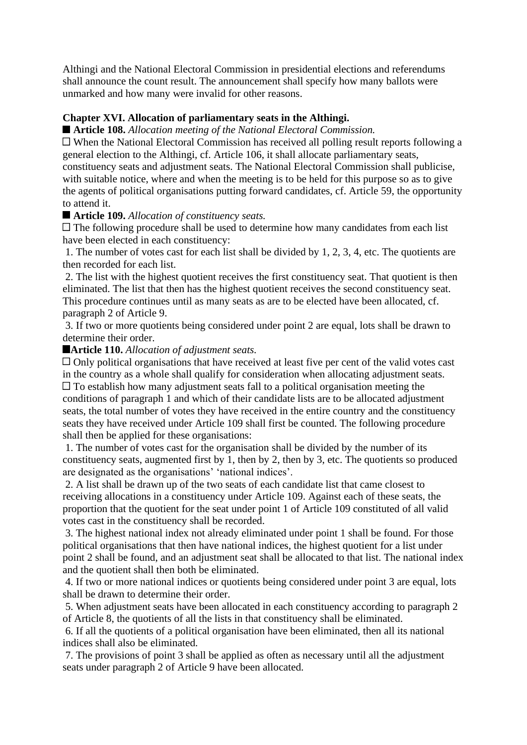Althingi and the National Electoral Commission in presidential elections and referendums shall announce the count result. The announcement shall specify how many ballots were unmarked and how many were invalid for other reasons.

### Chapter XVI. Allocation of parliamentary seats in the Althingi.

■ **Article 108.** *Allocation meeting of the National Electoral Commission.*

□ When the National Electoral Commission has received all polling result reports following a general election to the Althingi, cf. Article 106, it shall allocate parliamentary seats, constituency seats and adjustment seats. The National Electoral Commission shall publicise, with suitable notice, where and when the meeting is to be held for this purpose so as to give the agents of political organisations putting forward candidates, cf. Article 59, the opportunity to attend it.

■ **Article 109.** *Allocation of constituency seats.*

□ The following procedure shall be used to determine how many candidates from each list have been elected in each constituency:

1. The number of votes cast for each list shall be divided by 1, 2, 3, 4, etc. The quotients are then recorded for each list.
2. The list with the highest quotient receives the first constituency seat. That quotient is then eliminated. The list that then has the highest quotient receives the second constituency seat. This procedure continues until as many seats as are to be elected have been allocated, cf. paragraph 2 of Article 9.
3. If two or more quotients being considered under point 2 are equal, lots shall be drawn to determine their order.

■ **Article 110.** *Allocation of adjustment seats.*

□ Only political organisations that have received at least five per cent of the valid votes cast in the country as a whole shall qualify for consideration when allocating adjustment seats.

□ To establish how many adjustment seats fall to a political organisation meeting the conditions of paragraph 1 and which of their candidate lists are to be allocated adjustment seats, the total number of votes they have received in the entire country and the constituency seats they have received under Article 109 shall first be counted. The following procedure shall then be applied for these organisations:

1. The number of votes cast for the organisation shall be divided by the number of its constituency seats, augmented first by 1, then by 2, then by 3, etc. The quotients so produced are designated as the organisations' 'national indices'.
2. A list shall be drawn up of the two seats of each candidate list that came closest to receiving allocations in a constituency under Article 109. Against each of these seats, the proportion that the quotient for the seat under point 1 of Article 109 constituted of all valid votes cast in the constituency shall be recorded.
3. The highest national index not already eliminated under point 1 shall be found. For those political organisations that then have national indices, the highest quotient for a list under point 2 shall be found, and an adjustment seat shall be allocated to that list. The national index and the quotient shall then both be eliminated.
4. If two or more national indices or quotients being considered under point 3 are equal, lots shall be drawn to determine their order.
5. When adjustment seats have been allocated in each constituency according to paragraph 2 of Article 8, the quotients of all the lists in that constituency shall be eliminated.
6. If all the quotients of a political organisation have been eliminated, then all its national indices shall also be eliminated.
7. The provisions of point 3 shall be applied as often as necessary until all the adjustment seats under paragraph 2 of Article 9 have been allocated.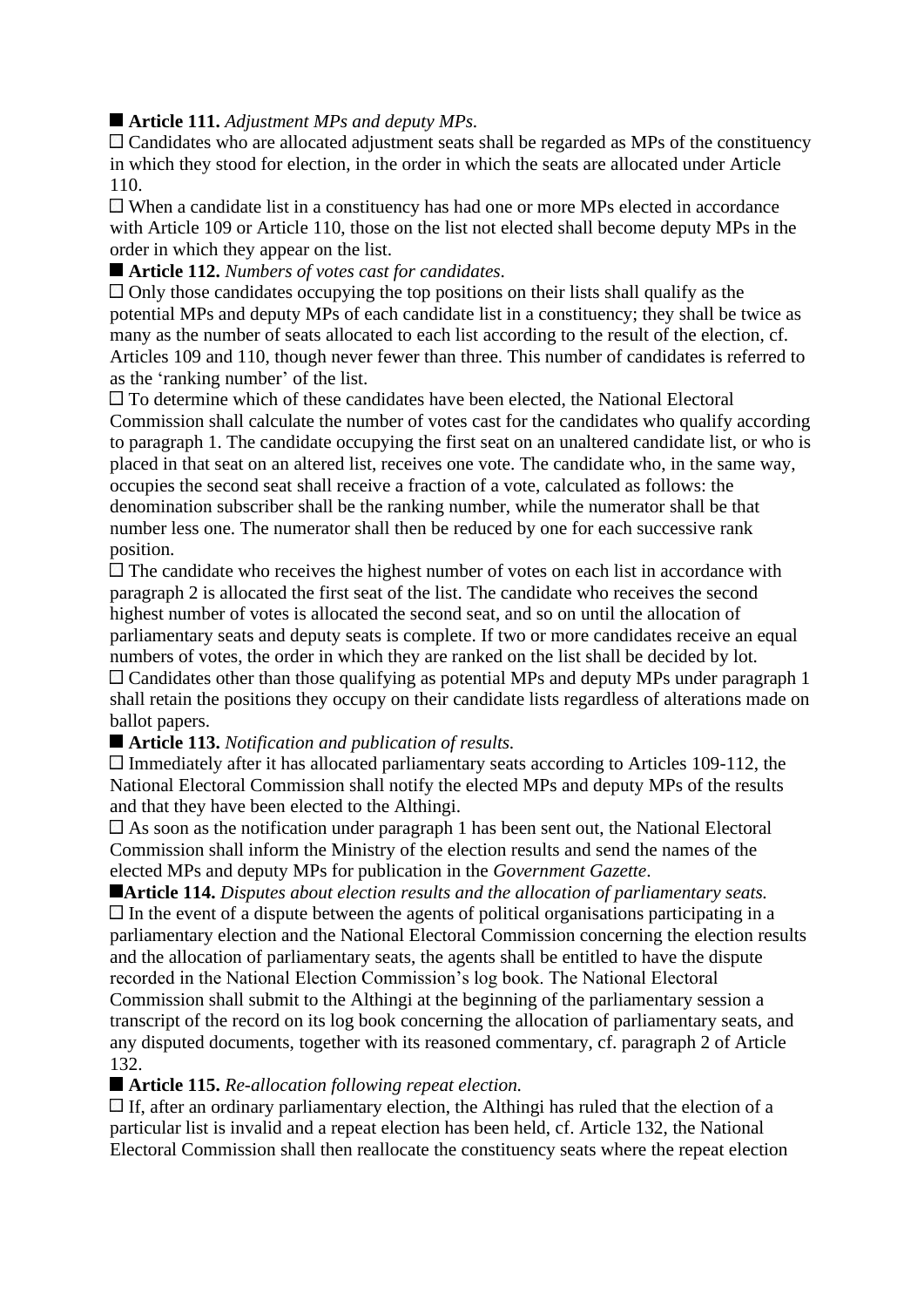■ **Article 111.** *Adjustment MPs and deputy MPs.*

□ Candidates who are allocated adjustment seats shall be regarded as MPs of the constituency in which they stood for election, in the order in which the seats are allocated under Article 110.

□ When a candidate list in a constituency has had one or more MPs elected in accordance with Article 109 or Article 110, those on the list not elected shall become deputy MPs in the order in which they appear on the list.

■ **Article 112.** *Numbers of votes cast for candidates.*

□ Only those candidates occupying the top positions on their lists shall qualify as the potential MPs and deputy MPs of each candidate list in a constituency; they shall be twice as many as the number of seats allocated to each list according to the result of the election, cf. Articles 109 and 110, though never fewer than three. This number of candidates is referred to as the 'ranking number' of the list.

□ To determine which of these candidates have been elected, the National Electoral Commission shall calculate the number of votes cast for the candidates who qualify according to paragraph 1. The candidate occupying the first seat on an unaltered candidate list, or who is placed in that seat on an altered list, receives one vote. The candidate who, in the same way, occupies the second seat shall receive a fraction of a vote, calculated as follows: the denomination subscriber shall be the ranking number, while the numerator shall be that number less one. The numerator shall then be reduced by one for each successive rank position.

□ The candidate who receives the highest number of votes on each list in accordance with paragraph 2 is allocated the first seat of the list. The candidate who receives the second highest number of votes is allocated the second seat, and so on until the allocation of parliamentary seats and deputy seats is complete. If two or more candidates receive an equal numbers of votes, the order in which they are ranked on the list shall be decided by lot.

□ Candidates other than those qualifying as potential MPs and deputy MPs under paragraph 1 shall retain the positions they occupy on their candidate lists regardless of alterations made on ballot papers.

■ **Article 113.** *Notification and publication of results.*

□ Immediately after it has allocated parliamentary seats according to Articles 109-112, the National Electoral Commission shall notify the elected MPs and deputy MPs of the results and that they have been elected to the Althingi.

□ As soon as the notification under paragraph 1 has been sent out, the National Electoral Commission shall inform the Ministry of the election results and send the names of the elected MPs and deputy MPs for publication in the *Government Gazette*.

■ **Article 114.** *Disputes about election results and the allocation of parliamentary seats.*

□ In the event of a dispute between the agents of political organisations participating in a parliamentary election and the National Electoral Commission concerning the election results and the allocation of parliamentary seats, the agents shall be entitled to have the dispute recorded in the National Election Commission's log book. The National Electoral Commission shall submit to the Althingi at the beginning of the parliamentary session a transcript of the record on its log book concerning the allocation of parliamentary seats, and any disputed documents, together with its reasoned commentary, cf. paragraph 2 of Article 132.

■ **Article 115.** *Re-allocation following repeat election.*

□ If, after an ordinary parliamentary election, the Althingi has ruled that the election of a particular list is invalid and a repeat election has been held, cf. Article 132, the National Electoral Commission shall then reallocate the constituency seats where the repeat election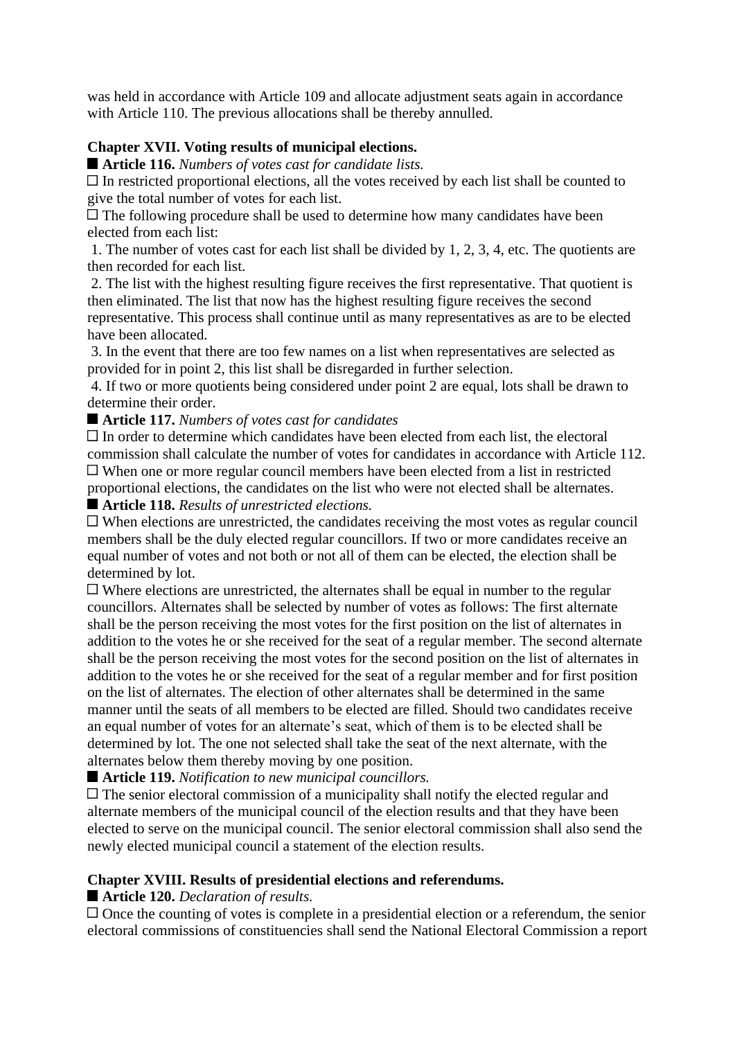was held in accordance with Article 109 and allocate adjustment seats again in accordance with Article 110. The previous allocations shall be thereby annulled.

## Chapter XVII. Voting results of municipal elections.

■ **Article 116.** *Numbers of votes cast for candidate lists.*

□ In restricted proportional elections, all the votes received by each list shall be counted to give the total number of votes for each list.

□ The following procedure shall be used to determine how many candidates have been elected from each list:

1. The number of votes cast for each list shall be divided by 1, 2, 3, 4, etc. The quotients are then recorded for each list.
2. The list with the highest resulting figure receives the first representative. That quotient is then eliminated. The list that now has the highest resulting figure receives the second representative. This process shall continue until as many representatives as are to be elected have been allocated.
3. In the event that there are too few names on a list when representatives are selected as provided for in point 2, this list shall be disregarded in further selection.
4. If two or more quotients being considered under point 2 are equal, lots shall be drawn to determine their order.

■ **Article 117.** *Numbers of votes cast for candidates*

□ In order to determine which candidates have been elected from each list, the electoral commission shall calculate the number of votes for candidates in accordance with Article 112.

□ When one or more regular council members have been elected from a list in restricted proportional elections, the candidates on the list who were not elected shall be alternates.

■ **Article 118.** *Results of unrestricted elections.*

□ When elections are unrestricted, the candidates receiving the most votes as regular council members shall be the duly elected regular councillors. If two or more candidates receive an equal number of votes and not both or not all of them can be elected, the election shall be determined by lot.

□ Where elections are unrestricted, the alternates shall be equal in number to the regular councillors. Alternates shall be selected by number of votes as follows: The first alternate shall be the person receiving the most votes for the first position on the list of alternates in addition to the votes he or she received for the seat of a regular member. The second alternate shall be the person receiving the most votes for the second position on the list of alternates in addition to the votes he or she received for the seat of a regular member and for first position on the list of alternates. The election of other alternates shall be determined in the same manner until the seats of all members to be elected are filled. Should two candidates receive an equal number of votes for an alternate's seat, which of them is to be elected shall be determined by lot. The one not selected shall take the seat of the next alternate, with the alternates below them thereby moving by one position.

■ **Article 119.** *Notification to new municipal councillors.*

□ The senior electoral commission of a municipality shall notify the elected regular and alternate members of the municipal council of the election results and that they have been elected to serve on the municipal council. The senior electoral commission shall also send the newly elected municipal council a statement of the election results.

## Chapter XVIII. Results of presidential elections and referendums.

■ **Article 120.** *Declaration of results.*

□ Once the counting of votes is complete in a presidential election or a referendum, the senior electoral commissions of constituencies shall send the National Electoral Commission a report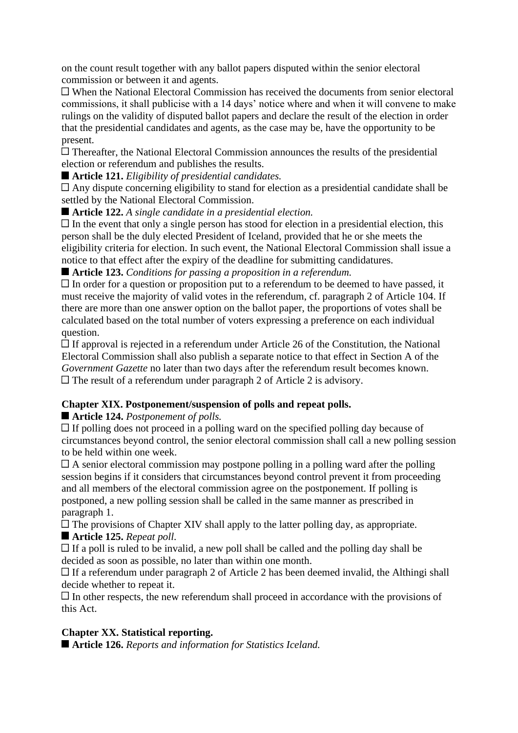on the count result together with any ballot papers disputed within the senior electoral commission or between it and agents.

□ When the National Electoral Commission has received the documents from senior electoral commissions, it shall publicise with a 14 days' notice where and when it will convene to make rulings on the validity of disputed ballot papers and declare the result of the election in order that the presidential candidates and agents, as the case may be, have the opportunity to be present.

□ Thereafter, the National Electoral Commission announces the results of the presidential election or referendum and publishes the results.

■ **Article 121.** *Eligibility of presidential candidates.*

□ Any dispute concerning eligibility to stand for election as a presidential candidate shall be settled by the National Electoral Commission.

■ **Article 122.** *A single candidate in a presidential election.*

□ In the event that only a single person has stood for election in a presidential election, this person shall be the duly elected President of Iceland, provided that he or she meets the eligibility criteria for election. In such event, the National Electoral Commission shall issue a notice to that effect after the expiry of the deadline for submitting candidatures.

■ **Article 123.** *Conditions for passing a proposition in a referendum.*

□ In order for a question or proposition put to a referendum to be deemed to have passed, it must receive the majority of valid votes in the referendum, cf. paragraph 2 of Article 104. If there are more than one answer option on the ballot paper, the proportions of votes shall be calculated based on the total number of voters expressing a preference on each individual question.

□ If approval is rejected in a referendum under Article 26 of the Constitution, the National Electoral Commission shall also publish a separate notice to that effect in Section A of the *Government Gazette* no later than two days after the referendum result becomes known.

□ The result of a referendum under paragraph 2 of Article 2 is advisory.

### Chapter XIX. Postponement/suspension of polls and repeat polls.

■ **Article 124.** *Postponement of polls.*

□ If polling does not proceed in a polling ward on the specified polling day because of circumstances beyond control, the senior electoral commission shall call a new polling session to be held within one week.

□ A senior electoral commission may postpone polling in a polling ward after the polling session begins if it considers that circumstances beyond control prevent it from proceeding and all members of the electoral commission agree on the postponement. If polling is postponed, a new polling session shall be called in the same manner as prescribed in paragraph 1.

□ The provisions of Chapter XIV shall apply to the latter polling day, as appropriate.

■ **Article 125.** *Repeat poll.*

□ If a poll is ruled to be invalid, a new poll shall be called and the polling day shall be decided as soon as possible, no later than within one month.

□ If a referendum under paragraph 2 of Article 2 has been deemed invalid, the Althingi shall decide whether to repeat it.

□ In other respects, the new referendum shall proceed in accordance with the provisions of this Act.

### Chapter XX. Statistical reporting.

■ **Article 126.** *Reports and information for Statistics Iceland.*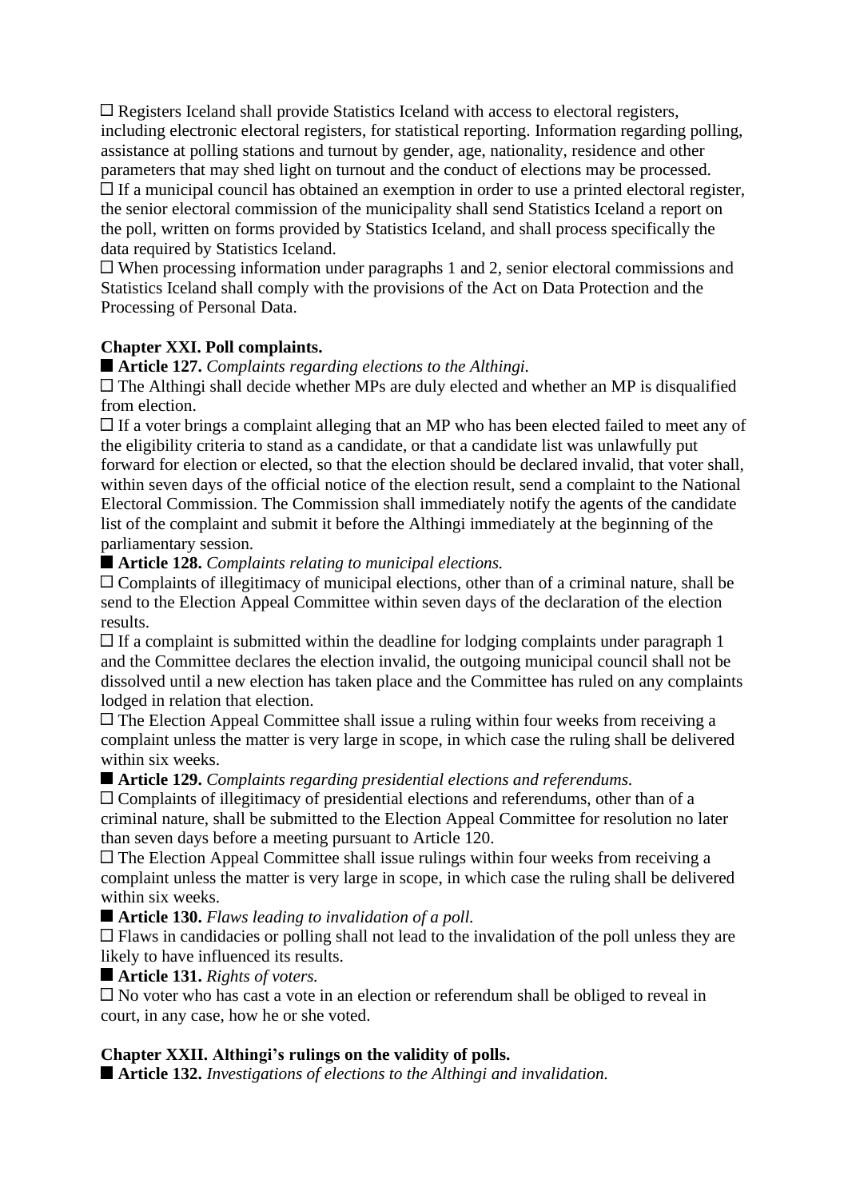□ Registers Iceland shall provide Statistics Iceland with access to electoral registers, including electronic electoral registers, for statistical reporting. Information regarding polling, assistance at polling stations and turnout by gender, age, nationality, residence and other parameters that may shed light on turnout and the conduct of elections may be processed.
□ If a municipal council has obtained an exemption in order to use a printed electoral register, the senior electoral commission of the municipality shall send Statistics Iceland a report on the poll, written on forms provided by Statistics Iceland, and shall process specifically the data required by Statistics Iceland.
□ When processing information under paragraphs 1 and 2, senior electoral commissions and Statistics Iceland shall comply with the provisions of the Act on Data Protection and the Processing of Personal Data.

**Chapter XXI. Poll complaints.**

■ **Article 127.** *Complaints regarding elections to the Althingi.*
□ The Althingi shall decide whether MPs are duly elected and whether an MP is disqualified from election.
□ If a voter brings a complaint alleging that an MP who has been elected failed to meet any of the eligibility criteria to stand as a candidate, or that a candidate list was unlawfully put forward for election or elected, so that the election should be declared invalid, that voter shall, within seven days of the official notice of the election result, send a complaint to the National Electoral Commission. The Commission shall immediately notify the agents of the candidate list of the complaint and submit it before the Althingi immediately at the beginning of the parliamentary session.

■ **Article 128.** *Complaints relating to municipal elections.*
□ Complaints of illegitimacy of municipal elections, other than of a criminal nature, shall be send to the Election Appeal Committee within seven days of the declaration of the election results.
□ If a complaint is submitted within the deadline for lodging complaints under paragraph 1 and the Committee declares the election invalid, the outgoing municipal council shall not be dissolved until a new election has taken place and the Committee has ruled on any complaints lodged in relation that election.
□ The Election Appeal Committee shall issue a ruling within four weeks from receiving a complaint unless the matter is very large in scope, in which case the ruling shall be delivered within six weeks.

■ **Article 129.** *Complaints regarding presidential elections and referendums.*
□ Complaints of illegitimacy of presidential elections and referendums, other than of a criminal nature, shall be submitted to the Election Appeal Committee for resolution no later than seven days before a meeting pursuant to Article 120.
□ The Election Appeal Committee shall issue rulings within four weeks from receiving a complaint unless the matter is very large in scope, in which case the ruling shall be delivered within six weeks.

■ **Article 130.** *Flaws leading to invalidation of a poll.*
□ Flaws in candidacies or polling shall not lead to the invalidation of the poll unless they are likely to have influenced its results.

■ **Article 131.** *Rights of voters.*
□ No voter who has cast a vote in an election or referendum shall be obliged to reveal in court, in any case, how he or she voted.

**Chapter XXII. Althingi's rulings on the validity of polls.**

■ **Article 132.** *Investigations of elections to the Althingi and invalidation.*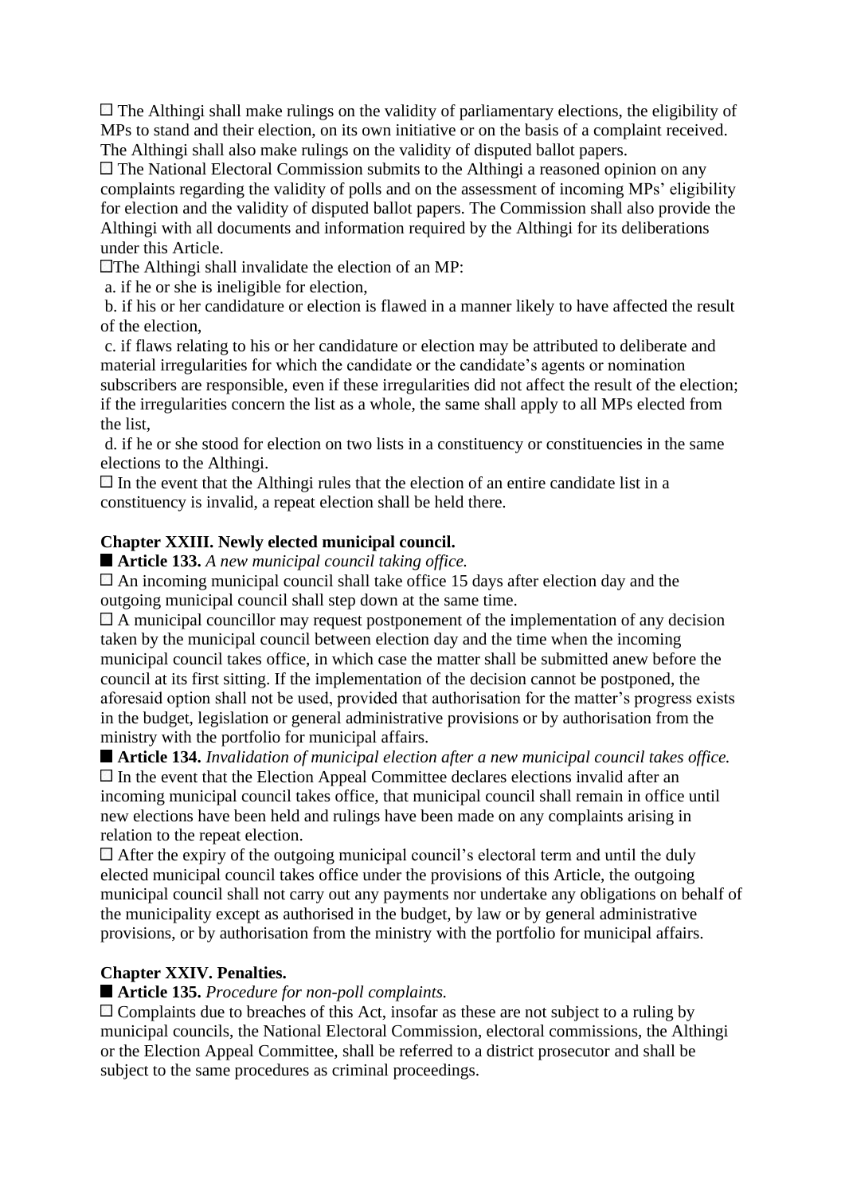☐ The Althingi shall make rulings on the validity of parliamentary elections, the eligibility of MPs to stand and their election, on its own initiative or on the basis of a complaint received. The Althingi shall also make rulings on the validity of disputed ballot papers.

☐ The National Electoral Commission submits to the Althingi a reasoned opinion on any complaints regarding the validity of polls and on the assessment of incoming MPs' eligibility for election and the validity of disputed ballot papers. The Commission shall also provide the Althingi with all documents and information required by the Althingi for its deliberations under this Article.

☐The Althingi shall invalidate the election of an MP:

a. if he or she is ineligible for election,

b. if his or her candidature or election is flawed in a manner likely to have affected the result of the election,

c. if flaws relating to his or her candidature or election may be attributed to deliberate and material irregularities for which the candidate or the candidate's agents or nomination subscribers are responsible, even if these irregularities did not affect the result of the election; if the irregularities concern the list as a whole, the same shall apply to all MPs elected from the list,

d. if he or she stood for election on two lists in a constituency or constituencies in the same elections to the Althingi.

☐ In the event that the Althingi rules that the election of an entire candidate list in a constituency is invalid, a repeat election shall be held there.

## Chapter XXIII. Newly elected municipal council.

■ **Article 133.** *A new municipal council taking office.*

☐ An incoming municipal council shall take office 15 days after election day and the outgoing municipal council shall step down at the same time.

☐ A municipal councillor may request postponement of the implementation of any decision taken by the municipal council between election day and the time when the incoming municipal council takes office, in which case the matter shall be submitted anew before the council at its first sitting. If the implementation of the decision cannot be postponed, the aforesaid option shall not be used, provided that authorisation for the matter's progress exists in the budget, legislation or general administrative provisions or by authorisation from the ministry with the portfolio for municipal affairs.

■ **Article 134.** *Invalidation of municipal election after a new municipal council takes office.*

☐ In the event that the Election Appeal Committee declares elections invalid after an incoming municipal council takes office, that municipal council shall remain in office until new elections have been held and rulings have been made on any complaints arising in relation to the repeat election.

☐ After the expiry of the outgoing municipal council's electoral term and until the duly elected municipal council takes office under the provisions of this Article, the outgoing municipal council shall not carry out any payments nor undertake any obligations on behalf of the municipality except as authorised in the budget, by law or by general administrative provisions, or by authorisation from the ministry with the portfolio for municipal affairs.

## Chapter XXIV. Penalties.

■ **Article 135.** *Procedure for non-poll complaints.*

☐ Complaints due to breaches of this Act, insofar as these are not subject to a ruling by municipal councils, the National Electoral Commission, electoral commissions, the Althingi or the Election Appeal Committee, shall be referred to a district prosecutor and shall be subject to the same procedures as criminal proceedings.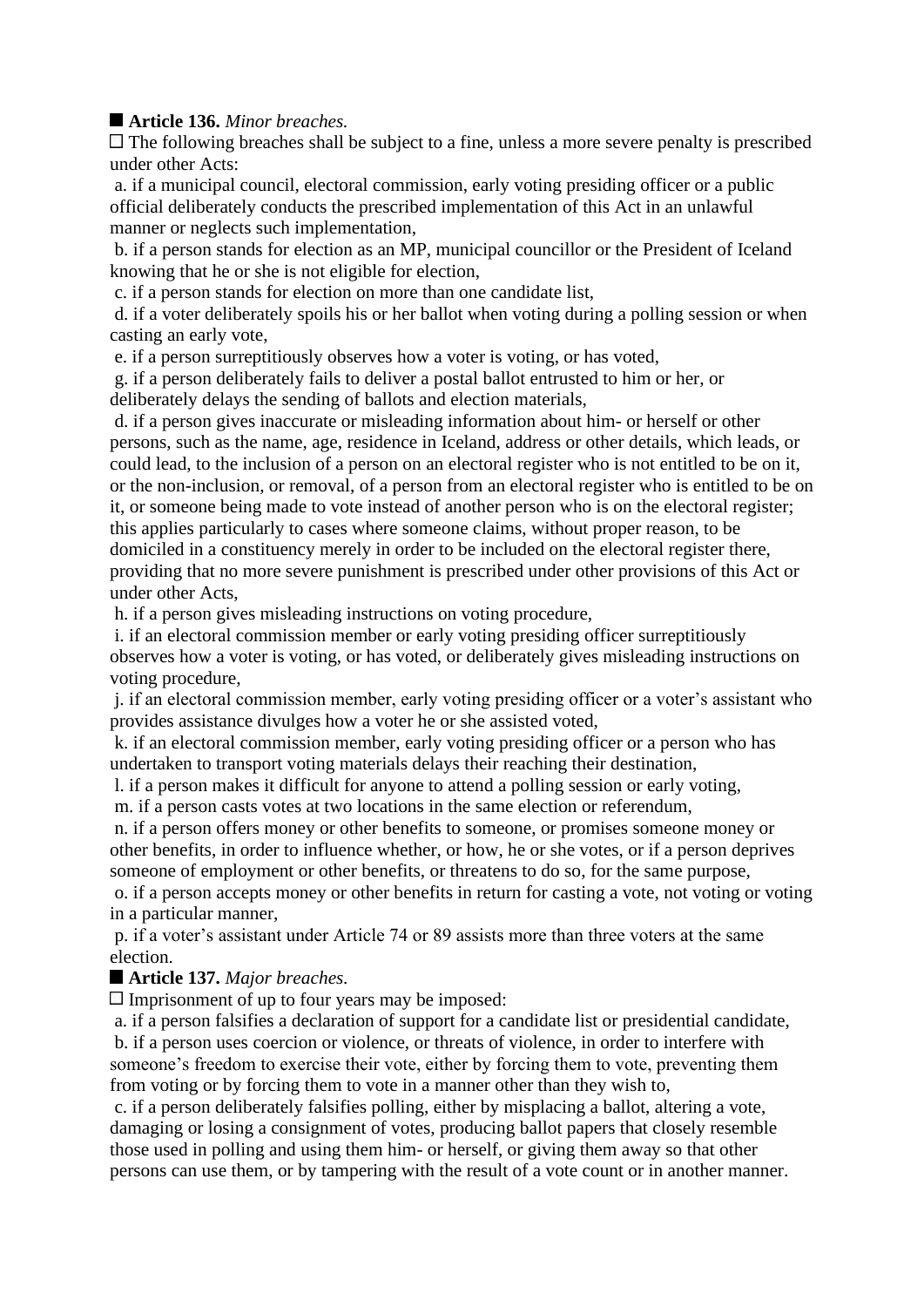■ **Article 136.** *Minor breaches.*

□ The following breaches shall be subject to a fine, unless a more severe penalty is prescribed under other Acts:

a. if a municipal council, electoral commission, early voting presiding officer or a public official deliberately conducts the prescribed implementation of this Act in an unlawful manner or neglects such implementation,

b. if a person stands for election as an MP, municipal councillor or the President of Iceland knowing that he or she is not eligible for election,

c. if a person stands for election on more than one candidate list,

d. if a voter deliberately spoils his or her ballot when voting during a polling session or when casting an early vote,

e. if a person surreptitiously observes how a voter is voting, or has voted,

g. if a person deliberately fails to deliver a postal ballot entrusted to him or her, or deliberately delays the sending of ballots and election materials,

d. if a person gives inaccurate or misleading information about him- or herself or other persons, such as the name, age, residence in Iceland, address or other details, which leads, or could lead, to the inclusion of a person on an electoral register who is not entitled to be on it, or the non-inclusion, or removal, of a person from an electoral register who is entitled to be on it, or someone being made to vote instead of another person who is on the electoral register; this applies particularly to cases where someone claims, without proper reason, to be domiciled in a constituency merely in order to be included on the electoral register there, providing that no more severe punishment is prescribed under other provisions of this Act or under other Acts,

h. if a person gives misleading instructions on voting procedure,

i. if an electoral commission member or early voting presiding officer surreptitiously observes how a voter is voting, or has voted, or deliberately gives misleading instructions on voting procedure,

j. if an electoral commission member, early voting presiding officer or a voter's assistant who provides assistance divulges how a voter he or she assisted voted,

k. if an electoral commission member, early voting presiding officer or a person who has undertaken to transport voting materials delays their reaching their destination,

l. if a person makes it difficult for anyone to attend a polling session or early voting,

m. if a person casts votes at two locations in the same election or referendum,

n. if a person offers money or other benefits to someone, or promises someone money or other benefits, in order to influence whether, or how, he or she votes, or if a person deprives someone of employment or other benefits, or threatens to do so, for the same purpose,

o. if a person accepts money or other benefits in return for casting a vote, not voting or voting in a particular manner,

p. if a voter's assistant under Article 74 or 89 assists more than three voters at the same election.

■ **Article 137.** *Major breaches.*

□ Imprisonment of up to four years may be imposed:

a. if a person falsifies a declaration of support for a candidate list or presidential candidate,

b. if a person uses coercion or violence, or threats of violence, in order to interfere with someone's freedom to exercise their vote, either by forcing them to vote, preventing them from voting or by forcing them to vote in a manner other than they wish to,

c. if a person deliberately falsifies polling, either by misplacing a ballot, altering a vote, damaging or losing a consignment of votes, producing ballot papers that closely resemble those used in polling and using them him- or herself, or giving them away so that other persons can use them, or by tampering with the result of a vote count or in another manner.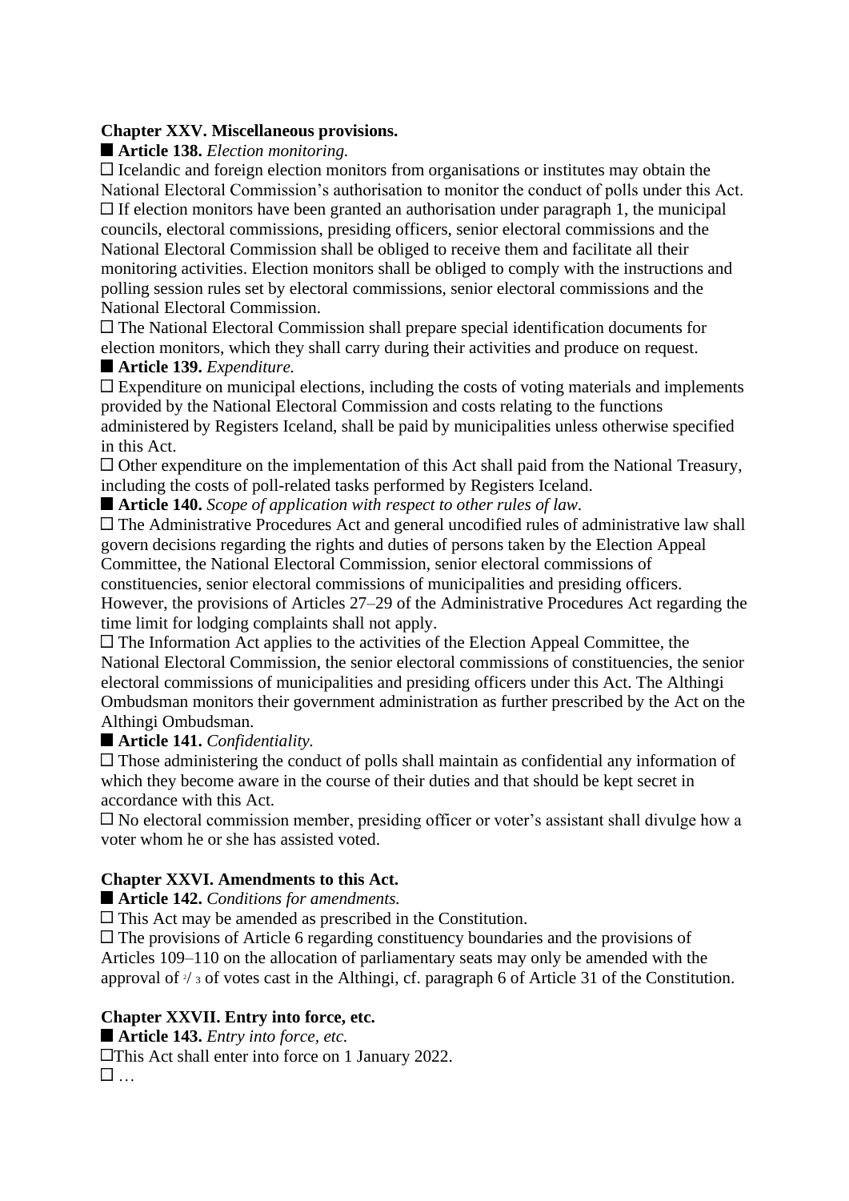**Chapter XXV. Miscellaneous provisions.**

■ **Article 138.** *Election monitoring.*

☐ Icelandic and foreign election monitors from organisations or institutes may obtain the National Electoral Commission's authorisation to monitor the conduct of polls under this Act.

☐ If election monitors have been granted an authorisation under paragraph 1, the municipal councils, electoral commissions, presiding officers, senior electoral commissions and the National Electoral Commission shall be obliged to receive them and facilitate all their monitoring activities. Election monitors shall be obliged to comply with the instructions and polling session rules set by electoral commissions, senior electoral commissions and the National Electoral Commission.

☐ The National Electoral Commission shall prepare special identification documents for election monitors, which they shall carry during their activities and produce on request.

■ **Article 139.** *Expenditure.*

☐ Expenditure on municipal elections, including the costs of voting materials and implements provided by the National Electoral Commission and costs relating to the functions administered by Registers Iceland, shall be paid by municipalities unless otherwise specified in this Act.

☐ Other expenditure on the implementation of this Act shall paid from the National Treasury, including the costs of poll-related tasks performed by Registers Iceland.

■ **Article 140.** *Scope of application with respect to other rules of law.*

☐ The Administrative Procedures Act and general uncodified rules of administrative law shall govern decisions regarding the rights and duties of persons taken by the Election Appeal Committee, the National Electoral Commission, senior electoral commissions of constituencies, senior electoral commissions of municipalities and presiding officers. However, the provisions of Articles 27–29 of the Administrative Procedures Act regarding the time limit for lodging complaints shall not apply.

☐ The Information Act applies to the activities of the Election Appeal Committee, the National Electoral Commission, the senior electoral commissions of constituencies, the senior electoral commissions of municipalities and presiding officers under this Act. The Althingi Ombudsman monitors their government administration as further prescribed by the Act on the Althingi Ombudsman.

■ **Article 141.** *Confidentiality.*

☐ Those administering the conduct of polls shall maintain as confidential any information of which they become aware in the course of their duties and that should be kept secret in accordance with this Act.

☐ No electoral commission member, presiding officer or voter's assistant shall divulge how a voter whom he or she has assisted voted.

**Chapter XXVI. Amendments to this Act.**

■ **Article 142.** *Conditions for amendments.*

☐ This Act may be amended as prescribed in the Constitution.

☐ The provisions of Article 6 regarding constituency boundaries and the provisions of Articles 109–110 on the allocation of parliamentary seats may only be amended with the approval of $^2/_3$ of votes cast in the Althingi, cf. paragraph 6 of Article 31 of the Constitution.

**Chapter XXVII. Entry into force, etc.**

■ **Article 143.** *Entry into force, etc.*

☐This Act shall enter into force on 1 January 2022.

☐ …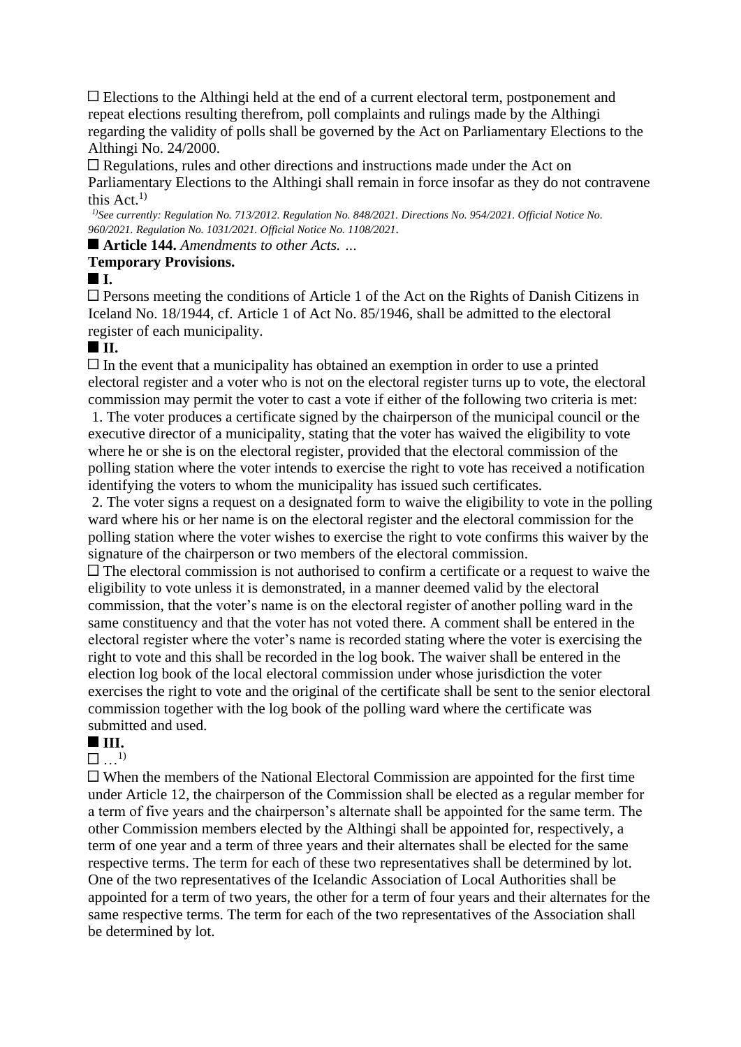☐ Elections to the Althingi held at the end of a current electoral term, postponement and repeat elections resulting therefrom, poll complaints and rulings made by the Althingi regarding the validity of polls shall be governed by the Act on Parliamentary Elections to the Althingi No. 24/2000.

☐ Regulations, rules and other directions and instructions made under the Act on Parliamentary Elections to the Althingi shall remain in force insofar as they do not contravene this Act.[1)]

*[1)]See currently: Regulation No. 713/2012. Regulation No. 848/2021. Directions No. 954/2021. Official Notice No. 960/2021. Regulation No. 1031/2021. Official Notice No. 1108/2021.*

■ **Article 144.** *Amendments to other Acts. …*

**Temporary Provisions.**

■ **I.**

☐ Persons meeting the conditions of Article 1 of the Act on the Rights of Danish Citizens in Iceland No. 18/1944, cf. Article 1 of Act No. 85/1946, shall be admitted to the electoral register of each municipality.

■ **II.**

☐ In the event that a municipality has obtained an exemption in order to use a printed electoral register and a voter who is not on the electoral register turns up to vote, the electoral commission may permit the voter to cast a vote if either of the following two criteria is met:

1. The voter produces a certificate signed by the chairperson of the municipal council or the executive director of a municipality, stating that the voter has waived the eligibility to vote where he or she is on the electoral register, provided that the electoral commission of the polling station where the voter intends to exercise the right to vote has received a notification identifying the voters to whom the municipality has issued such certificates.
2. The voter signs a request on a designated form to waive the eligibility to vote in the polling ward where his or her name is on the electoral register and the electoral commission for the polling station where the voter wishes to exercise the right to vote confirms this waiver by the signature of the chairperson or two members of the electoral commission.

☐ The electoral commission is not authorised to confirm a certificate or a request to waive the eligibility to vote unless it is demonstrated, in a manner deemed valid by the electoral commission, that the voter's name is on the electoral register of another polling ward in the same constituency and that the voter has not voted there. A comment shall be entered in the electoral register where the voter's name is recorded stating where the voter is exercising the right to vote and this shall be recorded in the log book. The waiver shall be entered in the election log book of the local electoral commission under whose jurisdiction the voter exercises the right to vote and the original of the certificate shall be sent to the senior electoral commission together with the log book of the polling ward where the certificate was submitted and used.

■ **III.**

☐ …[1)]

☐ When the members of the National Electoral Commission are appointed for the first time under Article 12, the chairperson of the Commission shall be elected as a regular member for a term of five years and the chairperson's alternate shall be appointed for the same term. The other Commission members elected by the Althingi shall be appointed for, respectively, a term of one year and a term of three years and their alternates shall be elected for the same respective terms. The term for each of these two representatives shall be determined by lot. One of the two representatives of the Icelandic Association of Local Authorities shall be appointed for a term of two years, the other for a term of four years and their alternates for the same respective terms. The term for each of the two representatives of the Association shall be determined by lot.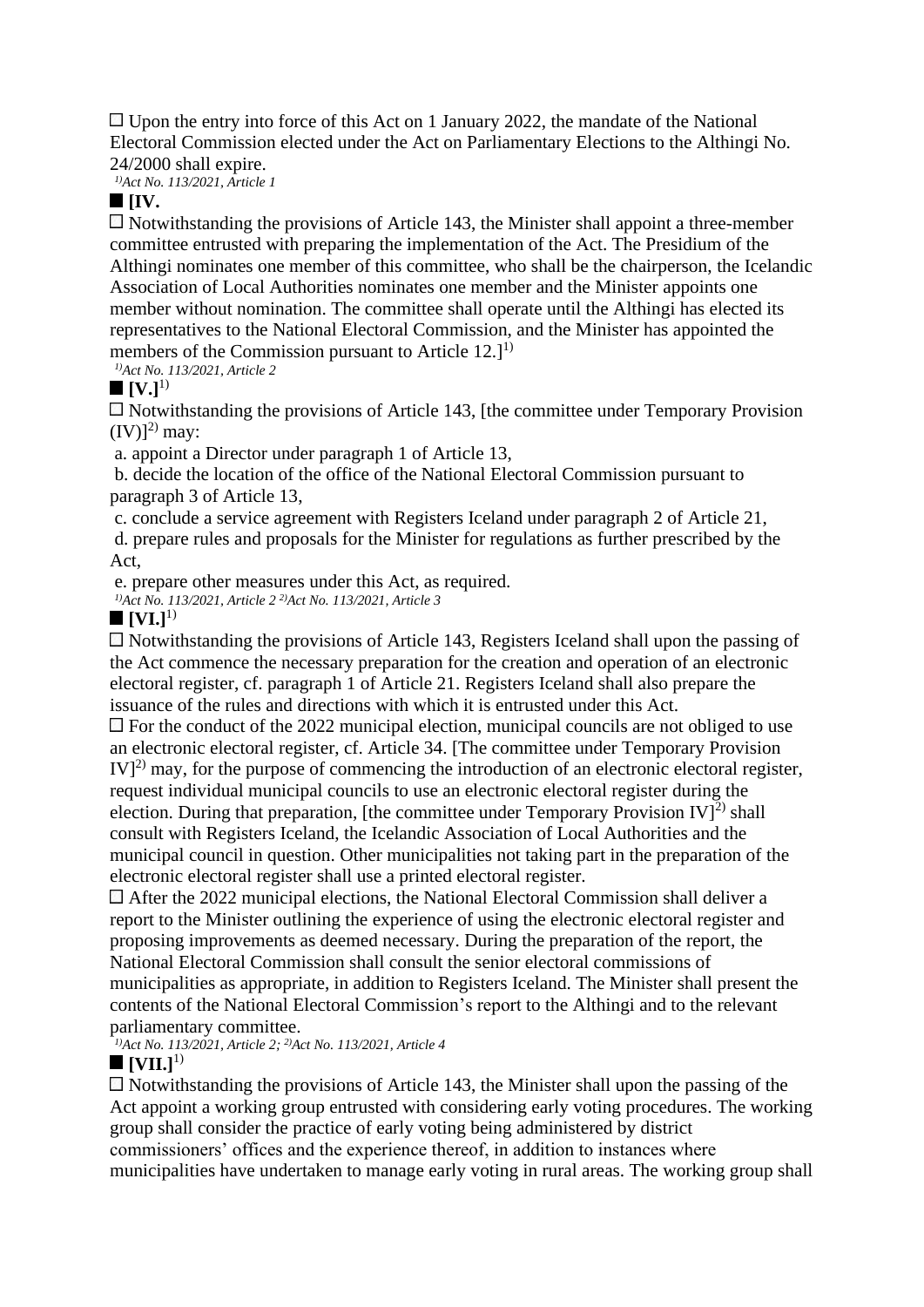□ Upon the entry into force of this Act on 1 January 2022, the mandate of the National Electoral Commission elected under the Act on Parliamentary Elections to the Althingi No. 24/2000 shall expire.

*1)Act No. 113/2021, Article 1*

■ **[IV.**

□ Notwithstanding the provisions of Article 143, the Minister shall appoint a three-member committee entrusted with preparing the implementation of the Act. The Presidium of the Althingi nominates one member of this committee, who shall be the chairperson, the Icelandic Association of Local Authorities nominates one member and the Minister appoints one member without nomination. The committee shall operate until the Althingi has elected its representatives to the National Electoral Commission, and the Minister has appointed the members of the Commission pursuant to Article 12.][1)]

*1)Act No. 113/2021, Article 2*

■ **[V.]**[1)]

□ Notwithstanding the provisions of Article 143, [the committee under Temporary Provision (IV)][2)] may:

a. appoint a Director under paragraph 1 of Article 13,

b. decide the location of the office of the National Electoral Commission pursuant to paragraph 3 of Article 13,

c. conclude a service agreement with Registers Iceland under paragraph 2 of Article 21,

d. prepare rules and proposals for the Minister for regulations as further prescribed by the Act,

e. prepare other measures under this Act, as required.

*1)Act No. 113/2021, Article 2 2)Act No. 113/2021, Article 3*

■ **[VI.]**[1)]

□ Notwithstanding the provisions of Article 143, Registers Iceland shall upon the passing of the Act commence the necessary preparation for the creation and operation of an electronic electoral register, cf. paragraph 1 of Article 21. Registers Iceland shall also prepare the issuance of the rules and directions with which it is entrusted under this Act.

□ For the conduct of the 2022 municipal election, municipal councils are not obliged to use an electronic electoral register, cf. Article 34. [The committee under Temporary Provision IV][2)] may, for the purpose of commencing the introduction of an electronic electoral register, request individual municipal councils to use an electronic electoral register during the election. During that preparation, [the committee under Temporary Provision IV][2)] shall consult with Registers Iceland, the Icelandic Association of Local Authorities and the municipal council in question. Other municipalities not taking part in the preparation of the electronic electoral register shall use a printed electoral register.

□ After the 2022 municipal elections, the National Electoral Commission shall deliver a report to the Minister outlining the experience of using the electronic electoral register and proposing improvements as deemed necessary. During the preparation of the report, the National Electoral Commission shall consult the senior electoral commissions of municipalities as appropriate, in addition to Registers Iceland. The Minister shall present the contents of the National Electoral Commission's report to the Althingi and to the relevant parliamentary committee.

*1)Act No. 113/2021, Article 2; 2)Act No. 113/2021, Article 4*

■ **[VII.]**[1)]

□ Notwithstanding the provisions of Article 143, the Minister shall upon the passing of the Act appoint a working group entrusted with considering early voting procedures. The working group shall consider the practice of early voting being administered by district commissioners' offices and the experience thereof, in addition to instances where municipalities have undertaken to manage early voting in rural areas. The working group shall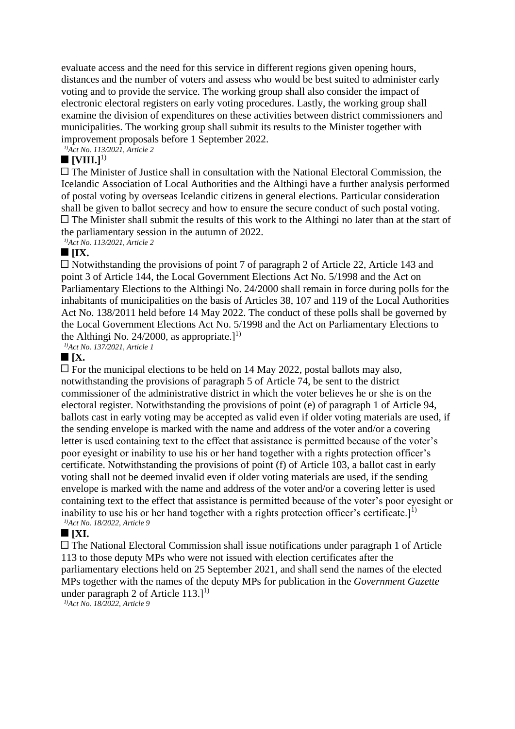evaluate access and the need for this service in different regions given opening hours, distances and the number of voters and assess who would be best suited to administer early voting and to provide the service. The working group shall also consider the impact of electronic electoral registers on early voting procedures. Lastly, the working group shall examine the division of expenditures on these activities between district commissioners and municipalities. The working group shall submit its results to the Minister together with improvement proposals before 1 September 2022.

[1)] *Act No. 113/2021, Article 2*

■ **[VIII.]**[1)]

☐ The Minister of Justice shall in consultation with the National Electoral Commission, the Icelandic Association of Local Authorities and the Althingi have a further analysis performed of postal voting by overseas Icelandic citizens in general elections. Particular consideration shall be given to ballot secrecy and how to ensure the secure conduct of such postal voting.

☐ The Minister shall submit the results of this work to the Althingi no later than at the start of the parliamentary session in the autumn of 2022.

[1)] *Act No. 113/2021, Article 2*

■ **[IX.**

☐ Notwithstanding the provisions of point 7 of paragraph 2 of Article 22, Article 143 and point 3 of Article 144, the Local Government Elections Act No. 5/1998 and the Act on Parliamentary Elections to the Althingi No. 24/2000 shall remain in force during polls for the inhabitants of municipalities on the basis of Articles 38, 107 and 119 of the Local Authorities Act No. 138/2011 held before 14 May 2022. The conduct of these polls shall be governed by the Local Government Elections Act No. 5/1998 and the Act on Parliamentary Elections to the Althingi No. 24/2000, as appropriate.][1)]

[1)] *Act No. 137/2021, Article 1*

■ **[X.**

☐ For the municipal elections to be held on 14 May 2022, postal ballots may also, notwithstanding the provisions of paragraph 5 of Article 74, be sent to the district commissioner of the administrative district in which the voter believes he or she is on the electoral register. Notwithstanding the provisions of point (e) of paragraph 1 of Article 94, ballots cast in early voting may be accepted as valid even if older voting materials are used, if the sending envelope is marked with the name and address of the voter and/or a covering letter is used containing text to the effect that assistance is permitted because of the voter's poor eyesight or inability to use his or her hand together with a rights protection officer's certificate. Notwithstanding the provisions of point (f) of Article 103, a ballot cast in early voting shall not be deemed invalid even if older voting materials are used, if the sending envelope is marked with the name and address of the voter and/or a covering letter is used containing text to the effect that assistance is permitted because of the voter's poor eyesight or inability to use his or her hand together with a rights protection officer's certificate.][1)]

[1)] *Act No. 18/2022, Article 9*

■ **[XI.**

☐ The National Electoral Commission shall issue notifications under paragraph 1 of Article 113 to those deputy MPs who were not issued with election certificates after the parliamentary elections held on 25 September 2021, and shall send the names of the elected MPs together with the names of the deputy MPs for publication in the *Government Gazette* under paragraph 2 of Article 113.][1)]

[1)] *Act No. 18/2022, Article 9*